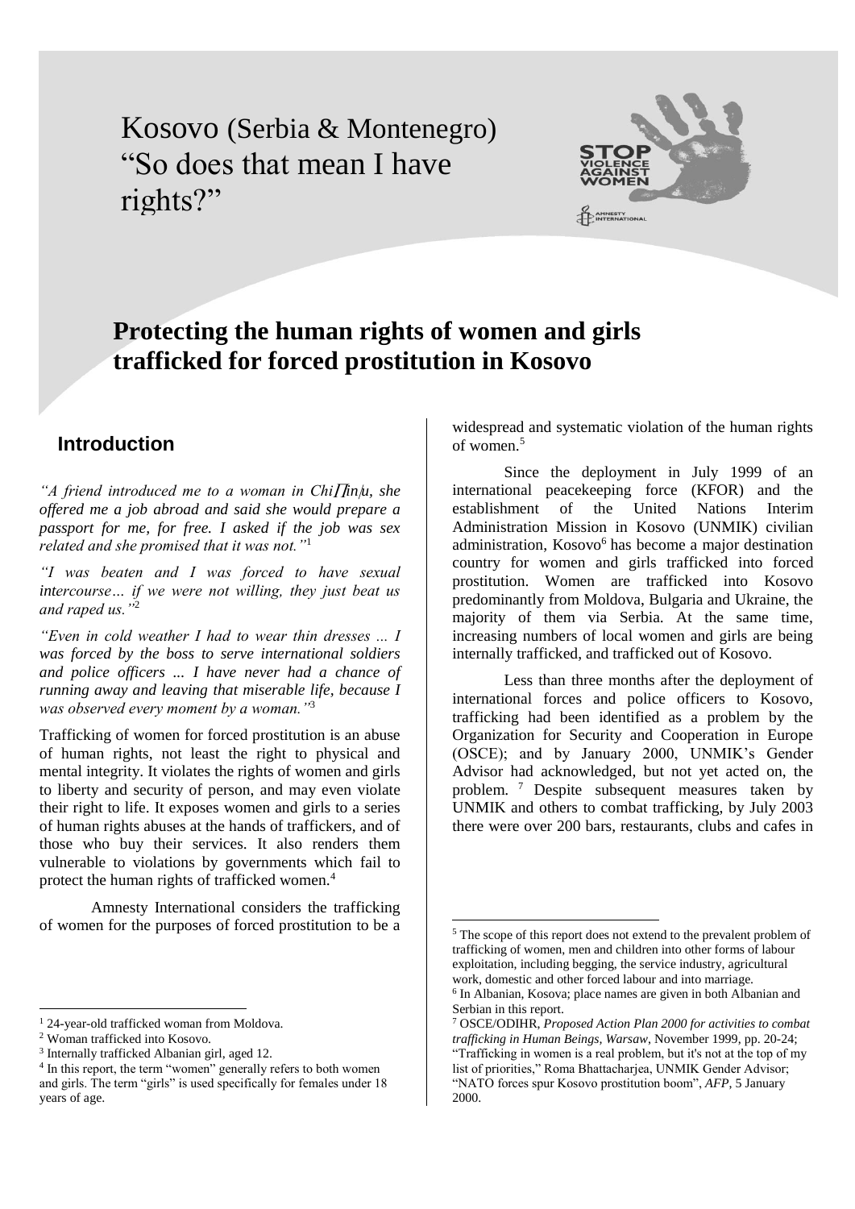# Kosovo (Serbia & Montenegro) "So does that mean I have rights?"

## Protecting the human rights of women and girls trafficked for forced prostitution in Kosovo

### Introduction

*"A friend introduced me to a woman in Chişinău, she offered me a job abroad and said she would prepare a passport for me, for free. I asked if the job was sex related and she promised that it was not."*[1]

*"I was beaten and I was forced to have sexual intercourse… if we were not willing, they just beat us and raped us."*[2]

*"Even in cold weather I had to wear thin dresses ... I was forced by the boss to serve international soldiers and police officers ... I have never had a chance of running away and leaving that miserable life, because I was observed every moment by a woman."*[3]

Trafficking of women for forced prostitution is an abuse of human rights, not least the right to physical and mental integrity. It violates the rights of women and girls to liberty and security of person, and may even violate their right to life. It exposes women and girls to a series of human rights abuses at the hands of traffickers, and of those who buy their services. It also renders them vulnerable to violations by governments which fail to protect the human rights of trafficked women.[4]

Amnesty International considers the trafficking of women for the purposes of forced prostitution to be a widespread and systematic violation of the human rights of women.[5]

Since the deployment in July 1999 of an international peacekeeping force (KFOR) and the establishment of the United Nations Interim Administration Mission in Kosovo (UNMIK) civilian administration, Kosovo[6] has become a major destination country for women and girls trafficked into forced prostitution. Women are trafficked into Kosovo predominantly from Moldova, Bulgaria and Ukraine, the majority of them via Serbia. At the same time, increasing numbers of local women and girls are being internally trafficked, and trafficked out of Kosovo.

Less than three months after the deployment of international forces and police officers to Kosovo, trafficking had been identified as a problem by the Organization for Security and Cooperation in Europe (OSCE); and by January 2000, UNMIK's Gender Advisor had acknowledged, but not yet acted on, the problem.[7] Despite subsequent measures taken by UNMIK and others to combat trafficking, by July 2003 there were over 200 bars, restaurants, clubs and cafes in

---

[1] 24-year-old trafficked woman from Moldova.

[2] Woman trafficked into Kosovo.

[3] Internally trafficked Albanian girl, aged 12.

[4] In this report, the term "women" generally refers to both women and girls. The term "girls" is used specifically for females under 18 years of age.

[5] The scope of this report does not extend to the prevalent problem of trafficking of women, men and children into other forms of labour exploitation, including begging, the service industry, agricultural work, domestic and other forced labour and into marriage.

[6] In Albanian, Kosova; place names are given in both Albanian and Serbian in this report.

[7] OSCE/ODIHR, *Proposed Action Plan 2000 for activities to combat trafficking in Human Beings, Warsaw*, November 1999, pp. 20-24; "Trafficking in women is a real problem, but it's not at the top of my list of priorities," Roma Bhattacharjea, UNMIK Gender Advisor; "NATO forces spur Kosovo prostitution boom", *AFP*, 5 January 2000.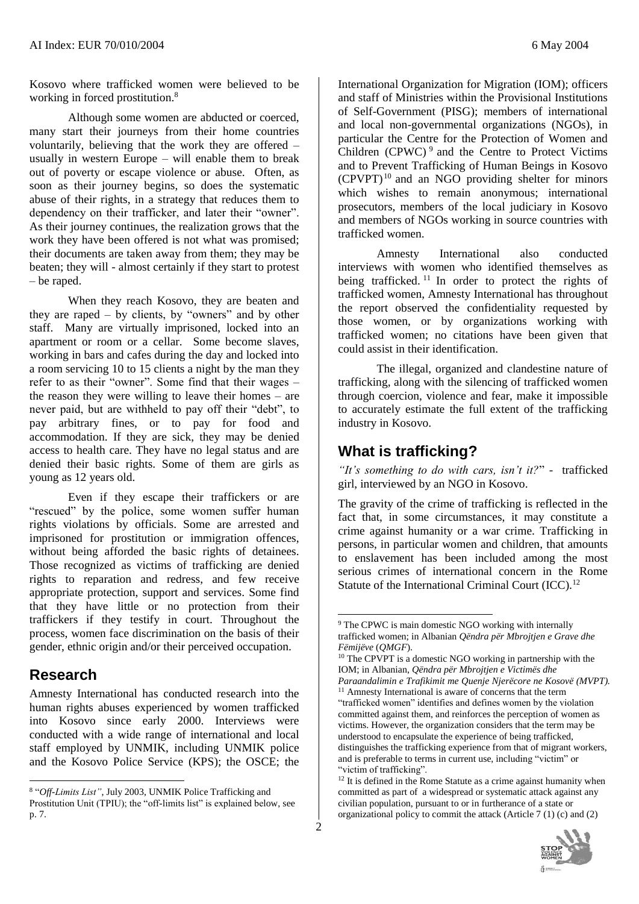Kosovo where trafficked women were believed to be working in forced prostitution.[8]

Although some women are abducted or coerced, many start their journeys from their home countries voluntarily, believing that the work they are offered – usually in western Europe – will enable them to break out of poverty or escape violence or abuse. Often, as soon as their journey begins, so does the systematic abuse of their rights, in a strategy that reduces them to dependency on their trafficker, and later their "owner". As their journey continues, the realization grows that the work they have been offered is not what was promised; their documents are taken away from them; they may be beaten; they will - almost certainly if they start to protest – be raped.

When they reach Kosovo, they are beaten and they are raped – by clients, by "owners" and by other staff. Many are virtually imprisoned, locked into an apartment or room or a cellar. Some become slaves, working in bars and cafes during the day and locked into a room servicing 10 to 15 clients a night by the man they refer to as their "owner". Some find that their wages – the reason they were willing to leave their homes – are never paid, but are withheld to pay off their "debt", to pay arbitrary fines, or to pay for food and accommodation. If they are sick, they may be denied access to health care. They have no legal status and are denied their basic rights. Some of them are girls as young as 12 years old.

Even if they escape their traffickers or are "rescued" by the police, some women suffer human rights violations by officials. Some are arrested and imprisoned for prostitution or immigration offences, without being afforded the basic rights of detainees. Those recognized as victims of trafficking are denied rights to reparation and redress, and few receive appropriate protection, support and services. Some find that they have little or no protection from their traffickers if they testify in court. Throughout the process, women face discrimination on the basis of their gender, ethnic origin and/or their perceived occupation.

## Research

Amnesty International has conducted research into the human rights abuses experienced by women trafficked into Kosovo since early 2000. Interviews were conducted with a wide range of international and local staff employed by UNMIK, including UNMIK police and the Kosovo Police Service (KPS); the OSCE; the International Organization for Migration (IOM); officers and staff of Ministries within the Provisional Institutions of Self-Government (PISG); members of international and local non-governmental organizations (NGOs), in particular the Centre for the Protection of Women and Children (CPWC)[9] and the Centre to Protect Victims and to Prevent Trafficking of Human Beings in Kosovo (CPVPT)[10] and an NGO providing shelter for minors which wishes to remain anonymous; international prosecutors, members of the local judiciary in Kosovo and members of NGOs working in source countries with trafficked women.

Amnesty International also conducted interviews with women who identified themselves as being trafficked.[11] In order to protect the rights of trafficked women, Amnesty International has throughout the report observed the confidentiality requested by those women, or by organizations working with trafficked women; no citations have been given that could assist in their identification.

The illegal, organized and clandestine nature of trafficking, along with the silencing of trafficked women through coercion, violence and fear, make it impossible to accurately estimate the full extent of the trafficking industry in Kosovo.

## What is trafficking?

*"It's something to do with cars, isn't it?"* - trafficked girl, interviewed by an NGO in Kosovo.

The gravity of the crime of trafficking is reflected in the fact that, in some circumstances, it may constitute a crime against humanity or a war crime. Trafficking in persons, in particular women and children, that amounts to enslavement has been included among the most serious crimes of international concern in the Rome Statute of the International Criminal Court (ICC).[12]

---

[8] "*Off-Limits List"*, July 2003, UNMIK Police Trafficking and Prostitution Unit (TPIU); the "off-limits list" is explained below, see p. 7.

[9] The CPWC is main domestic NGO working with internally trafficked women; in Albanian *Qëndra për Mbrojtjen e Grave dhe Fëmijëve* (*QMGF*).

[10] The CPVPT is a domestic NGO working in partnership with the IOM; in Albanian, *Qëndra për Mbrojtjen e Victimës dhe Paraandalimin e Trafikimit me Quenje Njerëcore ne Kosovë (MVPT).*

[11] Amnesty International is aware of concerns that the term "trafficked women" identifies and defines women by the violation committed against them, and reinforces the perception of women as victims. However, the organization considers that the term may be understood to encapsulate the experience of being trafficked, distinguishes the trafficking experience from that of migrant workers, and is preferable to terms in current use, including "victim" or "victim of trafficking".

[12] It is defined in the Rome Statute as a crime against humanity when committed as part of a widespread or systematic attack against any civilian population, pursuant to or in furtherance of a state or organizational policy to commit the attack (Article 7 (1) (c) and (2)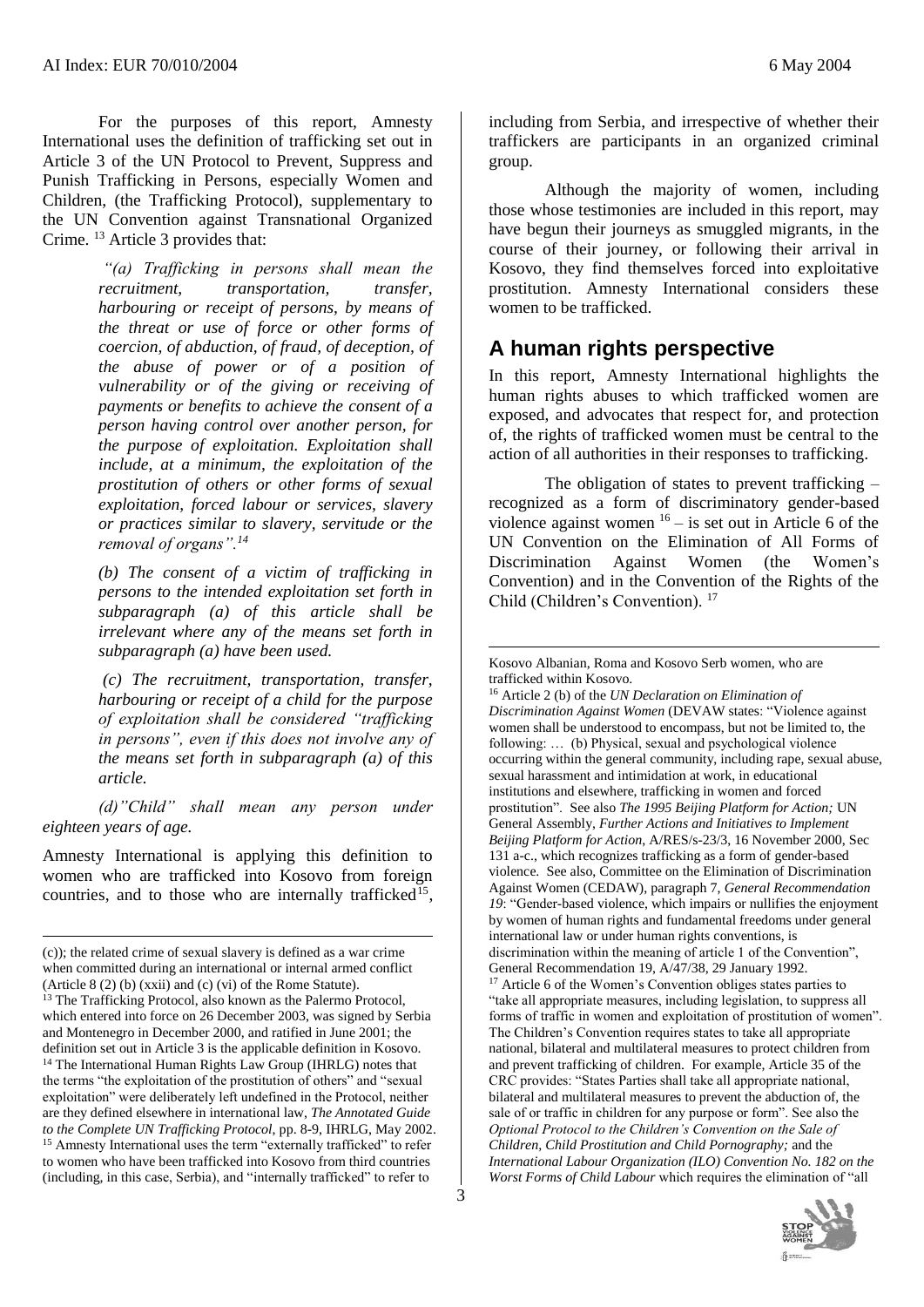For the purposes of this report, Amnesty International uses the definition of trafficking set out in Article 3 of the UN Protocol to Prevent, Suppress and Punish Trafficking in Persons, especially Women and Children, (the Trafficking Protocol), supplementary to the UN Convention against Transnational Organized Crime. [13] Article 3 provides that:

> *"(a) Trafficking in persons shall mean the recruitment, transportation, transfer, harbouring or receipt of persons, by means of the threat or use of force or other forms of coercion, of abduction, of fraud, of deception, of the abuse of power or of a position of vulnerability or of the giving or receiving of payments or benefits to achieve the consent of a person having control over another person, for the purpose of exploitation. Exploitation shall include, at a minimum, the exploitation of the prostitution of others or other forms of sexual exploitation, forced labour or services, slavery or practices similar to slavery, servitude or the removal of organs".[14]*
>
> *(b) The consent of a victim of trafficking in persons to the intended exploitation set forth in subparagraph (a) of this article shall be irrelevant where any of the means set forth in subparagraph (a) have been used.*
>
> *(c) The recruitment, transportation, transfer, harbouring or receipt of a child for the purpose of exploitation shall be considered "trafficking in persons", even if this does not involve any of the means set forth in subparagraph (a) of this article.*
>
> *(d)"Child" shall mean any person under eighteen years of age.*

Amnesty International is applying this definition to women who are trafficked into Kosovo from foreign countries, and to those who are internally trafficked[15], including from Serbia, and irrespective of whether their traffickers are participants in an organized criminal group.

Although the majority of women, including those whose testimonies are included in this report, may have begun their journeys as smuggled migrants, in the course of their journey, or following their arrival in Kosovo, they find themselves forced into exploitative prostitution. Amnesty International considers these women to be trafficked.

## A human rights perspective

In this report, Amnesty International highlights the human rights abuses to which trafficked women are exposed, and advocates that respect for, and protection of, the rights of trafficked women must be central to the action of all authorities in their responses to trafficking.

The obligation of states to prevent trafficking – recognized as a form of discriminatory gender-based violence against women [16] – is set out in Article 6 of the UN Convention on the Elimination of All Forms of Discrimination Against Women (the Women's Convention) and in the Convention of the Rights of the Child (Children's Convention). [17]

---

(c)); the related crime of sexual slavery is defined as a war crime when committed during an international or internal armed conflict (Article 8 (2) (b) (xxii) and (c) (vi) of the Rome Statute).

[13] The Trafficking Protocol, also known as the Palermo Protocol, which entered into force on 26 December 2003, was signed by Serbia and Montenegro in December 2000, and ratified in June 2001; the definition set out in Article 3 is the applicable definition in Kosovo.

[14] The International Human Rights Law Group (IHRLG) notes that the terms "the exploitation of the prostitution of others" and "sexual exploitation" were deliberately left undefined in the Protocol, neither are they defined elsewhere in international law, *The Annotated Guide to the Complete UN Trafficking Protocol*, pp. 8-9, IHRLG, May 2002.

[15] Amnesty International uses the term "externally trafficked" to refer to women who have been trafficked into Kosovo from third countries (including, in this case, Serbia), and "internally trafficked" to refer to Kosovo Albanian, Roma and Kosovo Serb women, who are trafficked within Kosovo.

[16] Article 2 (b) of the *UN Declaration on Elimination of Discrimination Against Women* (DEVAW states: "Violence against women shall be understood to encompass, but not be limited to, the following: … (b) Physical, sexual and psychological violence occurring within the general community, including rape, sexual abuse, sexual harassment and intimidation at work, in educational institutions and elsewhere, trafficking in women and forced prostitution". See also *The 1995 Beijing Platform for Action;* UN General Assembly, *Further Actions and Initiatives to Implement Beijing Platform for Action*, A/RES/s-23/3, 16 November 2000, Sec 131 a-c., which recognizes trafficking as a form of gender-based violence. See also, Committee on the Elimination of Discrimination Against Women (CEDAW), paragraph 7, *General Recommendation 19*: "Gender-based violence, which impairs or nullifies the enjoyment by women of human rights and fundamental freedoms under general international law or under human rights conventions, is discrimination within the meaning of article 1 of the Convention", General Recommendation 19, A/47/38, 29 January 1992.

[17] Article 6 of the Women's Convention obliges states parties to "take all appropriate measures, including legislation, to suppress all forms of traffic in women and exploitation of prostitution of women". The Children's Convention requires states to take all appropriate national, bilateral and multilateral measures to protect children from and prevent trafficking of children. For example, Article 35 of the CRC provides: "States Parties shall take all appropriate national, bilateral and multilateral measures to prevent the abduction of, the sale of or traffic in children for any purpose or form". See also the *Optional Protocol to the Children's Convention on the Sale of Children, Child Prostitution and Child Pornography;* and the *International Labour Organization (ILO) Convention No. 182 on the Worst Forms of Child Labour* which requires the elimination of "all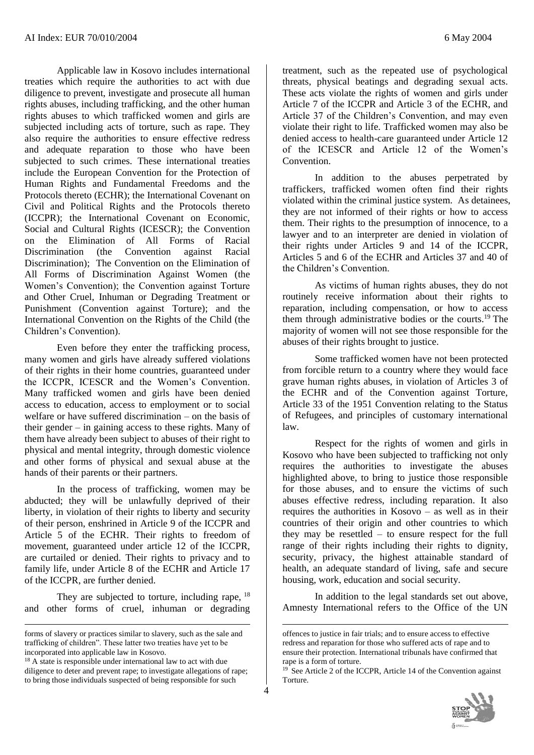Applicable law in Kosovo includes international treaties which require the authorities to act with due diligence to prevent, investigate and prosecute all human rights abuses, including trafficking, and the other human rights abuses to which trafficked women and girls are subjected including acts of torture, such as rape. They also require the authorities to ensure effective redress and adequate reparation to those who have been subjected to such crimes. These international treaties include the European Convention for the Protection of Human Rights and Fundamental Freedoms and the Protocols thereto (ECHR); the International Covenant on Civil and Political Rights and the Protocols thereto (ICCPR); the International Covenant on Economic, Social and Cultural Rights (ICESCR); the Convention on the Elimination of All Forms of Racial Discrimination (the Convention against Racial Discrimination); The Convention on the Elimination of All Forms of Discrimination Against Women (the Women's Convention); the Convention against Torture and Other Cruel, Inhuman or Degrading Treatment or Punishment (Convention against Torture); and the International Convention on the Rights of the Child (the Children's Convention).

Even before they enter the trafficking process, many women and girls have already suffered violations of their rights in their home countries, guaranteed under the ICCPR, ICESCR and the Women's Convention. Many trafficked women and girls have been denied access to education, access to employment or to social welfare or have suffered discrimination – on the basis of their gender – in gaining access to these rights. Many of them have already been subject to abuses of their right to physical and mental integrity, through domestic violence and other forms of physical and sexual abuse at the hands of their parents or their partners.

In the process of trafficking, women may be abducted; they will be unlawfully deprived of their liberty, in violation of their rights to liberty and security of their person, enshrined in Article 9 of the ICCPR and Article 5 of the ECHR. Their rights to freedom of movement, guaranteed under article 12 of the ICCPR, are curtailed or denied. Their rights to privacy and to family life, under Article 8 of the ECHR and Article 17 of the ICCPR, are further denied.

They are subjected to torture, including rape, [18] and other forms of cruel, inhuman or degrading treatment, such as the repeated use of psychological threats, physical beatings and degrading sexual acts. These acts violate the rights of women and girls under Article 7 of the ICCPR and Article 3 of the ECHR, and Article 37 of the Children's Convention, and may even violate their right to life. Trafficked women may also be denied access to health-care guaranteed under Article 12 of the ICESCR and Article 12 of the Women's Convention.

In addition to the abuses perpetrated by traffickers, trafficked women often find their rights violated within the criminal justice system. As detainees, they are not informed of their rights or how to access them. Their rights to the presumption of innocence, to a lawyer and to an interpreter are denied in violation of their rights under Articles 9 and 14 of the ICCPR, Articles 5 and 6 of the ECHR and Articles 37 and 40 of the Children's Convention.

As victims of human rights abuses, they do not routinely receive information about their rights to reparation, including compensation, or how to access them through administrative bodies or the courts.[19] The majority of women will not see those responsible for the abuses of their rights brought to justice.

Some trafficked women have not been protected from forcible return to a country where they would face grave human rights abuses, in violation of Articles 3 of the ECHR and of the Convention against Torture, Article 33 of the 1951 Convention relating to the Status of Refugees, and principles of customary international law.

Respect for the rights of women and girls in Kosovo who have been subjected to trafficking not only requires the authorities to investigate the abuses highlighted above, to bring to justice those responsible for those abuses, and to ensure the victims of such abuses effective redress, including reparation. It also requires the authorities in Kosovo – as well as in their countries of their origin and other countries to which they may be resettled – to ensure respect for the full range of their rights including their rights to dignity, security, privacy, the highest attainable standard of health, an adequate standard of living, safe and secure housing, work, education and social security.

In addition to the legal standards set out above, Amnesty International refers to the Office of the UN

---

forms of slavery or practices similar to slavery, such as the sale and trafficking of children". These latter two treaties have yet to be incorporated into applicable law in Kosovo.

[18] A state is responsible under international law to act with due diligence to deter and prevent rape; to investigate allegations of rape; to bring those individuals suspected of being responsible for such offences to justice in fair trials; and to ensure access to effective redress and reparation for those who suffered acts of rape and to ensure their protection. International tribunals have confirmed that rape is a form of torture.

[19] See Article 2 of the ICCPR, Article 14 of the Convention against Torture.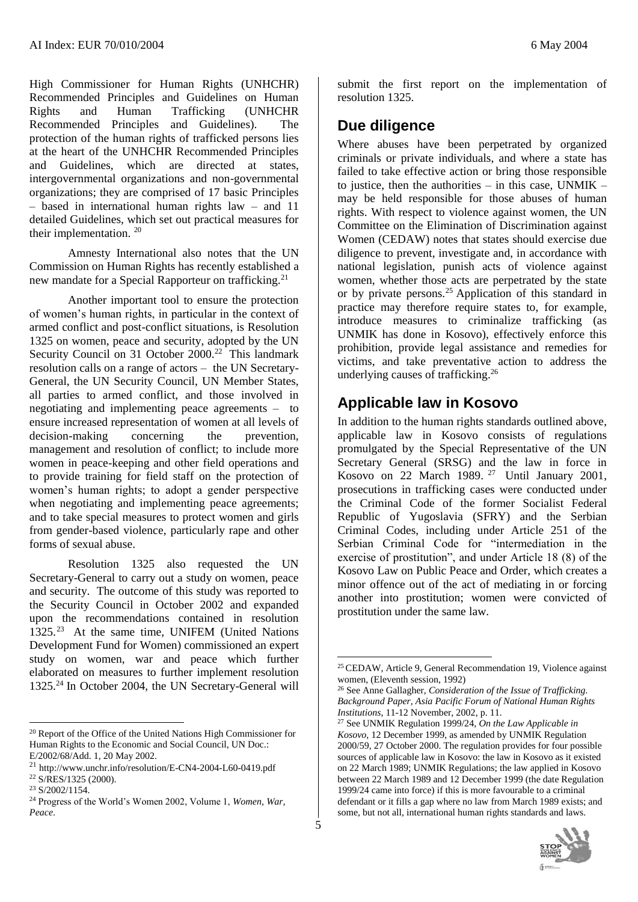High Commissioner for Human Rights (UNHCHR) Recommended Principles and Guidelines on Human Rights and Human Trafficking (UNHCHR Recommended Principles and Guidelines). The protection of the human rights of trafficked persons lies at the heart of the UNHCHR Recommended Principles and Guidelines, which are directed at states, intergovernmental organizations and non-governmental organizations; they are comprised of 17 basic Principles – based in international human rights law – and 11 detailed Guidelines, which set out practical measures for their implementation. [20]

Amnesty International also notes that the UN Commission on Human Rights has recently established a new mandate for a Special Rapporteur on trafficking.[21]

Another important tool to ensure the protection of women's human rights, in particular in the context of armed conflict and post-conflict situations, is Resolution 1325 on women, peace and security, adopted by the UN Security Council on 31 October 2000.[22] This landmark resolution calls on a range of actors – the UN Secretary-General, the UN Security Council, UN Member States, all parties to armed conflict, and those involved in negotiating and implementing peace agreements – to ensure increased representation of women at all levels of decision-making concerning the prevention, management and resolution of conflict; to include more women in peace-keeping and other field operations and to provide training for field staff on the protection of women's human rights; to adopt a gender perspective when negotiating and implementing peace agreements; and to take special measures to protect women and girls from gender-based violence, particularly rape and other forms of sexual abuse.

Resolution 1325 also requested the UN Secretary-General to carry out a study on women, peace and security. The outcome of this study was reported to the Security Council in October 2002 and expanded upon the recommendations contained in resolution 1325.[23] At the same time, UNIFEM (United Nations Development Fund for Women) commissioned an expert study on women, war and peace which further elaborated on measures to further implement resolution 1325.[24] In October 2004, the UN Secretary-General will submit the first report on the implementation of resolution 1325.

## Due diligence

Where abuses have been perpetrated by organized criminals or private individuals, and where a state has failed to take effective action or bring those responsible to justice, then the authorities – in this case, UNMIK – may be held responsible for those abuses of human rights. With respect to violence against women, the UN Committee on the Elimination of Discrimination against Women (CEDAW) notes that states should exercise due diligence to prevent, investigate and, in accordance with national legislation, punish acts of violence against women, whether those acts are perpetrated by the state or by private persons.[25] Application of this standard in practice may therefore require states to, for example, introduce measures to criminalize trafficking (as UNMIK has done in Kosovo), effectively enforce this prohibition, provide legal assistance and remedies for victims, and take preventative action to address the underlying causes of trafficking.[26]

## Applicable law in Kosovo

In addition to the human rights standards outlined above, applicable law in Kosovo consists of regulations promulgated by the Special Representative of the UN Secretary General (SRSG) and the law in force in Kosovo on 22 March 1989.[27] Until January 2001, prosecutions in trafficking cases were conducted under the Criminal Code of the former Socialist Federal Republic of Yugoslavia (SFRY) and the Serbian Criminal Codes, including under Article 251 of the Serbian Criminal Code for "intermediation in the exercise of prostitution", and under Article 18 (8) of the Kosovo Law on Public Peace and Order, which creates a minor offence out of the act of mediating in or forcing another into prostitution; women were convicted of prostitution under the same law.

---

[20] Report of the Office of the United Nations High Commissioner for Human Rights to the Economic and Social Council, UN Doc.: E/2002/68/Add. 1, 20 May 2002.

[21] http://www.unchr.info/resolution/E-CN4-2004-L60-0419.pdf

[22] S/RES/1325 (2000).

[23] S/2002/1154.

[24] Progress of the World's Women 2002, Volume 1, *Women, War, Peace*.

[25] CEDAW, Article 9, General Recommendation 19, Violence against women, (Eleventh session, 1992)

[26] See Anne Gallagher, *Consideration of the Issue of Trafficking. Background Paper, Asia Pacific Forum of National Human Rights Institutions*, 11-12 November, 2002, p. 11.

[27] See UNMIK Regulation 1999/24, *On the Law Applicable in Kosovo*, 12 December 1999, as amended by UNMIK Regulation 2000/59, 27 October 2000. The regulation provides for four possible sources of applicable law in Kosovo: the law in Kosovo as it existed on 22 March 1989; UNMIK Regulations; the law applied in Kosovo between 22 March 1989 and 12 December 1999 (the date Regulation 1999/24 came into force) if this is more favourable to a criminal defendant or it fills a gap where no law from March 1989 exists; and some, but not all, international human rights standards and laws.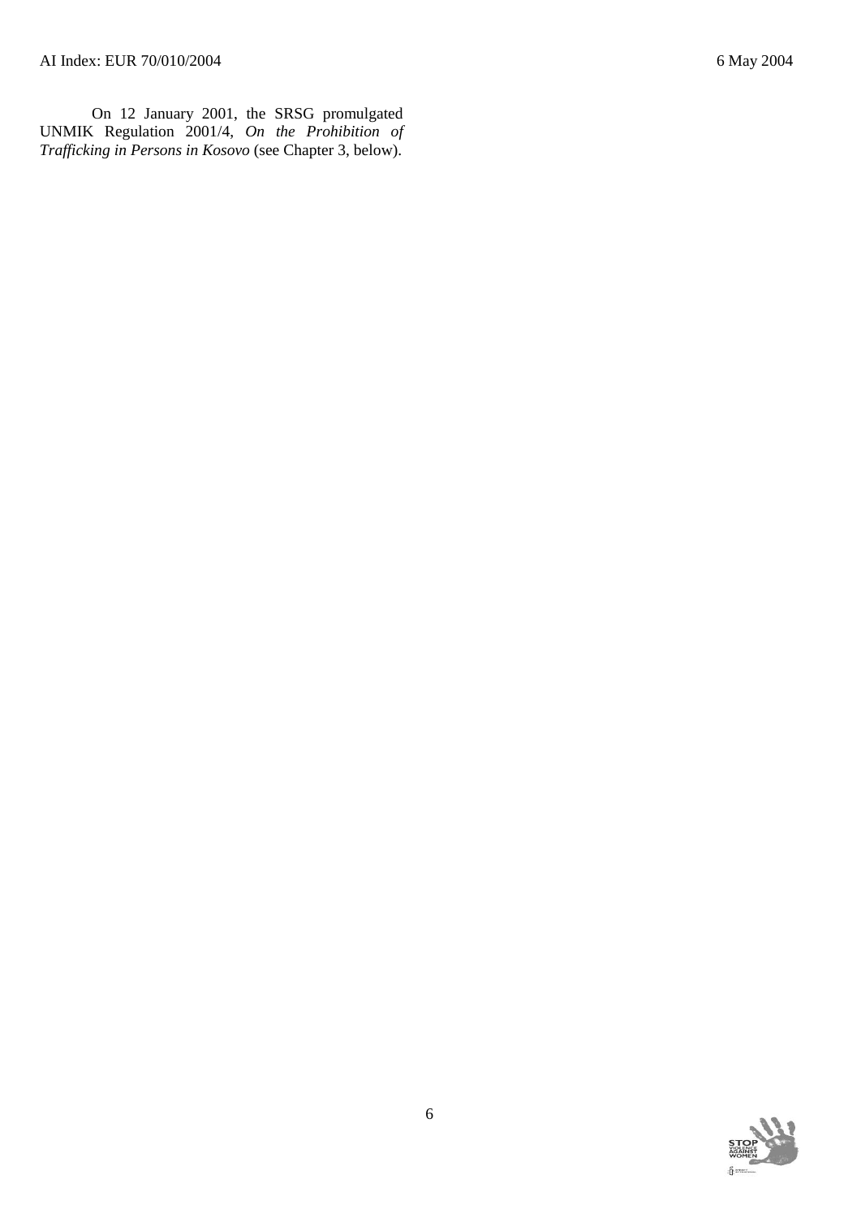On 12 January 2001, the SRSG promulgated UNMIK Regulation 2001/4, *On the Prohibition of Trafficking in Persons in Kosovo* (see Chapter 3, below).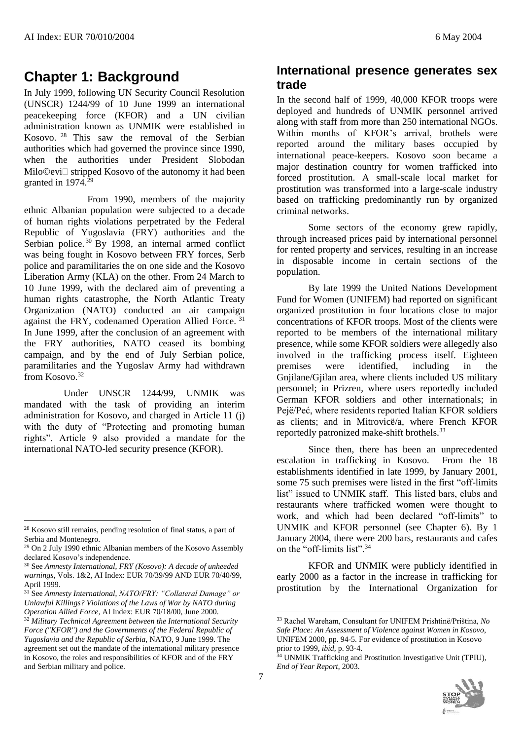# Chapter 1: Background

In July 1999, following UN Security Council Resolution (UNSCR) 1244/99 of 10 June 1999 an international peacekeeping force (KFOR) and a UN civilian administration known as UNMIK were established in Kosovo. [28] This saw the removal of the Serbian authorities which had governed the province since 1990, when the authorities under President Slobodan Milo©evi stripped Kosovo of the autonomy it had been granted in 1974.[29]

From 1990, members of the majority ethnic Albanian population were subjected to a decade of human rights violations perpetrated by the Federal Republic of Yugoslavia (FRY) authorities and the Serbian police.[30] By 1998, an internal armed conflict was being fought in Kosovo between FRY forces, Serb police and paramilitaries the on one side and the Kosovo Liberation Army (KLA) on the other. From 24 March to 10 June 1999, with the declared aim of preventing a human rights catastrophe, the North Atlantic Treaty Organization (NATO) conducted an air campaign against the FRY, codenamed Operation Allied Force. [31] In June 1999, after the conclusion of an agreement with the FRY authorities, NATO ceased its bombing campaign, and by the end of July Serbian police, paramilitaries and the Yugoslav Army had withdrawn from Kosovo.[32]

Under UNSCR 1244/99, UNMIK was mandated with the task of providing an interim administration for Kosovo, and charged in Article 11 (j) with the duty of "Protecting and promoting human rights". Article 9 also provided a mandate for the international NATO-led security presence (KFOR).

## International presence generates sex trade

In the second half of 1999, 40,000 KFOR troops were deployed and hundreds of UNMIK personnel arrived along with staff from more than 250 international NGOs. Within months of KFOR's arrival, brothels were reported around the military bases occupied by international peace-keepers. Kosovo soon became a major destination country for women trafficked into forced prostitution. A small-scale local market for prostitution was transformed into a large-scale industry based on trafficking predominantly run by organized criminal networks.

Some sectors of the economy grew rapidly, through increased prices paid by international personnel for rented property and services, resulting in an increase in disposable income in certain sections of the population.

By late 1999 the United Nations Development Fund for Women (UNIFEM) had reported on significant organized prostitution in four locations close to major concentrations of KFOR troops. Most of the clients were reported to be members of the international military presence, while some KFOR soldiers were allegedly also involved in the trafficking process itself. Eighteen premises were identified, including in the Gnjilane/Gjilan area, where clients included US military personnel; in Prizren, where users reportedly included German KFOR soldiers and other internationals; in Pejë/Peć, where residents reported Italian KFOR soldiers as clients; and in Mitrovicë/a, where French KFOR reportedly patronized make-shift brothels.[33]

Since then, there has been an unprecedented escalation in trafficking in Kosovo. From the 18 establishments identified in late 1999, by January 2001, some 75 such premises were listed in the first "off-limits list" issued to UNMIK staff. This listed bars, clubs and restaurants where trafficked women were thought to work, and which had been declared "off-limits" to UNMIK and KFOR personnel (see Chapter 6). By 1 January 2004, there were 200 bars, restaurants and cafes on the "off-limits list".[34]

KFOR and UNMIK were publicly identified in early 2000 as a factor in the increase in trafficking for prostitution by the International Organization for

---

[28] Kosovo still remains, pending resolution of final status, a part of Serbia and Montenegro.

[29] On 2 July 1990 ethnic Albanian members of the Kosovo Assembly declared Kosovo's independence.

[30] See *Amnesty International, FRY (Kosovo): A decade of unheeded warnings*, Vols. 1&2, AI Index: EUR 70/39/99 AND EUR 70/40/99, April 1999.

[31] See *Amnesty International, NATO/FRY: "Collateral Damage" or Unlawful Killings? Violations of the Laws of War by NATO during Operation Allied Force*, AI Index: EUR 70/18/00, June 2000.

[32] *Military Technical Agreement between the International Security Force ("KFOR") and the Governments of the Federal Republic of Yugoslavia and the Republic of Serbia*, NATO, 9 June 1999. The agreement set out the mandate of the international military presence in Kosovo, the roles and responsibilities of KFOR and of the FRY and Serbian military and police.

[33] Rachel Wareham, Consultant for UNIFEM Prishtinë/Priština, *No Safe Place: An Assessment of Violence against Women in Kosovo*, UNIFEM 2000, pp. 94-5. For evidence of prostitution in Kosovo prior to 1999, *ibid*, p. 93-4.

[34] UNMIK Trafficking and Prostitution Investigative Unit (TPIU), *End of Year Report*, 2003.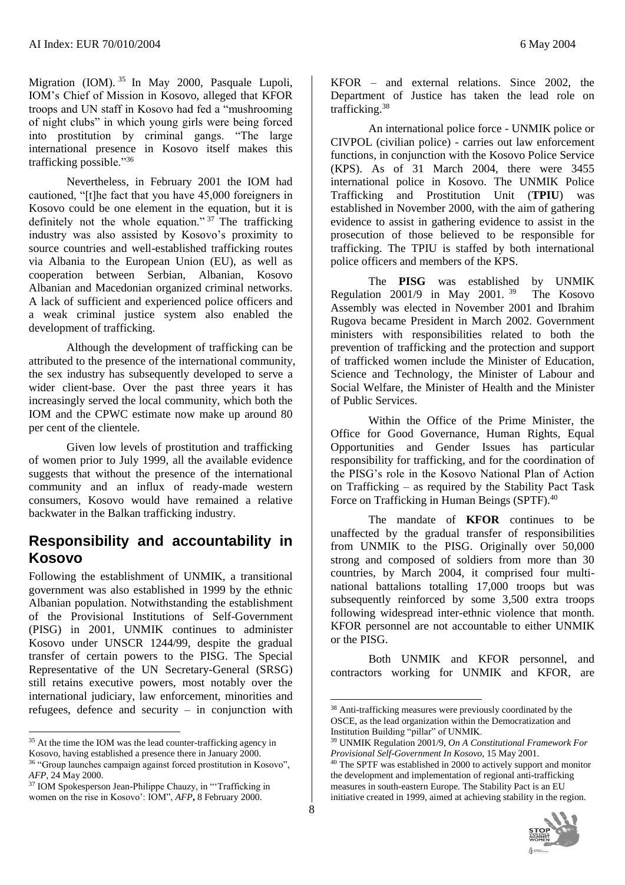Migration (IOM).[35] In May 2000, Pasquale Lupoli, IOM's Chief of Mission in Kosovo, alleged that KFOR troops and UN staff in Kosovo had fed a "mushrooming of night clubs" in which young girls were being forced into prostitution by criminal gangs. "The large international presence in Kosovo itself makes this trafficking possible."[36]

Nevertheless, in February 2001 the IOM had cautioned, "[t]he fact that you have 45,000 foreigners in Kosovo could be one element in the equation, but it is definitely not the whole equation."[37] The trafficking industry was also assisted by Kosovo's proximity to source countries and well-established trafficking routes via Albania to the European Union (EU), as well as cooperation between Serbian, Albanian, Kosovo Albanian and Macedonian organized criminal networks. A lack of sufficient and experienced police officers and a weak criminal justice system also enabled the development of trafficking.

Although the development of trafficking can be attributed to the presence of the international community, the sex industry has subsequently developed to serve a wider client-base. Over the past three years it has increasingly served the local community, which both the IOM and the CPWC estimate now make up around 80 per cent of the clientele.

Given low levels of prostitution and trafficking of women prior to July 1999, all the available evidence suggests that without the presence of the international community and an influx of ready-made western consumers, Kosovo would have remained a relative backwater in the Balkan trafficking industry.

## Responsibility and accountability in Kosovo

Following the establishment of UNMIK, a transitional government was also established in 1999 by the ethnic Albanian population. Notwithstanding the establishment of the Provisional Institutions of Self-Government (PISG) in 2001, UNMIK continues to administer Kosovo under UNSCR 1244/99, despite the gradual transfer of certain powers to the PISG. The Special Representative of the UN Secretary-General (SRSG) still retains executive powers, most notably over the international judiciary, law enforcement, minorities and refugees, defence and security – in conjunction with KFOR – and external relations. Since 2002, the Department of Justice has taken the lead role on trafficking.[38]

An international police force - UNMIK police or CIVPOL (civilian police) - carries out law enforcement functions, in conjunction with the Kosovo Police Service (KPS). As of 31 March 2004, there were 3455 international police in Kosovo. The UNMIK Police Trafficking and Prostitution Unit (**TPIU**) was established in November 2000, with the aim of gathering evidence to assist in gathering evidence to assist in the prosecution of those believed to be responsible for trafficking. The TPIU is staffed by both international police officers and members of the KPS.

The **PISG** was established by UNMIK Regulation 2001/9 in May 2001.[39] The Kosovo Assembly was elected in November 2001 and Ibrahim Rugova became President in March 2002. Government ministers with responsibilities related to both the prevention of trafficking and the protection and support of trafficked women include the Minister of Education, Science and Technology, the Minister of Labour and Social Welfare, the Minister of Health and the Minister of Public Services.

Within the Office of the Prime Minister, the Office for Good Governance, Human Rights, Equal Opportunities and Gender Issues has particular responsibility for trafficking, and for the coordination of the PISG's role in the Kosovo National Plan of Action on Trafficking – as required by the Stability Pact Task Force on Trafficking in Human Beings (SPTF).[40]

The mandate of **KFOR** continues to be unaffected by the gradual transfer of responsibilities from UNMIK to the PISG. Originally over 50,000 strong and composed of soldiers from more than 30 countries, by March 2004, it comprised four multi-national battalions totalling 17,000 troops but was subsequently reinforced by some 3,500 extra troops following widespread inter-ethnic violence that month. KFOR personnel are not accountable to either UNMIK or the PISG.

Both UNMIK and KFOR personnel, and contractors working for UNMIK and KFOR, are

---

[35] At the time the IOM was the lead counter-trafficking agency in Kosovo, having established a presence there in January 2000.

[36] "Group launches campaign against forced prostitution in Kosovo", *AFP*, 24 May 2000.

[37] IOM Spokesperson Jean-Philippe Chauzy, in "'Trafficking in women on the rise in Kosovo': IOM", *AFP***,** 8 February 2000.

[38] Anti-trafficking measures were previously coordinated by the OSCE, as the lead organization within the Democratization and Institution Building "pillar" of UNMIK.

[39] UNMIK Regulation 2001/9, *On A Constitutional Framework For Provisional Self-Government In Kosovo*, 15 May 2001.

[40] The SPTF was established in 2000 to actively support and monitor the development and implementation of regional anti-trafficking measures in south-eastern Europe. The Stability Pact is an EU initiative created in 1999, aimed at achieving stability in the region.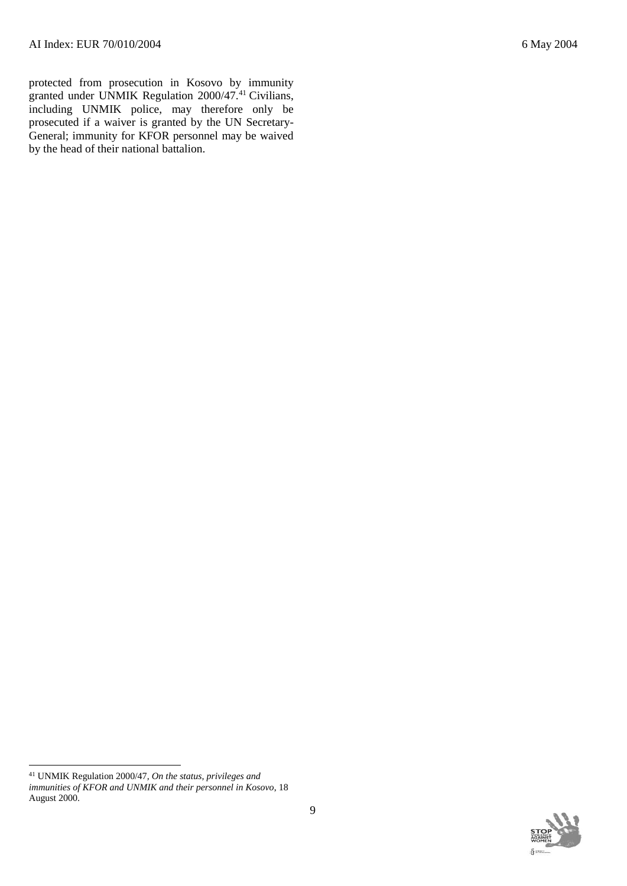protected from prosecution in Kosovo by immunity granted under UNMIK Regulation 2000/47.[41] Civilians, including UNMIK police, may therefore only be prosecuted if a waiver is granted by the UN Secretary-General; immunity for KFOR personnel may be waived by the head of their national battalion.

---

[41] UNMIK Regulation 2000/47, *On the status, privileges and immunities of KFOR and UNMIK and their personnel in Kosovo*, 18 August 2000.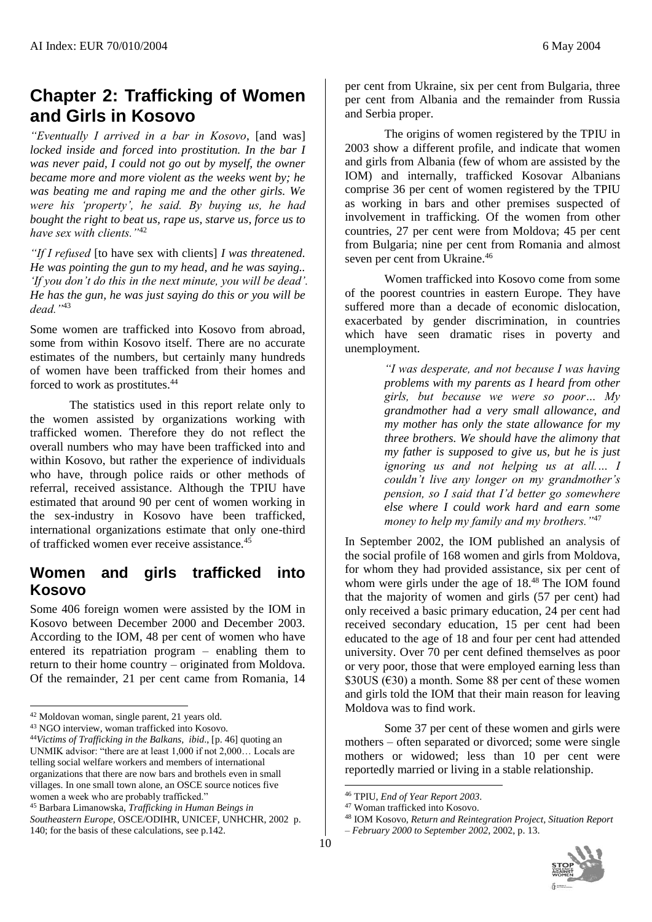# Chapter 2: Trafficking of Women and Girls in Kosovo

*"Eventually I arrived in a bar in Kosovo*, [and was] *locked inside and forced into prostitution. In the bar I was never paid, I could not go out by myself, the owner became more and more violent as the weeks went by; he was beating me and raping me and the other girls. We were his 'property', he said. By buying us, he had bought the right to beat us, rape us, starve us, force us to have sex with clients."*[42]

*"If I refused* [to have sex with clients] *I was threatened. He was pointing the gun to my head, and he was saying.. 'If you don't do this in the next minute, you will be dead'. He has the gun, he was just saying do this or you will be dead."*[43]

Some women are trafficked into Kosovo from abroad, some from within Kosovo itself. There are no accurate estimates of the numbers, but certainly many hundreds of women have been trafficked from their homes and forced to work as prostitutes.[44]

The statistics used in this report relate only to the women assisted by organizations working with trafficked women. Therefore they do not reflect the overall numbers who may have been trafficked into and within Kosovo, but rather the experience of individuals who have, through police raids or other methods of referral, received assistance. Although the TPIU have estimated that around 90 per cent of women working in the sex-industry in Kosovo have been trafficked, international organizations estimate that only one-third of trafficked women ever receive assistance.[45]

## Women and girls trafficked into Kosovo

Some 406 foreign women were assisted by the IOM in Kosovo between December 2000 and December 2003. According to the IOM, 48 per cent of women who have entered its repatriation program – enabling them to return to their home country – originated from Moldova. Of the remainder, 21 per cent came from Romania, 14 per cent from Ukraine, six per cent from Bulgaria, three per cent from Albania and the remainder from Russia and Serbia proper.

The origins of women registered by the TPIU in 2003 show a different profile, and indicate that women and girls from Albania (few of whom are assisted by the IOM) and internally, trafficked Kosovar Albanians comprise 36 per cent of women registered by the TPIU as working in bars and other premises suspected of involvement in trafficking. Of the women from other countries, 27 per cent were from Moldova; 45 per cent from Bulgaria; nine per cent from Romania and almost seven per cent from Ukraine.[46]

Women trafficked into Kosovo come from some of the poorest countries in eastern Europe. They have suffered more than a decade of economic dislocation, exacerbated by gender discrimination, in countries which have seen dramatic rises in poverty and unemployment.

> *"I was desperate, and not because I was having problems with my parents as I heard from other girls, but because we were so poor… My grandmother had a very small allowance, and my mother has only the state allowance for my three brothers. We should have the alimony that my father is supposed to give us, but he is just ignoring us and not helping us at all…. I couldn't live any longer on my grandmother's pension, so I said that I'd better go somewhere else where I could work hard and earn some money to help my family and my brothers."*[47]

In September 2002, the IOM published an analysis of the social profile of 168 women and girls from Moldova, for whom they had provided assistance, six per cent of whom were girls under the age of 18.[48] The IOM found that the majority of women and girls (57 per cent) had only received a basic primary education, 24 per cent had received secondary education, 15 per cent had been educated to the age of 18 and four per cent had attended university. Over 70 per cent defined themselves as poor or very poor, those that were employed earning less than $30US (€30) a month. Some 88 per cent of these women and girls told the IOM that their main reason for leaving Moldova was to find work.

Some 37 per cent of these women and girls were mothers – often separated or divorced; some were single mothers or widowed; less than 10 per cent were reportedly married or living in a stable relationship.

---

[42] Moldovan woman, single parent, 21 years old.

[43] NGO interview, woman trafficked into Kosovo.

[44] *Victims of Trafficking in the Balkans, ibid*., [p. 46] quoting an UNMIK advisor: "there are at least 1,000 if not 2,000… Locals are telling social welfare workers and members of international organizations that there are now bars and brothels even in small villages. In one small town alone, an OSCE source notices five women a week who are probably trafficked."

[45] Barbara Limanowska, *Trafficking in Human Beings in Southeastern Europe*, OSCE/ODIHR, UNICEF, UNHCHR, 2002 p. 140; for the basis of these calculations, see p.142.

[46] TPIU, *End of Year Report 2003*.

[47] Woman trafficked into Kosovo.

[48] IOM Kosovo, *Return and Reintegration Project, Situation Report – February 2000 to September 2002*, 2002, p. 13.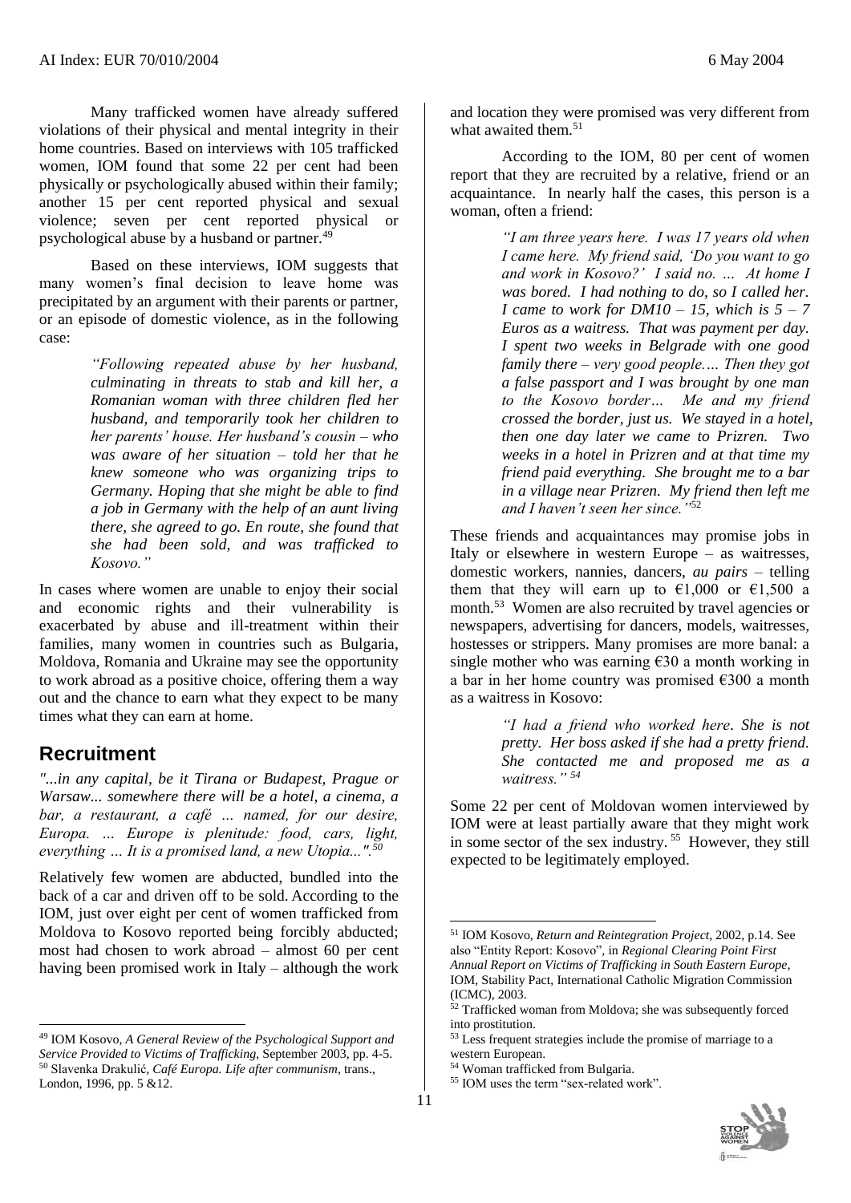Many trafficked women have already suffered violations of their physical and mental integrity in their home countries. Based on interviews with 105 trafficked women, IOM found that some 22 per cent had been physically or psychologically abused within their family; another 15 per cent reported physical and sexual violence; seven per cent reported physical or psychological abuse by a husband or partner.[49]

Based on these interviews, IOM suggests that many women's final decision to leave home was precipitated by an argument with their parents or partner, or an episode of domestic violence, as in the following case:

> *"Following repeated abuse by her husband, culminating in threats to stab and kill her, a Romanian woman with three children fled her husband, and temporarily took her children to her parents' house. Her husband's cousin – who was aware of her situation – told her that he knew someone who was organizing trips to Germany. Hoping that she might be able to find a job in Germany with the help of an aunt living there, she agreed to go. En route, she found that she had been sold, and was trafficked to Kosovo."*

In cases where women are unable to enjoy their social and economic rights and their vulnerability is exacerbated by abuse and ill-treatment within their families, many women in countries such as Bulgaria, Moldova, Romania and Ukraine may see the opportunity to work abroad as a positive choice, offering them a way out and the chance to earn what they expect to be many times what they can earn at home.

## Recruitment

*"...in any capital, be it Tirana or Budapest, Prague or Warsaw... somewhere there will be a hotel, a cinema, a bar, a restaurant, a café ... named, for our desire, Europa. ... Europe is plenitude: food, cars, light, everything ... It is a promised land, a new Utopia...".*[50]

Relatively few women are abducted, bundled into the back of a car and driven off to be sold. According to the IOM, just over eight per cent of women trafficked from Moldova to Kosovo reported being forcibly abducted; most had chosen to work abroad – almost 60 per cent having been promised work in Italy – although the work and location they were promised was very different from what awaited them.[51]

According to the IOM, 80 per cent of women report that they are recruited by a relative, friend or an acquaintance. In nearly half the cases, this person is a woman, often a friend:

> *"I am three years here. I was 17 years old when I came here. My friend said, 'Do you want to go and work in Kosovo?' I said no. ... At home I was bored. I had nothing to do, so I called her. I came to work for DM10 – 15, which is 5 – 7 Euros as a waitress. That was payment per day. I spent two weeks in Belgrade with one good family there – very good people.... Then they got a false passport and I was brought by one man to the Kosovo border... Me and my friend crossed the border, just us. We stayed in a hotel, then one day later we came to Prizren. Two weeks in a hotel in Prizren and at that time my friend paid everything. She brought me to a bar in a village near Prizren. My friend then left me and I haven't seen her since."*[52]

These friends and acquaintances may promise jobs in Italy or elsewhere in western Europe – as waitresses, domestic workers, nannies, dancers, *au pairs* – telling them that they will earn up to €1,000 or €1,500 a month.[53] Women are also recruited by travel agencies or newspapers, advertising for dancers, models, waitresses, hostesses or strippers. Many promises are more banal: a single mother who was earning €30 a month working in a bar in her home country was promised €300 a month as a waitress in Kosovo:

> *"I had a friend who worked here. She is not pretty. Her boss asked if she had a pretty friend. She contacted me and proposed me as a waitress."* [54]

Some 22 per cent of Moldovan women interviewed by IOM were at least partially aware that they might work in some sector of the sex industry.[55] However, they still expected to be legitimately employed.

---

[49] IOM Kosovo, *A General Review of the Psychological Support and Service Provided to Victims of Trafficking*, September 2003, pp. 4-5.

[50] Slavenka Drakulić, *Café Europa. Life after communism*, trans., London, 1996, pp. 5 &12.

[51] IOM Kosovo, *Return and Reintegration Project*, 2002, p.14. See also "Entity Report: Kosovo", in *Regional Clearing Point First Annual Report on Victims of Trafficking in South Eastern Europe*, IOM, Stability Pact, International Catholic Migration Commission (ICMC), 2003.

[52] Trafficked woman from Moldova; she was subsequently forced into prostitution.

[53] Less frequent strategies include the promise of marriage to a western European.

[54] Woman trafficked from Bulgaria.

[55] IOM uses the term "sex-related work".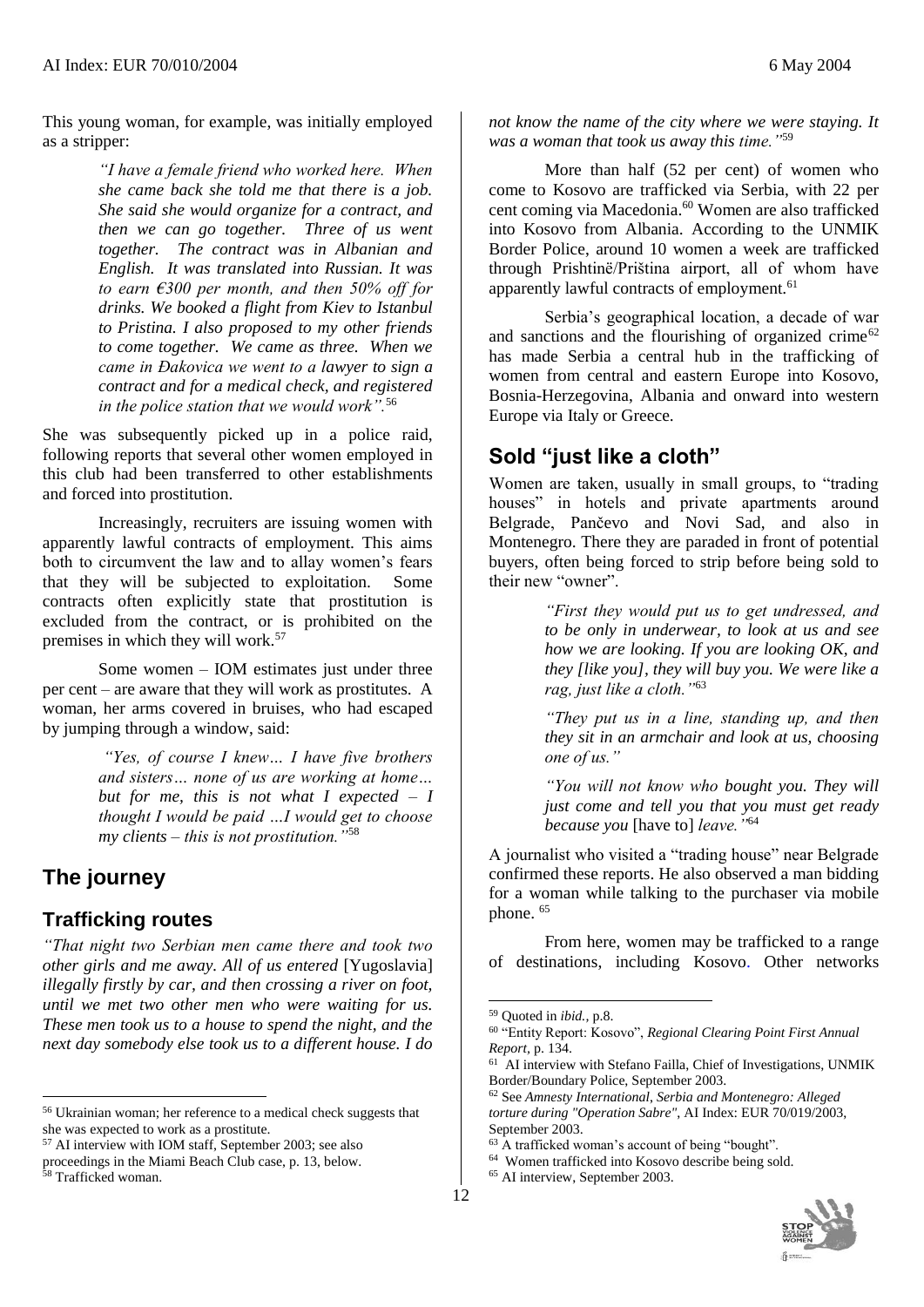This young woman, for example, was initially employed as a stripper:

> *"I have a female friend who worked here. When she came back she told me that there is a job. She said she would organize for a contract, and then we can go together. Three of us went together. The contract was in Albanian and English. It was translated into Russian. It was to earn €300 per month, and then 50% off for drinks. We booked a flight from Kiev to Istanbul to Pristina. I also proposed to my other friends to come together. We came as three. When we came in Đakovica we went to a lawyer to sign a contract and for a medical check, and registered in the police station that we would work".*[56]

She was subsequently picked up in a police raid, following reports that several other women employed in this club had been transferred to other establishments and forced into prostitution.

Increasingly, recruiters are issuing women with apparently lawful contracts of employment. This aims both to circumvent the law and to allay women's fears that they will be subjected to exploitation. Some contracts often explicitly state that prostitution is excluded from the contract, or is prohibited on the premises in which they will work.[57]

Some women – IOM estimates just under three per cent – are aware that they will work as prostitutes. A woman, her arms covered in bruises, who had escaped by jumping through a window, said:

> *"Yes, of course I knew… I have five brothers and sisters… none of us are working at home… but for me, this is not what I expected – I thought I would be paid …I would get to choose my clients – this is not prostitution."*[58]

## The journey

### Trafficking routes

*"That night two Serbian men came there and took two other girls and me away. All of us entered* [Yugoslavia] *illegally firstly by car, and then crossing a river on foot, until we met two other men who were waiting for us. These men took us to a house to spend the night, and the next day somebody else took us to a different house. I do not know the name of the city where we were staying. It was a woman that took us away this time."*[59]

More than half (52 per cent) of women who come to Kosovo are trafficked via Serbia, with 22 per cent coming via Macedonia.[60] Women are also trafficked into Kosovo from Albania. According to the UNMIK Border Police, around 10 women a week are trafficked through Prishtinë/Priština airport, all of whom have apparently lawful contracts of employment.[61]

Serbia's geographical location, a decade of war and sanctions and the flourishing of organized crime[62] has made Serbia a central hub in the trafficking of women from central and eastern Europe into Kosovo, Bosnia-Herzegovina, Albania and onward into western Europe via Italy or Greece.

## Sold "just like a cloth"

Women are taken, usually in small groups, to "trading houses" in hotels and private apartments around Belgrade, Pančevo and Novi Sad, and also in Montenegro. There they are paraded in front of potential buyers, often being forced to strip before being sold to their new "owner".

> *"First they would put us to get undressed, and to be only in underwear, to look at us and see how we are looking. If you are looking OK, and they [like you], they will buy you. We were like a rag, just like a cloth."*[63]
>
> *"They put us in a line, standing up, and then they sit in an armchair and look at us, choosing one of us."*
>
> *"You will not know who bought you. They will just come and tell you that you must get ready because you* [have to] *leave."*[64]

A journalist who visited a "trading house" near Belgrade confirmed these reports. He also observed a man bidding for a woman while talking to the purchaser via mobile phone. [65]

From here, women may be trafficked to a range of destinations, including Kosovo. Other networks

---

[56] Ukrainian woman; her reference to a medical check suggests that she was expected to work as a prostitute.
[57] AI interview with IOM staff, September 2003; see also proceedings in the Miami Beach Club case, p. 13, below.
[58] Trafficked woman.
[59] Quoted in *ibid.*, p.8.
[60] "Entity Report: Kosovo", *Regional Clearing Point First Annual Report*, p. 134.
[61] AI interview with Stefano Failla, Chief of Investigations, UNMIK Border/Boundary Police, September 2003.
[62] See *Amnesty International, Serbia and Montenegro: Alleged torture during "Operation Sabre"*, AI Index: EUR 70/019/2003, September 2003.
[63] A trafficked woman's account of being "bought".
[64] Women trafficked into Kosovo describe being sold.
[65] AI interview, September 2003.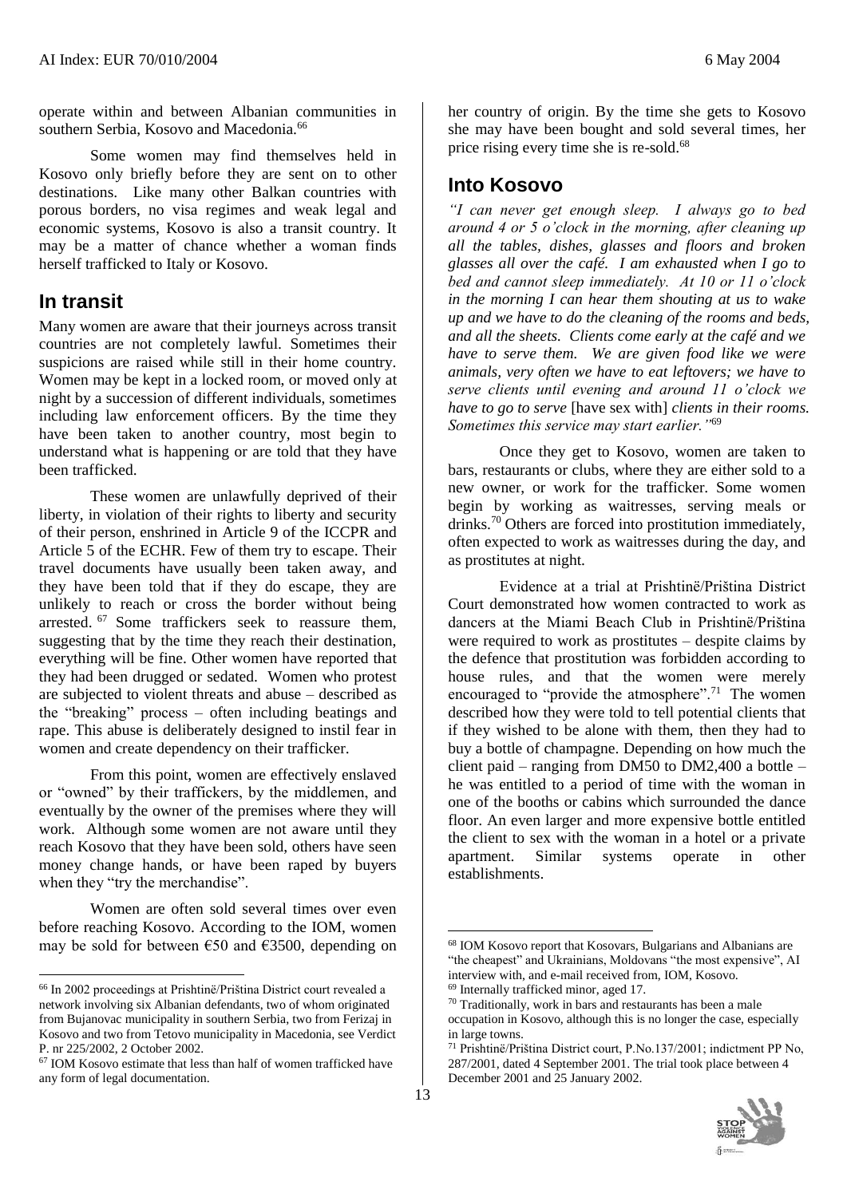operate within and between Albanian communities in southern Serbia, Kosovo and Macedonia.[66]

Some women may find themselves held in Kosovo only briefly before they are sent on to other destinations. Like many other Balkan countries with porous borders, no visa regimes and weak legal and economic systems, Kosovo is also a transit country. It may be a matter of chance whether a woman finds herself trafficked to Italy or Kosovo.

## In transit

Many women are aware that their journeys across transit countries are not completely lawful. Sometimes their suspicions are raised while still in their home country. Women may be kept in a locked room, or moved only at night by a succession of different individuals, sometimes including law enforcement officers. By the time they have been taken to another country, most begin to understand what is happening or are told that they have been trafficked.

These women are unlawfully deprived of their liberty, in violation of their rights to liberty and security of their person, enshrined in Article 9 of the ICCPR and Article 5 of the ECHR. Few of them try to escape. Their travel documents have usually been taken away, and they have been told that if they do escape, they are unlikely to reach or cross the border without being arrested.[67] Some traffickers seek to reassure them, suggesting that by the time they reach their destination, everything will be fine. Other women have reported that they had been drugged or sedated. Women who protest are subjected to violent threats and abuse – described as the "breaking" process – often including beatings and rape. This abuse is deliberately designed to instil fear in women and create dependency on their trafficker.

From this point, women are effectively enslaved or "owned" by their traffickers, by the middlemen, and eventually by the owner of the premises where they will work. Although some women are not aware until they reach Kosovo that they have been sold, others have seen money change hands, or have been raped by buyers when they "try the merchandise".

Women are often sold several times over even before reaching Kosovo. According to the IOM, women may be sold for between €50 and €3500, depending on her country of origin. By the time she gets to Kosovo she may have been bought and sold several times, her price rising every time she is re-sold.[68]

## Into Kosovo

*"I can never get enough sleep. I always go to bed around 4 or 5 o'clock in the morning, after cleaning up all the tables, dishes, glasses and floors and broken glasses all over the café. I am exhausted when I go to bed and cannot sleep immediately. At 10 or 11 o'clock in the morning I can hear them shouting at us to wake up and we have to do the cleaning of the rooms and beds, and all the sheets. Clients come early at the café and we have to serve them. We are given food like we were animals, very often we have to eat leftovers; we have to serve clients until evening and around 11 o'clock we have to go to serve* [have sex with] *clients in their rooms. Sometimes this service may start earlier."*[69]

Once they get to Kosovo, women are taken to bars, restaurants or clubs, where they are either sold to a new owner, or work for the trafficker. Some women begin by working as waitresses, serving meals or drinks.[70] Others are forced into prostitution immediately, often expected to work as waitresses during the day, and as prostitutes at night.

Evidence at a trial at Prishtinë/Priština District Court demonstrated how women contracted to work as dancers at the Miami Beach Club in Prishtinë/Priština were required to work as prostitutes – despite claims by the defence that prostitution was forbidden according to house rules, and that the women were merely encouraged to "provide the atmosphere".[71] The women described how they were told to tell potential clients that if they wished to be alone with them, then they had to buy a bottle of champagne. Depending on how much the client paid – ranging from DM50 to DM2,400 a bottle – he was entitled to a period of time with the woman in one of the booths or cabins which surrounded the dance floor. An even larger and more expensive bottle entitled the client to sex with the woman in a hotel or a private apartment. Similar systems operate in other establishments.

---

[66] In 2002 proceedings at Prishtinë/Priština District court revealed a network involving six Albanian defendants, two of whom originated from Bujanovac municipality in southern Serbia, two from Ferizaj in Kosovo and two from Tetovo municipality in Macedonia, see Verdict P. nr 225/2002, 2 October 2002.

[67] IOM Kosovo estimate that less than half of women trafficked have any form of legal documentation.

[68] IOM Kosovo report that Kosovars, Bulgarians and Albanians are "the cheapest" and Ukrainians, Moldovans "the most expensive", AI interview with, and e-mail received from, IOM, Kosovo.

[69] Internally trafficked minor, aged 17.

[70] Traditionally, work in bars and restaurants has been a male occupation in Kosovo, although this is no longer the case, especially in large towns.

[71] Prishtinë/Priština District court, P.No.137/2001; indictment PP No, 287/2001, dated 4 September 2001. The trial took place between 4 December 2001 and 25 January 2002.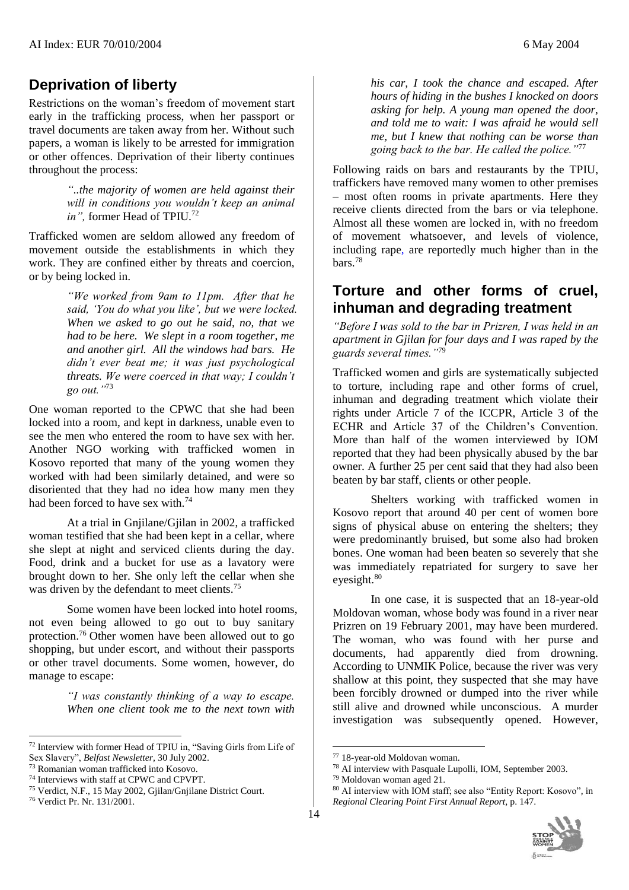## Deprivation of liberty

Restrictions on the woman's freedom of movement start early in the trafficking process, when her passport or travel documents are taken away from her. Without such papers, a woman is likely to be arrested for immigration or other offences. Deprivation of their liberty continues throughout the process:

> *"..the majority of women are held against their will in conditions you wouldn't keep an animal in",* former Head of TPIU.[72]

Trafficked women are seldom allowed any freedom of movement outside the establishments in which they work. They are confined either by threats and coercion, or by being locked in.

> *"We worked from 9am to 11pm. After that he said, 'You do what you like', but we were locked. When we asked to go out he said, no, that we had to be here. We slept in a room together, me and another girl. All the windows had bars. He didn't ever beat me; it was just psychological threats. We were coerced in that way; I couldn't go out."*[73]

One woman reported to the CPWC that she had been locked into a room, and kept in darkness, unable even to see the men who entered the room to have sex with her. Another NGO working with trafficked women in Kosovo reported that many of the young women they worked with had been similarly detained, and were so disoriented that they had no idea how many men they had been forced to have sex with.[74]

At a trial in Gnjilane/Gjilan in 2002, a trafficked woman testified that she had been kept in a cellar, where she slept at night and serviced clients during the day. Food, drink and a bucket for use as a lavatory were brought down to her. She only left the cellar when she was driven by the defendant to meet clients.[75]

Some women have been locked into hotel rooms, not even being allowed to go out to buy sanitary protection.[76] Other women have been allowed out to go shopping, but under escort, and without their passports or other travel documents. Some women, however, do manage to escape:

> *"I was constantly thinking of a way to escape. When one client took me to the next town with his car, I took the chance and escaped. After hours of hiding in the bushes I knocked on doors asking for help. A young man opened the door, and told me to wait: I was afraid he would sell me, but I knew that nothing can be worse than going back to the bar. He called the police."*[77]

Following raids on bars and restaurants by the TPIU, traffickers have removed many women to other premises – most often rooms in private apartments. Here they receive clients directed from the bars or via telephone. Almost all these women are locked in, with no freedom of movement whatsoever, and levels of violence, including rape, are reportedly much higher than in the bars.[78]

## Torture and other forms of cruel, inhuman and degrading treatment

*"Before I was sold to the bar in Prizren, I was held in an apartment in Gjilan for four days and I was raped by the guards several times."*[79]

Trafficked women and girls are systematically subjected to torture, including rape and other forms of cruel, inhuman and degrading treatment which violate their rights under Article 7 of the ICCPR, Article 3 of the ECHR and Article 37 of the Children's Convention. More than half of the women interviewed by IOM reported that they had been physically abused by the bar owner. A further 25 per cent said that they had also been beaten by bar staff, clients or other people.

Shelters working with trafficked women in Kosovo report that around 40 per cent of women bore signs of physical abuse on entering the shelters; they were predominantly bruised, but some also had broken bones. One woman had been beaten so severely that she was immediately repatriated for surgery to save her eyesight.[80]

In one case, it is suspected that an 18-year-old Moldovan woman, whose body was found in a river near Prizren on 19 February 2001, may have been murdered. The woman, who was found with her purse and documents, had apparently died from drowning. According to UNMIK Police, because the river was very shallow at this point, they suspected that she may have been forcibly drowned or dumped into the river while still alive and drowned while unconscious. A murder investigation was subsequently opened. However,

---

[72] Interview with former Head of TPIU in, "Saving Girls from Life of Sex Slavery", *Belfast Newsletter*, 30 July 2002.

[73] Romanian woman trafficked into Kosovo.

[74] Interviews with staff at CPWC and CPVPT.

[75] Verdict, N.F., 15 May 2002, Gjilan/Gnjilane District Court.

[76] Verdict Pr. Nr. 131/2001.

[77] 18-year-old Moldovan woman.

[78] AI interview with Pasquale Lupolli, IOM, September 2003.

[79] Moldovan woman aged 21.

[80] AI interview with IOM staff; see also "Entity Report: Kosovo", in *Regional Clearing Point First Annual Report*, p. 147.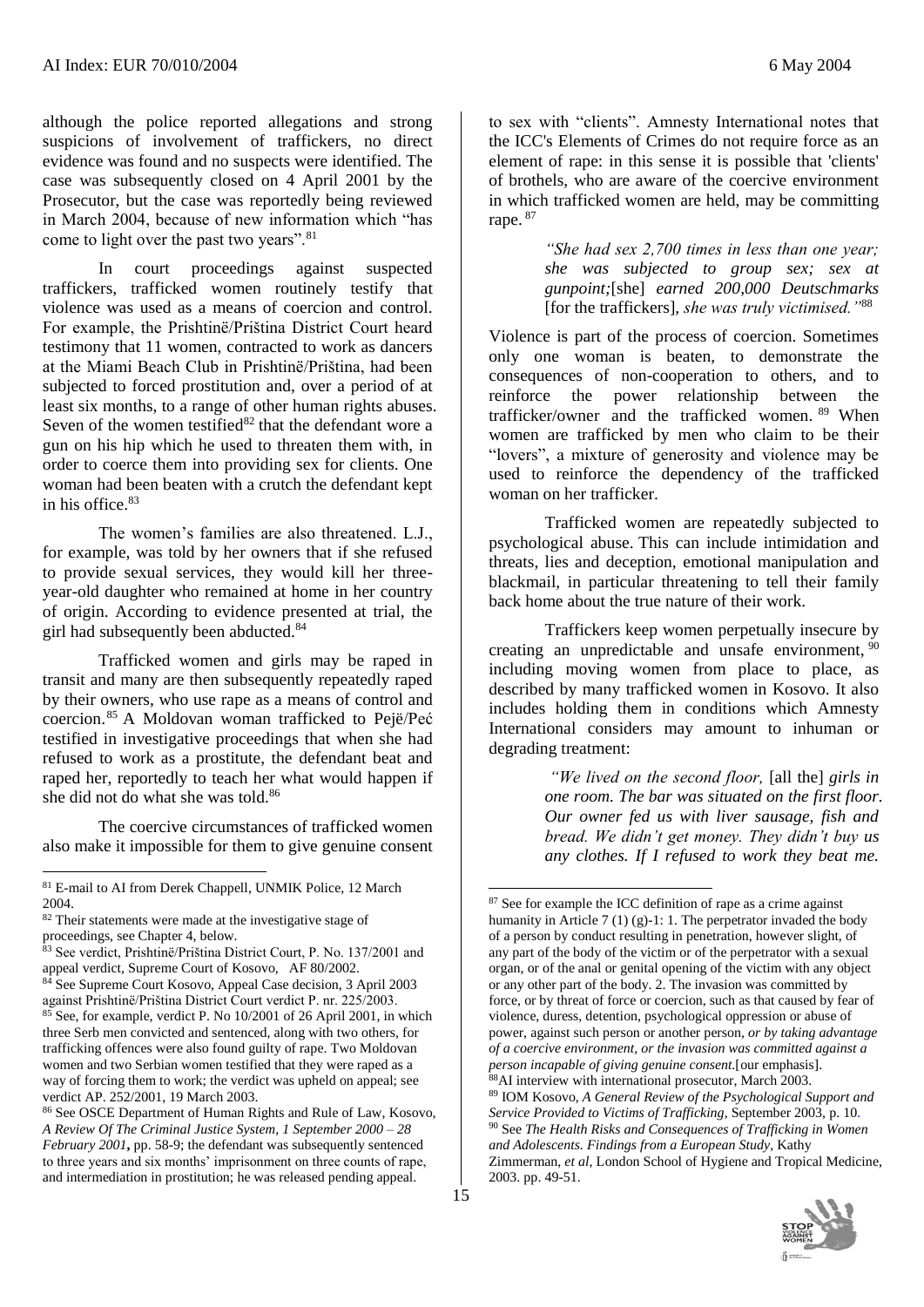although the police reported allegations and strong suspicions of involvement of traffickers, no direct evidence was found and no suspects were identified. The case was subsequently closed on 4 April 2001 by the Prosecutor, but the case was reportedly being reviewed in March 2004, because of new information which "has come to light over the past two years".[81]

In court proceedings against suspected traffickers, trafficked women routinely testify that violence was used as a means of coercion and control. For example, the Prishtinë/Priština District Court heard testimony that 11 women, contracted to work as dancers at the Miami Beach Club in Prishtinë/Priština, had been subjected to forced prostitution and, over a period of at least six months, to a range of other human rights abuses. Seven of the women testified[82] that the defendant wore a gun on his hip which he used to threaten them with, in order to coerce them into providing sex for clients. One woman had been beaten with a crutch the defendant kept in his office.[83]

The women's families are also threatened. L.J., for example, was told by her owners that if she refused to provide sexual services, they would kill her three-year-old daughter who remained at home in her country of origin. According to evidence presented at trial, the girl had subsequently been abducted.[84]

Trafficked women and girls may be raped in transit and many are then subsequently repeatedly raped by their owners, who use rape as a means of control and coercion.[85] A Moldovan woman trafficked to Pejë/Peć testified in investigative proceedings that when she had refused to work as a prostitute, the defendant beat and raped her, reportedly to teach her what would happen if she did not do what she was told.[86]

The coercive circumstances of trafficked women also make it impossible for them to give genuine consent to sex with "clients". Amnesty International notes that the ICC's Elements of Crimes do not require force as an element of rape: in this sense it is possible that 'clients' of brothels, who are aware of the coercive environment in which trafficked women are held, may be committing rape.[87]

> *"She had sex 2,700 times in less than one year; she was subjected to group sex; sex at gunpoint;*[she] *earned 200,000 Deutschmarks* [for the traffickers], *she was truly victimised."*[88]

Violence is part of the process of coercion. Sometimes only one woman is beaten, to demonstrate the consequences of non-cooperation to others, and to reinforce the power relationship between the trafficker/owner and the trafficked women.[89] When women are trafficked by men who claim to be their "lovers", a mixture of generosity and violence may be used to reinforce the dependency of the trafficked woman on her trafficker.

Trafficked women are repeatedly subjected to psychological abuse. This can include intimidation and threats, lies and deception, emotional manipulation and blackmail, in particular threatening to tell their family back home about the true nature of their work.

Traffickers keep women perpetually insecure by creating an unpredictable and unsafe environment,[90] including moving women from place to place, as described by many trafficked women in Kosovo. It also includes holding them in conditions which Amnesty International considers may amount to inhuman or degrading treatment:

> *"We lived on the second floor,* [all the] *girls in one room. The bar was situated on the first floor. Our owner fed us with liver sausage, fish and bread. We didn't get money. They didn't buy us any clothes. If I refused to work they beat me.*

---

[81] E-mail to AI from Derek Chappell, UNMIK Police, 12 March 2004.

[82] Their statements were made at the investigative stage of proceedings, see Chapter 4, below.

[83] See verdict, Prishtinë/Priština District Court, P. No. 137/2001 and appeal verdict, Supreme Court of Kosovo, AF 80/2002.

[84] See Supreme Court Kosovo, Appeal Case decision, 3 April 2003 against Prishtinë/Priština District Court verdict P. nr. 225/2003.

[85] See, for example, verdict P. No 10/2001 of 26 April 2001, in which three Serb men convicted and sentenced, along with two others, for trafficking offences were also found guilty of rape. Two Moldovan women and two Serbian women testified that they were raped as a way of forcing them to work; the verdict was upheld on appeal; see verdict AP. 252/2001, 19 March 2003.

[86] See OSCE Department of Human Rights and Rule of Law, Kosovo, *A Review Of The Criminal Justice System, 1 September 2000 – 28 February 2001*, pp. 58-9; the defendant was subsequently sentenced to three years and six months' imprisonment on three counts of rape, and intermediation in prostitution; he was released pending appeal.

[87] See for example the ICC definition of rape as a crime against humanity in Article 7 (1) (g)-1: 1. The perpetrator invaded the body of a person by conduct resulting in penetration, however slight, of any part of the body of the victim or of the perpetrator with a sexual organ, or of the anal or genital opening of the victim with any object or any other part of the body. 2. The invasion was committed by force, or by threat of force or coercion, such as that caused by fear of violence, duress, detention, psychological oppression or abuse of power, against such person or another person, *or by taking advantage of a coercive environment, or the invasion was committed against a person incapable of giving genuine consent.*[our emphasis].

[88] AI interview with international prosecutor, March 2003.

[89] IOM Kosovo, *A General Review of the Psychological Support and Service Provided to Victims of Trafficking*, September 2003, p. 10.

[90] See *The Health Risks and Consequences of Trafficking in Women and Adolescents. Findings from a European Study*, Kathy Zimmerman, *et al*, London School of Hygiene and Tropical Medicine, 2003. pp. 49-51.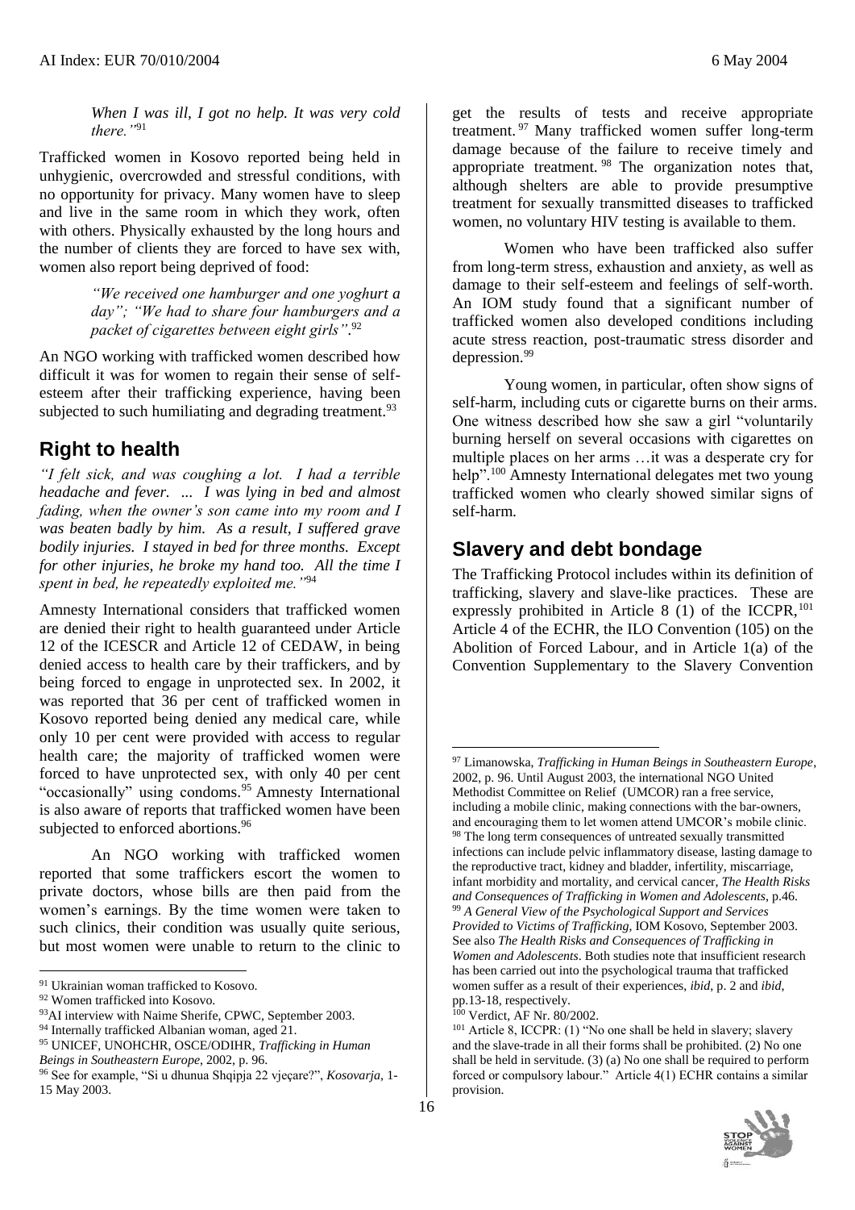*When I was ill, I got no help. It was very cold there."*[91]

Trafficked women in Kosovo reported being held in unhygienic, overcrowded and stressful conditions, with no opportunity for privacy. Many women have to sleep and live in the same room in which they work, often with others. Physically exhausted by the long hours and the number of clients they are forced to have sex with, women also report being deprived of food:

> *"We received one hamburger and one yoghurt a day"; "We had to share four hamburgers and a packet of cigarettes between eight girls".*[92]

An NGO working with trafficked women described how difficult it was for women to regain their sense of self-esteem after their trafficking experience, having been subjected to such humiliating and degrading treatment.[93]

## Right to health

*"I felt sick, and was coughing a lot. I had a terrible headache and fever. ... I was lying in bed and almost fading, when the owner's son came into my room and I was beaten badly by him. As a result, I suffered grave bodily injuries. I stayed in bed for three months. Except for other injuries, he broke my hand too. All the time I spent in bed, he repeatedly exploited me."*[94]

Amnesty International considers that trafficked women are denied their right to health guaranteed under Article 12 of the ICESCR and Article 12 of CEDAW, in being denied access to health care by their traffickers, and by being forced to engage in unprotected sex. In 2002, it was reported that 36 per cent of trafficked women in Kosovo reported being denied any medical care, while only 10 per cent were provided with access to regular health care; the majority of trafficked women were forced to have unprotected sex, with only 40 per cent "occasionally" using condoms.[95] Amnesty International is also aware of reports that trafficked women have been subjected to enforced abortions.[96]

An NGO working with trafficked women reported that some traffickers escort the women to private doctors, whose bills are then paid from the women's earnings. By the time women were taken to such clinics, their condition was usually quite serious, but most women were unable to return to the clinic to get the results of tests and receive appropriate treatment.[97] Many trafficked women suffer long-term damage because of the failure to receive timely and appropriate treatment.[98] The organization notes that, although shelters are able to provide presumptive treatment for sexually transmitted diseases to trafficked women, no voluntary HIV testing is available to them.

Women who have been trafficked also suffer from long-term stress, exhaustion and anxiety, as well as damage to their self-esteem and feelings of self-worth. An IOM study found that a significant number of trafficked women also developed conditions including acute stress reaction, post-traumatic stress disorder and depression.[99]

Young women, in particular, often show signs of self-harm, including cuts or cigarette burns on their arms. One witness described how she saw a girl "voluntarily burning herself on several occasions with cigarettes on multiple places on her arms …it was a desperate cry for help".[100] Amnesty International delegates met two young trafficked women who clearly showed similar signs of self-harm.

## Slavery and debt bondage

The Trafficking Protocol includes within its definition of trafficking, slavery and slave-like practices. These are expressly prohibited in Article 8 (1) of the ICCPR,[101] Article 4 of the ECHR, the ILO Convention (105) on the Abolition of Forced Labour, and in Article 1(a) of the Convention Supplementary to the Slavery Convention

---

[91] Ukrainian woman trafficked to Kosovo.

[92] Women trafficked into Kosovo.

[93] AI interview with Naime Sherife, CPWC, September 2003.

[94] Internally trafficked Albanian woman, aged 21.

[95] UNICEF, UNOHCHR, OSCE/ODIHR, *Trafficking in Human Beings in Southeastern Europe*, 2002, p. 96.

[96] See for example, "Si u dhunua Shqipja 22 vjeçare?", *Kosovarja*, 1-15 May 2003.

[97] Limanowska, *Trafficking in Human Beings in Southeastern Europe*, 2002, p. 96. Until August 2003, the international NGO United Methodist Committee on Relief (UMCOR) ran a free service, including a mobile clinic, making connections with the bar-owners, and encouraging them to let women attend UMCOR's mobile clinic.

[98] The long term consequences of untreated sexually transmitted infections can include pelvic inflammatory disease, lasting damage to the reproductive tract, kidney and bladder, infertility, miscarriage, infant morbidity and mortality, and cervical cancer, *The Health Risks and Consequences of Trafficking in Women and Adolescents*, p.46.

[99] *A General View of the Psychological Support and Services Provided to Victims of Trafficking*, IOM Kosovo, September 2003. See also *The Health Risks and Consequences of Trafficking in Women and Adolescents*. Both studies note that insufficient research has been carried out into the psychological trauma that trafficked women suffer as a result of their experiences, *ibid*, p. 2 and *ibid*, pp.13-18, respectively.

[100] Verdict, AF Nr. 80/2002.

[101] Article 8, ICCPR: (1) "No one shall be held in slavery; slavery and the slave-trade in all their forms shall be prohibited. (2) No one shall be held in servitude. (3) (a) No one shall be required to perform forced or compulsory labour." Article 4(1) ECHR contains a similar provision.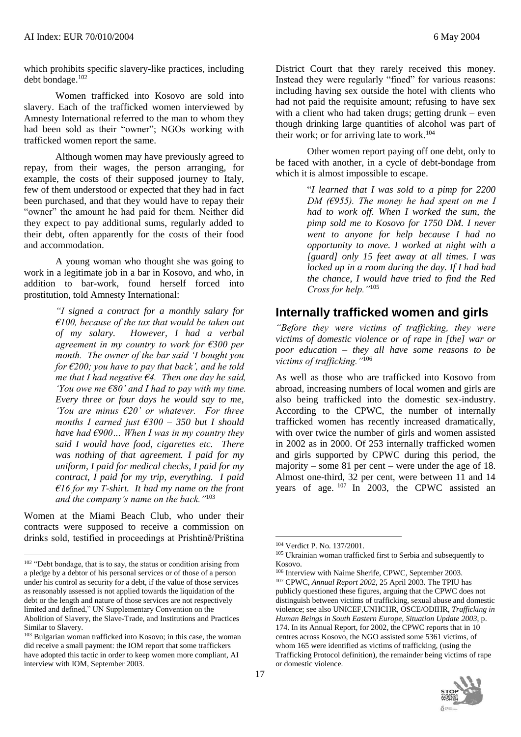which prohibits specific slavery-like practices, including debt bondage.[102]

Women trafficked into Kosovo are sold into slavery. Each of the trafficked women interviewed by Amnesty International referred to the man to whom they had been sold as their "owner"; NGOs working with trafficked women report the same.

Although women may have previously agreed to repay, from their wages, the person arranging, for example, the costs of their supposed journey to Italy, few of them understood or expected that they had in fact been purchased, and that they would have to repay their "owner" the amount he had paid for them. Neither did they expect to pay additional sums, regularly added to their debt, often apparently for the costs of their food and accommodation.

A young woman who thought she was going to work in a legitimate job in a bar in Kosovo, and who, in addition to bar-work, found herself forced into prostitution, told Amnesty International:

> *"I signed a contract for a monthly salary for €100, because of the tax that would be taken out of my salary. However, I had a verbal agreement in my country to work for €300 per month. The owner of the bar said 'I bought you for €200; you have to pay that back', and he told me that I had negative €4. Then one day he said, 'You owe me €80' and I had to pay with my time. Every three or four days he would say to me, 'You are minus €20' or whatever. For three months I earned just €300 – 350 but I should have had €900… When I was in my country they said I would have food, cigarettes etc. There was nothing of that agreement. I paid for my uniform, I paid for medical checks, I paid for my contract, I paid for my trip, everything. I paid €16 for my T-shirt. It had my name on the front and the company's name on the back."*[103]

Women at the Miami Beach Club, who under their contracts were supposed to receive a commission on drinks sold, testified in proceedings at Prishtinë/Priština District Court that they rarely received this money. Instead they were regularly "fined" for various reasons: including having sex outside the hotel with clients who had not paid the requisite amount; refusing to have sex with a client who had taken drugs; getting drunk – even though drinking large quantities of alcohol was part of their work; or for arriving late to work.[104]

Other women report paying off one debt, only to be faced with another, in a cycle of debt-bondage from which it is almost impossible to escape.

> "*I learned that I was sold to a pimp for 2200 DM (€955). The money he had spent on me I had to work off. When I worked the sum, the pimp sold me to Kosovo for 1750 DM. I never went to anyone for help because I had no opportunity to move. I worked at night with a [guard] only 15 feet away at all times. I was locked up in a room during the day. If I had had the chance, I would have tried to find the Red Cross for help."*[105]

## Internally trafficked women and girls

*"Before they were victims of trafficking, they were victims of domestic violence or of rape in [the] war or poor education – they all have some reasons to be victims of trafficking."*[106]

As well as those who are trafficked into Kosovo from abroad, increasing numbers of local women and girls are also being trafficked into the domestic sex-industry. According to the CPWC, the number of internally trafficked women has recently increased dramatically, with over twice the number of girls and women assisted in 2002 as in 2000. Of 253 internally trafficked women and girls supported by CPWC during this period, the majority – some 81 per cent – were under the age of 18. Almost one-third, 32 per cent, were between 11 and 14 years of age.[107] In 2003, the CPWC assisted an

---

[102] "Debt bondage, that is to say, the status or condition arising from a pledge by a debtor of his personal services or of those of a person under his control as security for a debt, if the value of those services as reasonably assessed is not applied towards the liquidation of the debt or the length and nature of those services are not respectively limited and defined," UN Supplementary Convention on the Abolition of Slavery, the Slave-Trade, and Institutions and Practices Similar to Slavery.

[103] Bulgarian woman trafficked into Kosovo; in this case, the woman did receive a small payment: the IOM report that some traffickers have adopted this tactic in order to keep women more compliant, AI interview with IOM, September 2003.

[104] Verdict P. No. 137/2001.

[105] Ukrainian woman trafficked first to Serbia and subsequently to Kosovo.

[106] Interview with Naime Sherife, CPWC, September 2003.

[107] CPWC, *Annual Report 2002*, 25 April 2003. The TPIU has publicly questioned these figures, arguing that the CPWC does not distinguish between victims of trafficking, sexual abuse and domestic violence; see also UNICEF,UNHCHR, OSCE/ODIHR, *Trafficking in Human Beings in South Eastern Europe, Situation Update 2003*, p. 174. In its Annual Report, for 2002, the CPWC reports that in 10 centres across Kosovo, the NGO assisted some 5361 victims, of whom 165 were identified as victims of trafficking, (using the Trafficking Protocol definition), the remainder being victims of rape or domestic violence.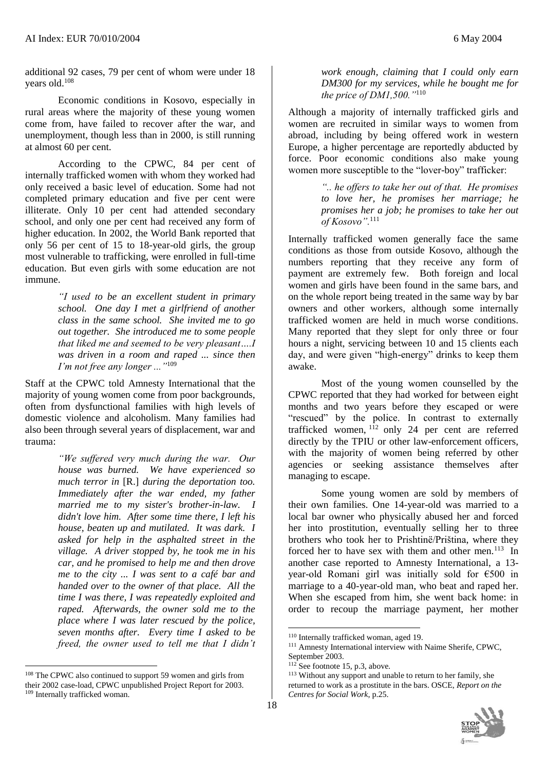additional 92 cases, 79 per cent of whom were under 18 years old.[108]

Economic conditions in Kosovo, especially in rural areas where the majority of these young women come from, have failed to recover after the war, and unemployment, though less than in 2000, is still running at almost 60 per cent.

According to the CPWC, 84 per cent of internally trafficked women with whom they worked had only received a basic level of education. Some had not completed primary education and five per cent were illiterate. Only 10 per cent had attended secondary school, and only one per cent had received any form of higher education. In 2002, the World Bank reported that only 56 per cent of 15 to 18-year-old girls, the group most vulnerable to trafficking, were enrolled in full-time education. But even girls with some education are not immune.

> *"I used to be an excellent student in primary school. One day I met a girlfriend of another class in the same school. She invited me to go out together. She introduced me to some people that liked me and seemed to be very pleasant….I was driven in a room and raped ... since then I'm not free any longer ..."*[109]

Staff at the CPWC told Amnesty International that the majority of young women come from poor backgrounds, often from dysfunctional families with high levels of domestic violence and alcoholism. Many families had also been through several years of displacement, war and trauma:

> *"We suffered very much during the war. Our house was burned. We have experienced so much terror in* [R.] *during the deportation too. Immediately after the war ended, my father married me to my sister's brother-in-law. I didn't love him. After some time there, I left his house, beaten up and mutilated. It was dark. I asked for help in the asphalted street in the village. A driver stopped by, he took me in his car, and he promised to help me and then drove me to the city ... I was sent to a café bar and handed over to the owner of that place. All the time I was there, I was repeatedly exploited and raped. Afterwards, the owner sold me to the place where I was later rescued by the police, seven months after. Every time I asked to be freed, the owner used to tell me that I didn't work enough, claiming that I could only earn DM300 for my services, while he bought me for the price of DM1,500."*[110]

Although a majority of internally trafficked girls and women are recruited in similar ways to women from abroad, including by being offered work in western Europe, a higher percentage are reportedly abducted by force. Poor economic conditions also make young women more susceptible to the "lover-boy" trafficker:

> *".. he offers to take her out of that. He promises to love her, he promises her marriage; he promises her a job; he promises to take her out of Kosovo".*[111]

Internally trafficked women generally face the same conditions as those from outside Kosovo, although the numbers reporting that they receive any form of payment are extremely few. Both foreign and local women and girls have been found in the same bars, and on the whole report being treated in the same way by bar owners and other workers, although some internally trafficked women are held in much worse conditions. Many reported that they slept for only three or four hours a night, servicing between 10 and 15 clients each day, and were given "high-energy" drinks to keep them awake.

Most of the young women counselled by the CPWC reported that they had worked for between eight months and two years before they escaped or were "rescued" by the police. In contrast to externally trafficked women,[112] only 24 per cent are referred directly by the TPIU or other law-enforcement officers, with the majority of women being referred by other agencies or seeking assistance themselves after managing to escape.

Some young women are sold by members of their own families. One 14-year-old was married to a local bar owner who physically abused her and forced her into prostitution, eventually selling her to three brothers who took her to Prishtinë/Priština, where they forced her to have sex with them and other men.[113] In another case reported to Amnesty International, a 13-year-old Romani girl was initially sold for €500 in marriage to a 40-year-old man, who beat and raped her. When she escaped from him, she went back home: in order to recoup the marriage payment, her mother

---

[108] The CPWC also continued to support 59 women and girls from their 2002 case-load, CPWC unpublished Project Report for 2003.

[109] Internally trafficked woman.

[110] Internally trafficked woman, aged 19.

[111] Amnesty International interview with Naime Sherife, CPWC, September 2003.

[112] See footnote 15, p.3, above.

[113] Without any support and unable to return to her family, she returned to work as a prostitute in the bars. OSCE, *Report on the Centres for Social Work*, p.25.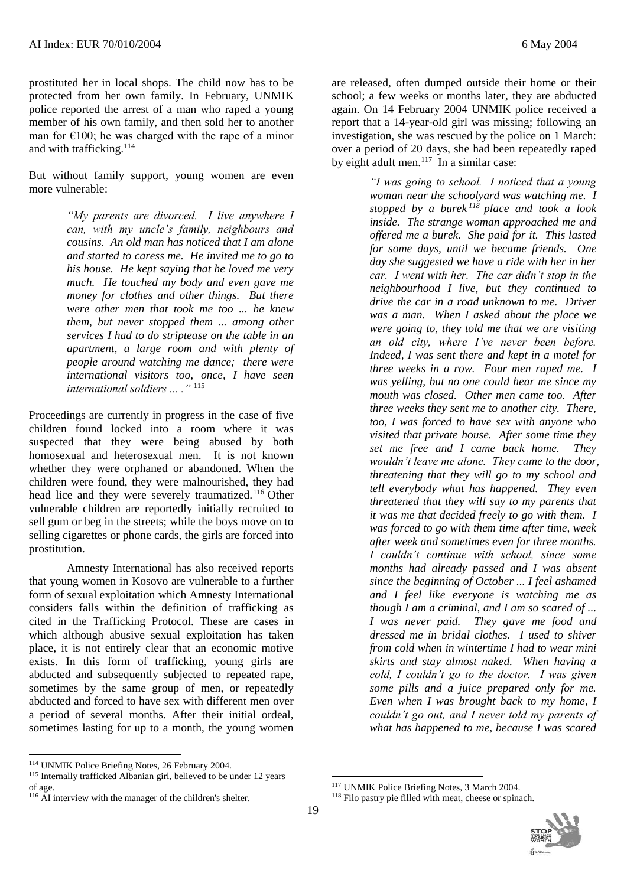prostituted her in local shops. The child now has to be protected from her own family. In February, UNMIK police reported the arrest of a man who raped a young member of his own family, and then sold her to another man for €100; he was charged with the rape of a minor and with trafficking.[114]

But without family support, young women are even more vulnerable:

> *"My parents are divorced. I live anywhere I can, with my uncle's family, neighbours and cousins. An old man has noticed that I am alone and started to caress me. He invited me to go to his house. He kept saying that he loved me very much. He touched my body and even gave me money for clothes and other things. But there were other men that took me too ... he knew them, but never stopped them ... among other services I had to do striptease on the table in an apartment, a large room and with plenty of people around watching me dance; there were international visitors too, once, I have seen international soldiers ... ."* [115]

Proceedings are currently in progress in the case of five children found locked into a room where it was suspected that they were being abused by both homosexual and heterosexual men. It is not known whether they were orphaned or abandoned. When the children were found, they were malnourished, they had head lice and they were severely traumatized.[116] Other vulnerable children are reportedly initially recruited to sell gum or beg in the streets; while the boys move on to selling cigarettes or phone cards, the girls are forced into prostitution.

Amnesty International has also received reports that young women in Kosovo are vulnerable to a further form of sexual exploitation which Amnesty International considers falls within the definition of trafficking as cited in the Trafficking Protocol. These are cases in which although abusive sexual exploitation has taken place, it is not entirely clear that an economic motive exists. In this form of trafficking, young girls are abducted and subsequently subjected to repeated rape, sometimes by the same group of men, or repeatedly abducted and forced to have sex with different men over a period of several months. After their initial ordeal, sometimes lasting for up to a month, the young women are released, often dumped outside their home or their school; a few weeks or months later, they are abducted again. On 14 February 2004 UNMIK police received a report that a 14-year-old girl was missing; following an investigation, she was rescued by the police on 1 March: over a period of 20 days, she had been repeatedly raped by eight adult men.[117] In a similar case:

> *"I was going to school. I noticed that a young woman near the schoolyard was watching me. I stopped by a burek[118] place and took a look inside. The strange woman approached me and offered me a burek. She paid for it. This lasted for some days, until we became friends. One day she suggested we have a ride with her in her car. I went with her. The car didn't stop in the neighbourhood I live, but they continued to drive the car in a road unknown to me. Driver was a man. When I asked about the place we were going to, they told me that we are visiting an old city, where I've never been before. Indeed, I was sent there and kept in a motel for three weeks in a row. Four men raped me. I was yelling, but no one could hear me since my mouth was closed. Other men came too. After three weeks they sent me to another city. There, too, I was forced to have sex with anyone who visited that private house. After some time they set me free and I came back home. They wouldn't leave me alone. They came to the door, threatening that they will go to my school and tell everybody what has happened. They even threatened that they will say to my parents that it was me that decided freely to go with them. I was forced to go with them time after time, week after week and sometimes even for three months. I couldn't continue with school, since some months had already passed and I was absent since the beginning of October ... I feel ashamed and I feel like everyone is watching me as though I am a criminal, and I am so scared of ... I was never paid. They gave me food and dressed me in bridal clothes. I used to shiver from cold when in wintertime I had to wear mini skirts and stay almost naked. When having a cold, I couldn't go to the doctor. I was given some pills and a juice prepared only for me. Even when I was brought back to my home, I couldn't go out, and I never told my parents of what has happened to me, because I was scared*

---

[114] UNMIK Police Briefing Notes, 26 February 2004.

[115] Internally trafficked Albanian girl, believed to be under 12 years of age.

[116] AI interview with the manager of the children's shelter.

[117] UNMIK Police Briefing Notes, 3 March 2004.

[118] Filo pastry pie filled with meat, cheese or spinach.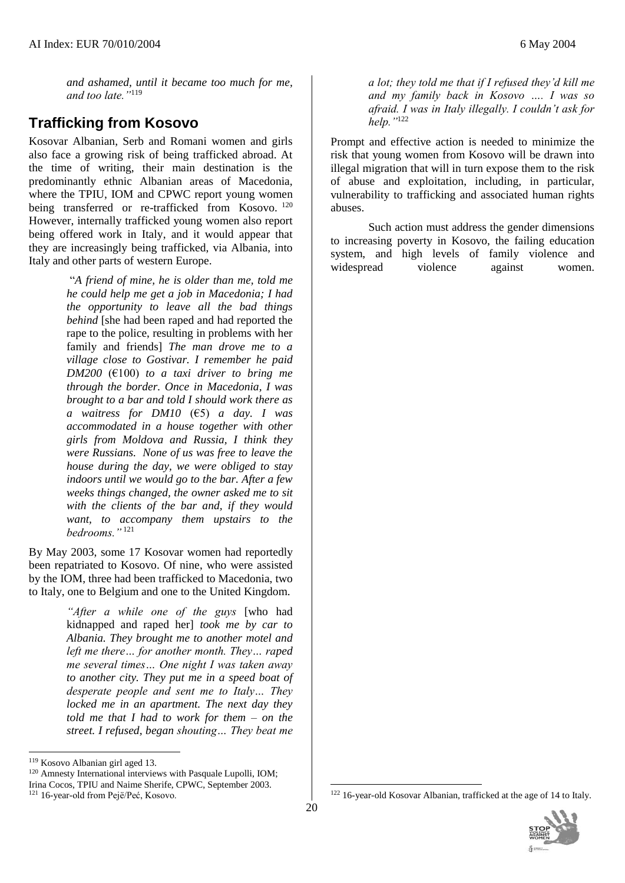*and ashamed, until it became too much for me, and too late."*[119]

## Trafficking from Kosovo

Kosovar Albanian, Serb and Romani women and girls also face a growing risk of being trafficked abroad. At the time of writing, their main destination is the predominantly ethnic Albanian areas of Macedonia, where the TPIU, IOM and CPWC report young women being transferred or re-trafficked from Kosovo.[120] However, internally trafficked young women also report being offered work in Italy, and it would appear that they are increasingly being trafficked, via Albania, into Italy and other parts of western Europe.

> "*A friend of mine, he is older than me, told me he could help me get a job in Macedonia; I had the opportunity to leave all the bad things behind* [she had been raped and had reported the rape to the police, resulting in problems with her family and friends] *The man drove me to a village close to Gostivar. I remember he paid DM200* (€100) *to a taxi driver to bring me through the border. Once in Macedonia, I was brought to a bar and told I should work there as a waitress for DM10* (€5) *a day. I was accommodated in a house together with other girls from Moldova and Russia, I think they were Russians. None of us was free to leave the house during the day, we were obliged to stay indoors until we would go to the bar. After a few weeks things changed, the owner asked me to sit with the clients of the bar and, if they would want, to accompany them upstairs to the bedrooms."*[121]

By May 2003, some 17 Kosovar women had reportedly been repatriated to Kosovo. Of nine, who were assisted by the IOM, three had been trafficked to Macedonia, two to Italy, one to Belgium and one to the United Kingdom.

> *"After a while one of the guys* [who had kidnapped and raped her] *took me by car to Albania. They brought me to another motel and left me there… for another month. They… raped me several times… One night I was taken away to another city. They put me in a speed boat of desperate people and sent me to Italy… They locked me in an apartment. The next day they told me that I had to work for them – on the street. I refused, began shouting… They beat me a lot; they told me that if I refused they'd kill me and my family back in Kosovo …. I was so afraid. I was in Italy illegally. I couldn't ask for help."*[122]

Prompt and effective action is needed to minimize the risk that young women from Kosovo will be drawn into illegal migration that will in turn expose them to the risk of abuse and exploitation, including, in particular, vulnerability to trafficking and associated human rights abuses.

Such action must address the gender dimensions to increasing poverty in Kosovo, the failing education system, and high levels of family violence and widespread violence against women.

---

[119] Kosovo Albanian girl aged 13.

[120] Amnesty International interviews with Pasquale Lupolli, IOM; Irina Cocos, TPIU and Naime Sherife, CPWC, September 2003.

[121] 16-year-old from Pejë/Peć, Kosovo.

[122] 16-year-old Kosovar Albanian, trafficked at the age of 14 to Italy.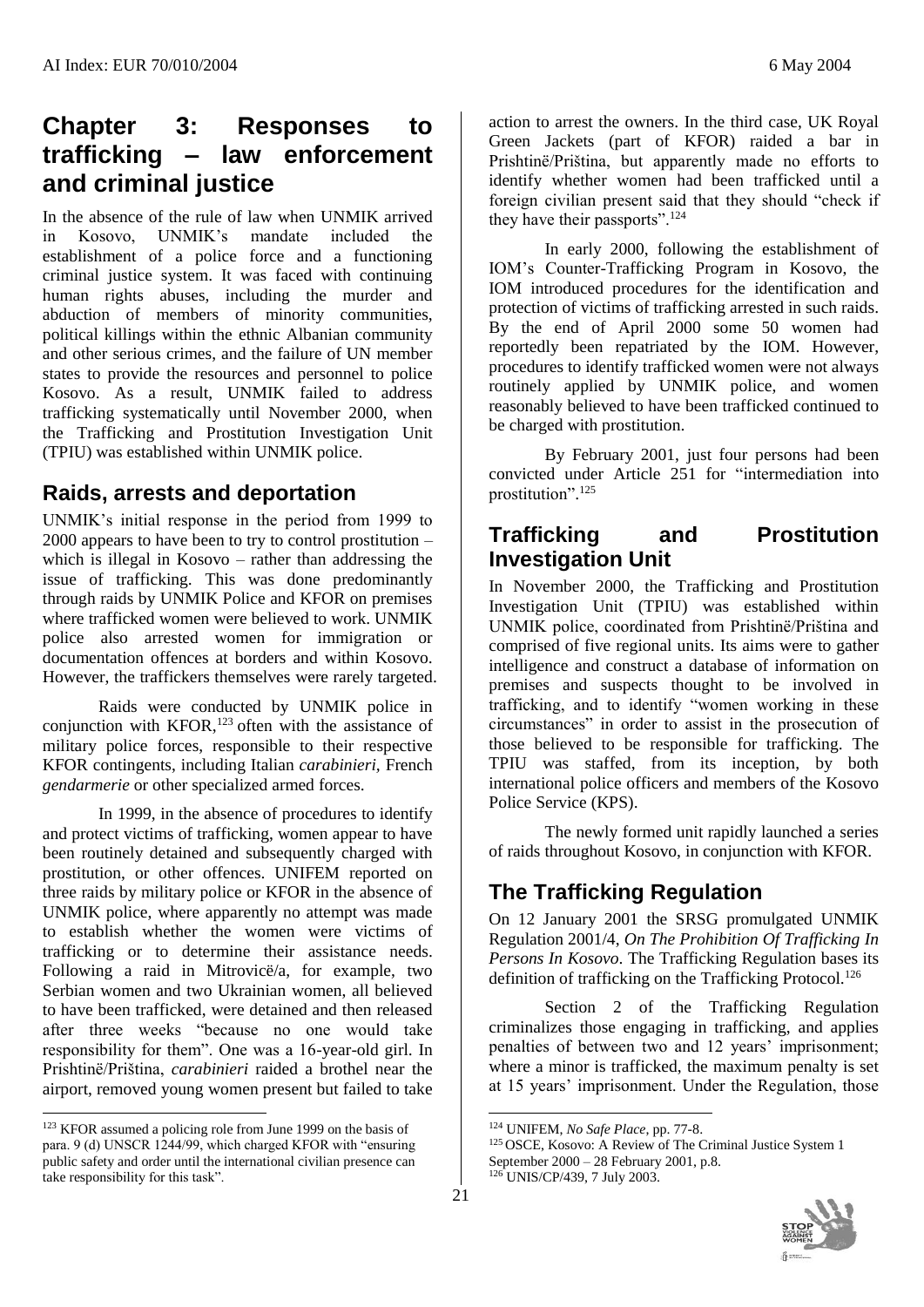## Chapter 3: Responses to trafficking – law enforcement and criminal justice

In the absence of the rule of law when UNMIK arrived in Kosovo, UNMIK's mandate included the establishment of a police force and a functioning criminal justice system. It was faced with continuing human rights abuses, including the murder and abduction of members of minority communities, political killings within the ethnic Albanian community and other serious crimes, and the failure of UN member states to provide the resources and personnel to police Kosovo. As a result, UNMIK failed to address trafficking systematically until November 2000, when the Trafficking and Prostitution Investigation Unit (TPIU) was established within UNMIK police.

### Raids, arrests and deportation

UNMIK's initial response in the period from 1999 to 2000 appears to have been to try to control prostitution – which is illegal in Kosovo – rather than addressing the issue of trafficking. This was done predominantly through raids by UNMIK Police and KFOR on premises where trafficked women were believed to work. UNMIK police also arrested women for immigration or documentation offences at borders and within Kosovo. However, the traffickers themselves were rarely targeted.

Raids were conducted by UNMIK police in conjunction with KFOR,[123] often with the assistance of military police forces, responsible to their respective KFOR contingents, including Italian *carabinieri*, French *gendarmerie* or other specialized armed forces.

In 1999, in the absence of procedures to identify and protect victims of trafficking, women appear to have been routinely detained and subsequently charged with prostitution, or other offences. UNIFEM reported on three raids by military police or KFOR in the absence of UNMIK police, where apparently no attempt was made to establish whether the women were victims of trafficking or to determine their assistance needs. Following a raid in Mitrovicë/a, for example, two Serbian women and two Ukrainian women, all believed to have been trafficked, were detained and then released after three weeks "because no one would take responsibility for them". One was a 16-year-old girl. In Prishtinë/Priština, *carabinieri* raided a brothel near the airport, removed young women present but failed to take action to arrest the owners. In the third case, UK Royal Green Jackets (part of KFOR) raided a bar in Prishtinë/Priština, but apparently made no efforts to identify whether women had been trafficked until a foreign civilian present said that they should "check if they have their passports".[124]

In early 2000, following the establishment of IOM's Counter-Trafficking Program in Kosovo, the IOM introduced procedures for the identification and protection of victims of trafficking arrested in such raids. By the end of April 2000 some 50 women had reportedly been repatriated by the IOM. However, procedures to identify trafficked women were not always routinely applied by UNMIK police, and women reasonably believed to have been trafficked continued to be charged with prostitution.

By February 2001, just four persons had been convicted under Article 251 for "intermediation into prostitution".[125]

### Trafficking and Prostitution Investigation Unit

In November 2000, the Trafficking and Prostitution Investigation Unit (TPIU) was established within UNMIK police, coordinated from Prishtinë/Priština and comprised of five regional units. Its aims were to gather intelligence and construct a database of information on premises and suspects thought to be involved in trafficking, and to identify "women working in these circumstances" in order to assist in the prosecution of those believed to be responsible for trafficking. The TPIU was staffed, from its inception, by both international police officers and members of the Kosovo Police Service (KPS).

The newly formed unit rapidly launched a series of raids throughout Kosovo, in conjunction with KFOR.

### The Trafficking Regulation

On 12 January 2001 the SRSG promulgated UNMIK Regulation 2001/4, *On The Prohibition Of Trafficking In Persons In Kosovo*. The Trafficking Regulation bases its definition of trafficking on the Trafficking Protocol.[126]

Section 2 of the Trafficking Regulation criminalizes those engaging in trafficking, and applies penalties of between two and 12 years' imprisonment; where a minor is trafficked, the maximum penalty is set at 15 years' imprisonment. Under the Regulation, those

---

[123] KFOR assumed a policing role from June 1999 on the basis of para. 9 (d) UNSCR 1244/99, which charged KFOR with "ensuring public safety and order until the international civilian presence can take responsibility for this task".

[124] UNIFEM, *No Safe Place*, pp. 77-8.

[125] OSCE, Kosovo: A Review of The Criminal Justice System 1 September 2000 – 28 February 2001, p.8.

[126] UNIS/CP/439, 7 July 2003.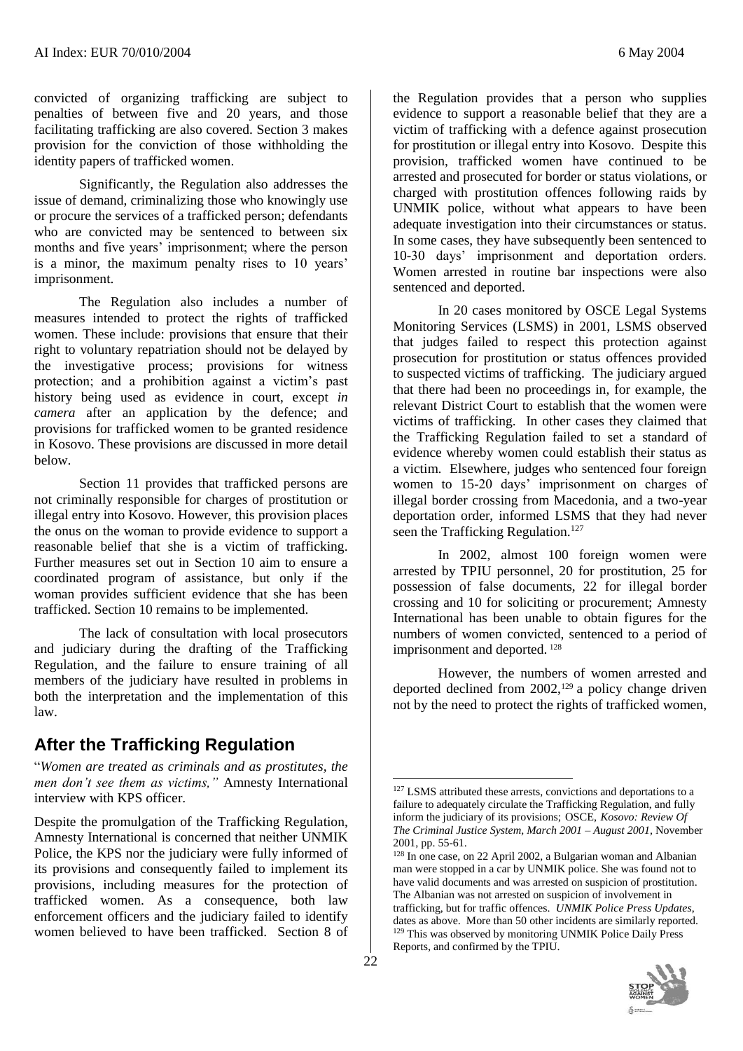convicted of organizing trafficking are subject to penalties of between five and 20 years, and those facilitating trafficking are also covered. Section 3 makes provision for the conviction of those withholding the identity papers of trafficked women.

Significantly, the Regulation also addresses the issue of demand, criminalizing those who knowingly use or procure the services of a trafficked person; defendants who are convicted may be sentenced to between six months and five years' imprisonment; where the person is a minor, the maximum penalty rises to 10 years' imprisonment.

The Regulation also includes a number of measures intended to protect the rights of trafficked women. These include: provisions that ensure that their right to voluntary repatriation should not be delayed by the investigative process; provisions for witness protection; and a prohibition against a victim's past history being used as evidence in court, except *in camera* after an application by the defence; and provisions for trafficked women to be granted residence in Kosovo. These provisions are discussed in more detail below.

Section 11 provides that trafficked persons are not criminally responsible for charges of prostitution or illegal entry into Kosovo. However, this provision places the onus on the woman to provide evidence to support a reasonable belief that she is a victim of trafficking. Further measures set out in Section 10 aim to ensure a coordinated program of assistance, but only if the woman provides sufficient evidence that she has been trafficked. Section 10 remains to be implemented.

The lack of consultation with local prosecutors and judiciary during the drafting of the Trafficking Regulation, and the failure to ensure training of all members of the judiciary have resulted in problems in both the interpretation and the implementation of this law.

## After the Trafficking Regulation

"*Women are treated as criminals and as prostitutes, the men don't see them as victims,"* Amnesty International interview with KPS officer.

Despite the promulgation of the Trafficking Regulation, Amnesty International is concerned that neither UNMIK Police, the KPS nor the judiciary were fully informed of its provisions and consequently failed to implement its provisions, including measures for the protection of trafficked women. As a consequence, both law enforcement officers and the judiciary failed to identify women believed to have been trafficked. Section 8 of the Regulation provides that a person who supplies evidence to support a reasonable belief that they are a victim of trafficking with a defence against prosecution for prostitution or illegal entry into Kosovo. Despite this provision, trafficked women have continued to be arrested and prosecuted for border or status violations, or charged with prostitution offences following raids by UNMIK police, without what appears to have been adequate investigation into their circumstances or status. In some cases, they have subsequently been sentenced to 10-30 days' imprisonment and deportation orders. Women arrested in routine bar inspections were also sentenced and deported.

In 20 cases monitored by OSCE Legal Systems Monitoring Services (LSMS) in 2001, LSMS observed that judges failed to respect this protection against prosecution for prostitution or status offences provided to suspected victims of trafficking. The judiciary argued that there had been no proceedings in, for example, the relevant District Court to establish that the women were victims of trafficking. In other cases they claimed that the Trafficking Regulation failed to set a standard of evidence whereby women could establish their status as a victim. Elsewhere, judges who sentenced four foreign women to 15-20 days' imprisonment on charges of illegal border crossing from Macedonia, and a two-year deportation order, informed LSMS that they had never seen the Trafficking Regulation.[127]

In 2002, almost 100 foreign women were arrested by TPIU personnel, 20 for prostitution, 25 for possession of false documents, 22 for illegal border crossing and 10 for soliciting or procurement; Amnesty International has been unable to obtain figures for the numbers of women convicted, sentenced to a period of imprisonment and deported. [128]

However, the numbers of women arrested and deported declined from 2002,[129] a policy change driven not by the need to protect the rights of trafficked women,

---

[127] LSMS attributed these arrests, convictions and deportations to a failure to adequately circulate the Trafficking Regulation, and fully inform the judiciary of its provisions; OSCE, *Kosovo: Review Of The Criminal Justice System, March 2001 – August 2001,* November 2001, pp. 55-61.

[128] In one case, on 22 April 2002, a Bulgarian woman and Albanian man were stopped in a car by UNMIK police. She was found not to have valid documents and was arrested on suspicion of prostitution. The Albanian was not arrested on suspicion of involvement in trafficking, but for traffic offences. *UNMIK Police Press Updates,* dates as above. More than 50 other incidents are similarly reported.

[129] This was observed by monitoring UNMIK Police Daily Press Reports, and confirmed by the TPIU.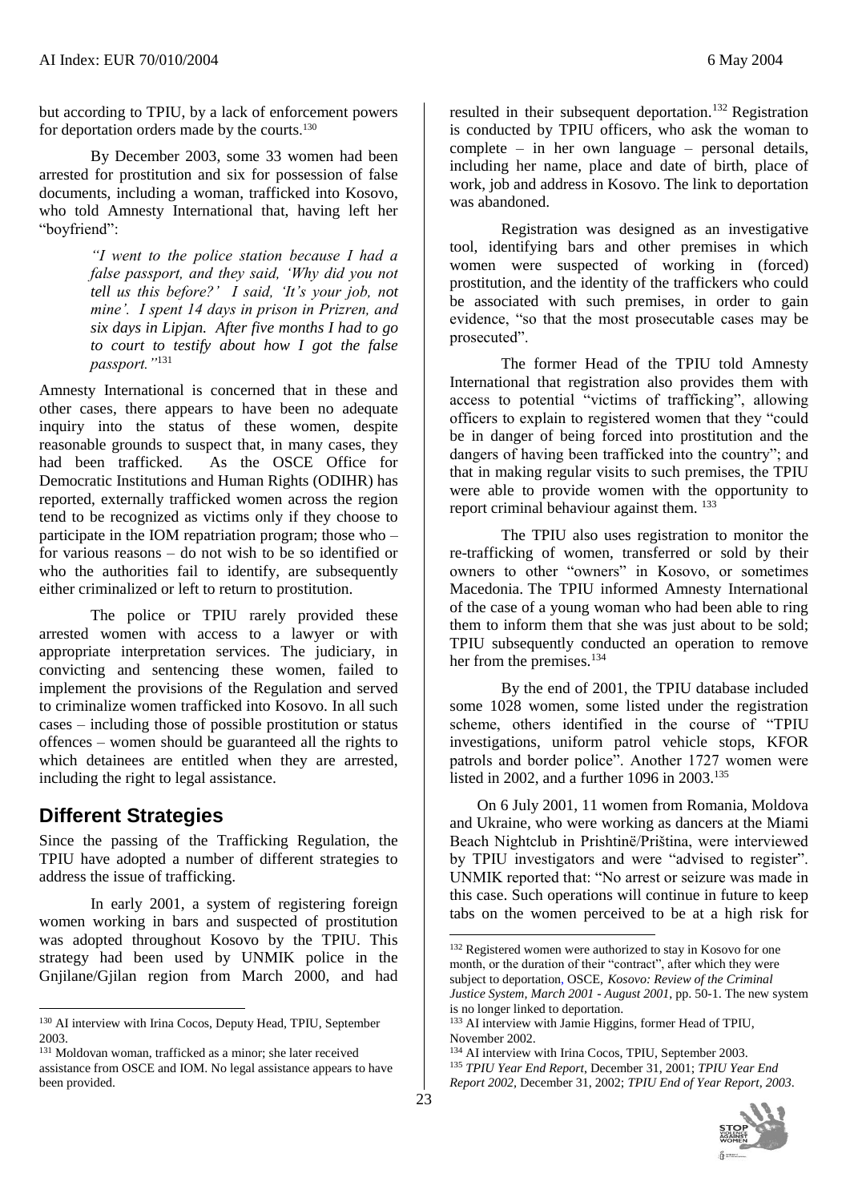but according to TPIU, by a lack of enforcement powers for deportation orders made by the courts.[130]

By December 2003, some 33 women had been arrested for prostitution and six for possession of false documents, including a woman, trafficked into Kosovo, who told Amnesty International that, having left her "boyfriend":

> *"I went to the police station because I had a false passport, and they said, 'Why did you not tell us this before?' I said, 'It's your job, not mine'. I spent 14 days in prison in Prizren, and six days in Lipjan. After five months I had to go to court to testify about how I got the false passport."*[131]

Amnesty International is concerned that in these and other cases, there appears to have been no adequate inquiry into the status of these women, despite reasonable grounds to suspect that, in many cases, they had been trafficked. As the OSCE Office for Democratic Institutions and Human Rights (ODIHR) has reported, externally trafficked women across the region tend to be recognized as victims only if they choose to participate in the IOM repatriation program; those who – for various reasons – do not wish to be so identified or who the authorities fail to identify, are subsequently either criminalized or left to return to prostitution.

The police or TPIU rarely provided these arrested women with access to a lawyer or with appropriate interpretation services. The judiciary, in convicting and sentencing these women, failed to implement the provisions of the Regulation and served to criminalize women trafficked into Kosovo. In all such cases – including those of possible prostitution or status offences – women should be guaranteed all the rights to which detainees are entitled when they are arrested, including the right to legal assistance.

## Different Strategies

Since the passing of the Trafficking Regulation, the TPIU have adopted a number of different strategies to address the issue of trafficking.

In early 2001, a system of registering foreign women working in bars and suspected of prostitution was adopted throughout Kosovo by the TPIU. This strategy had been used by UNMIK police in the Gnjilane/Gjilan region from March 2000, and had resulted in their subsequent deportation.[132] Registration is conducted by TPIU officers, who ask the woman to complete – in her own language – personal details, including her name, place and date of birth, place of work, job and address in Kosovo. The link to deportation was abandoned.

Registration was designed as an investigative tool, identifying bars and other premises in which women were suspected of working in (forced) prostitution, and the identity of the traffickers who could be associated with such premises, in order to gain evidence, "so that the most prosecutable cases may be prosecuted".

The former Head of the TPIU told Amnesty International that registration also provides them with access to potential "victims of trafficking", allowing officers to explain to registered women that they "could be in danger of being forced into prostitution and the dangers of having been trafficked into the country"; and that in making regular visits to such premises, the TPIU were able to provide women with the opportunity to report criminal behaviour against them. [133]

The TPIU also uses registration to monitor the re-trafficking of women, transferred or sold by their owners to other "owners" in Kosovo, or sometimes Macedonia. The TPIU informed Amnesty International of the case of a young woman who had been able to ring them to inform them that she was just about to be sold; TPIU subsequently conducted an operation to remove her from the premises.[134]

By the end of 2001, the TPIU database included some 1028 women, some listed under the registration scheme, others identified in the course of "TPIU investigations, uniform patrol vehicle stops, KFOR patrols and border police". Another 1727 women were listed in 2002, and a further 1096 in 2003.[135]

On 6 July 2001, 11 women from Romania, Moldova and Ukraine, who were working as dancers at the Miami Beach Nightclub in Prishtinë/Priština, were interviewed by TPIU investigators and were "advised to register". UNMIK reported that: "No arrest or seizure was made in this case. Such operations will continue in future to keep tabs on the women perceived to be at a high risk for

---

[130] AI interview with Irina Cocos, Deputy Head, TPIU, September 2003.

[131] Moldovan woman, trafficked as a minor; she later received assistance from OSCE and IOM. No legal assistance appears to have been provided.

[132] Registered women were authorized to stay in Kosovo for one month, or the duration of their "contract", after which they were subject to deportation, OSCE, *Kosovo: Review of the Criminal Justice System, March 2001 - August 2001*, pp. 50-1. The new system is no longer linked to deportation.

[133] AI interview with Jamie Higgins, former Head of TPIU, November 2002.

[134] AI interview with Irina Cocos, TPIU, September 2003.

[135] *TPIU Year End Report*, December 31, 2001; *TPIU Year End Report 2002*, December 31, 2002; *TPIU End of Year Report, 2003*.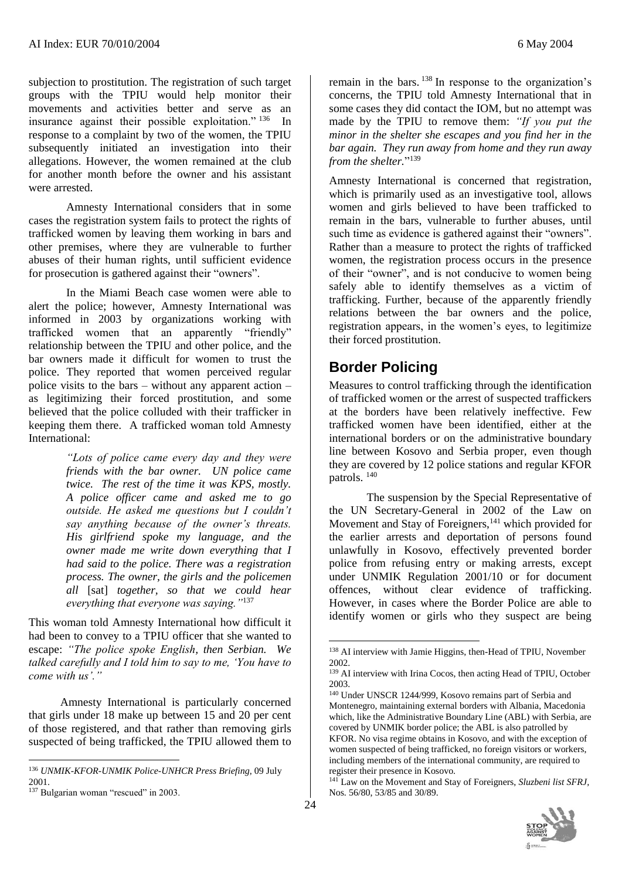subjection to prostitution. The registration of such target groups with the TPIU would help monitor their movements and activities better and serve as an insurance against their possible exploitation."[136] In response to a complaint by two of the women, the TPIU subsequently initiated an investigation into their allegations. However, the women remained at the club for another month before the owner and his assistant were arrested.

Amnesty International considers that in some cases the registration system fails to protect the rights of trafficked women by leaving them working in bars and other premises, where they are vulnerable to further abuses of their human rights, until sufficient evidence for prosecution is gathered against their "owners".

In the Miami Beach case women were able to alert the police; however, Amnesty International was informed in 2003 by organizations working with trafficked women that an apparently "friendly" relationship between the TPIU and other police, and the bar owners made it difficult for women to trust the police. They reported that women perceived regular police visits to the bars – without any apparent action – as legitimizing their forced prostitution, and some believed that the police colluded with their trafficker in keeping them there. A trafficked woman told Amnesty International:

> *"Lots of police came every day and they were friends with the bar owner. UN police came twice. The rest of the time it was KPS, mostly. A police officer came and asked me to go outside. He asked me questions but I couldn't say anything because of the owner's threats. His girlfriend spoke my language, and the owner made me write down everything that I had said to the police. There was a registration process. The owner, the girls and the policemen all* [sat] *together, so that we could hear everything that everyone was saying."*[137]

This woman told Amnesty International how difficult it had been to convey to a TPIU officer that she wanted to escape: *"The police spoke English, then Serbian. We talked carefully and I told him to say to me, 'You have to come with us'."*

Amnesty International is particularly concerned that girls under 18 make up between 15 and 20 per cent of those registered, and that rather than removing girls suspected of being trafficked, the TPIU allowed them to remain in the bars.[138] In response to the organization's concerns, the TPIU told Amnesty International that in some cases they did contact the IOM, but no attempt was made by the TPIU to remove them: *"If you put the minor in the shelter she escapes and you find her in the bar again. They run away from home and they run away from the shelter.*"[139]

Amnesty International is concerned that registration, which is primarily used as an investigative tool, allows women and girls believed to have been trafficked to remain in the bars, vulnerable to further abuses, until such time as evidence is gathered against their "owners". Rather than a measure to protect the rights of trafficked women, the registration process occurs in the presence of their "owner", and is not conducive to women being safely able to identify themselves as a victim of trafficking. Further, because of the apparently friendly relations between the bar owners and the police, registration appears, in the women's eyes, to legitimize their forced prostitution.

## Border Policing

Measures to control trafficking through the identification of trafficked women or the arrest of suspected traffickers at the borders have been relatively ineffective. Few trafficked women have been identified, either at the international borders or on the administrative boundary line between Kosovo and Serbia proper, even though they are covered by 12 police stations and regular KFOR patrols.[140]

The suspension by the Special Representative of the UN Secretary-General in 2002 of the Law on Movement and Stay of Foreigners,[141] which provided for the earlier arrests and deportation of persons found unlawfully in Kosovo, effectively prevented border police from refusing entry or making arrests, except under UNMIK Regulation 2001/10 or for document offences, without clear evidence of trafficking. However, in cases where the Border Police are able to identify women or girls who they suspect are being

---

[136] *UNMIK-KFOR-UNMIK Police-UNHCR Press Briefing*, 09 July 2001.

[137] Bulgarian woman "rescued" in 2003.

[138] AI interview with Jamie Higgins, then-Head of TPIU, November 2002.

[139] AI interview with Irina Cocos, then acting Head of TPIU, October 2003.

[140] Under UNSCR 1244/999, Kosovo remains part of Serbia and Montenegro, maintaining external borders with Albania, Macedonia which, like the Administrative Boundary Line (ABL) with Serbia, are covered by UNMIK border police; the ABL is also patrolled by KFOR. No visa regime obtains in Kosovo, and with the exception of women suspected of being trafficked, no foreign visitors or workers, including members of the international community, are required to register their presence in Kosovo.

[141] Law on the Movement and Stay of Foreigners, *Sluzbeni list SFRJ*, Nos. 56/80, 53/85 and 30/89.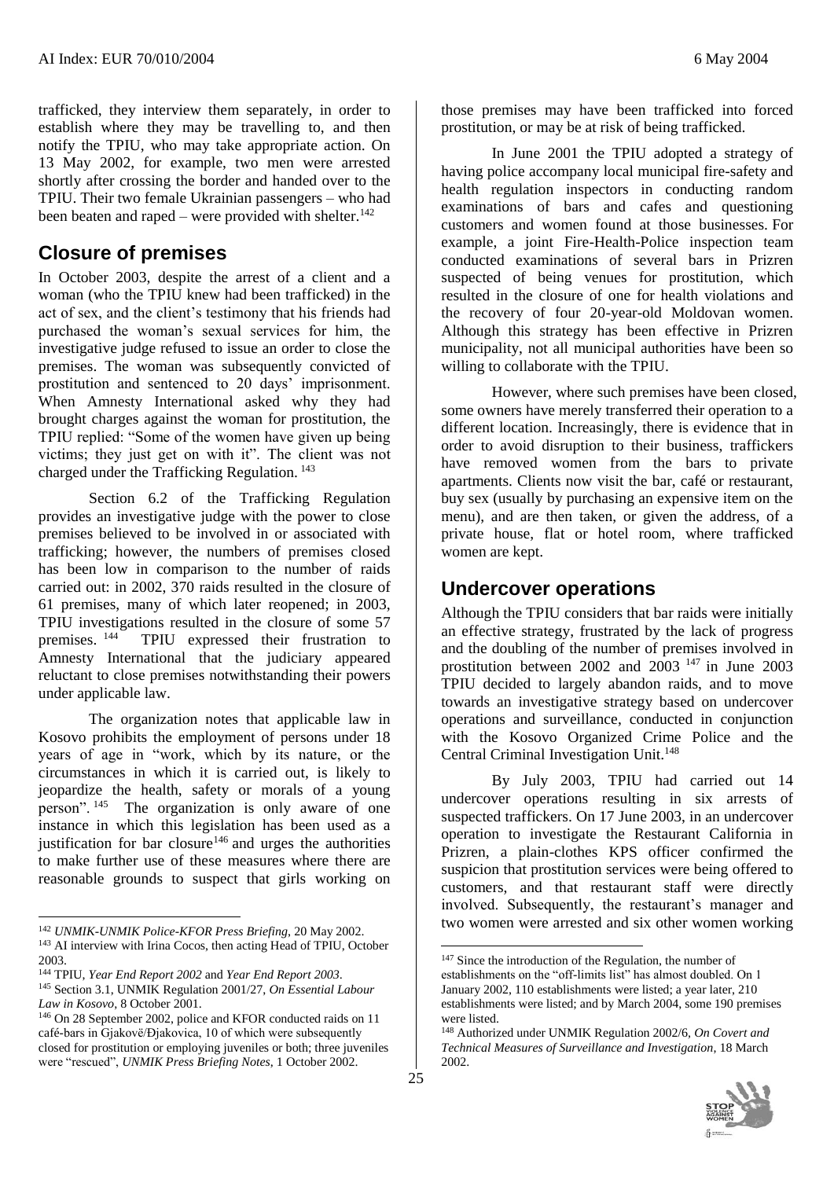trafficked, they interview them separately, in order to establish where they may be travelling to, and then notify the TPIU, who may take appropriate action. On 13 May 2002, for example, two men were arrested shortly after crossing the border and handed over to the TPIU. Their two female Ukrainian passengers – who had been beaten and raped – were provided with shelter.[142]

## Closure of premises

In October 2003, despite the arrest of a client and a woman (who the TPIU knew had been trafficked) in the act of sex, and the client's testimony that his friends had purchased the woman's sexual services for him, the investigative judge refused to issue an order to close the premises. The woman was subsequently convicted of prostitution and sentenced to 20 days' imprisonment. When Amnesty International asked why they had brought charges against the woman for prostitution, the TPIU replied: "Some of the women have given up being victims; they just get on with it". The client was not charged under the Trafficking Regulation.[143]

Section 6.2 of the Trafficking Regulation provides an investigative judge with the power to close premises believed to be involved in or associated with trafficking; however, the numbers of premises closed has been low in comparison to the number of raids carried out: in 2002, 370 raids resulted in the closure of 61 premises, many of which later reopened; in 2003, TPIU investigations resulted in the closure of some 57 premises.[144] TPIU expressed their frustration to Amnesty International that the judiciary appeared reluctant to close premises notwithstanding their powers under applicable law.

The organization notes that applicable law in Kosovo prohibits the employment of persons under 18 years of age in "work, which by its nature, or the circumstances in which it is carried out, is likely to jeopardize the health, safety or morals of a young person".[145] The organization is only aware of one instance in which this legislation has been used as a justification for bar closure[146] and urges the authorities to make further use of these measures where there are reasonable grounds to suspect that girls working on those premises may have been trafficked into forced prostitution, or may be at risk of being trafficked.

In June 2001 the TPIU adopted a strategy of having police accompany local municipal fire-safety and health regulation inspectors in conducting random examinations of bars and cafes and questioning customers and women found at those businesses. For example, a joint Fire-Health-Police inspection team conducted examinations of several bars in Prizren suspected of being venues for prostitution, which resulted in the closure of one for health violations and the recovery of four 20-year-old Moldovan women. Although this strategy has been effective in Prizren municipality, not all municipal authorities have been so willing to collaborate with the TPIU.

However, where such premises have been closed, some owners have merely transferred their operation to a different location. Increasingly, there is evidence that in order to avoid disruption to their business, traffickers have removed women from the bars to private apartments. Clients now visit the bar, café or restaurant, buy sex (usually by purchasing an expensive item on the menu), and are then taken, or given the address, of a private house, flat or hotel room, where trafficked women are kept.

## Undercover operations

Although the TPIU considers that bar raids were initially an effective strategy, frustrated by the lack of progress and the doubling of the number of premises involved in prostitution between 2002 and 2003[147] in June 2003 TPIU decided to largely abandon raids, and to move towards an investigative strategy based on undercover operations and surveillance, conducted in conjunction with the Kosovo Organized Crime Police and the Central Criminal Investigation Unit.[148]

By July 2003, TPIU had carried out 14 undercover operations resulting in six arrests of suspected traffickers. On 17 June 2003, in an undercover operation to investigate the Restaurant California in Prizren, a plain-clothes KPS officer confirmed the suspicion that prostitution services were being offered to customers, and that restaurant staff were directly involved. Subsequently, the restaurant's manager and two women were arrested and six other women working

---

[142] *UNMIK-UNMIK Police-KFOR Press Briefing*, 20 May 2002.

[143] AI interview with Irina Cocos, then acting Head of TPIU, October 2003.

[144] TPIU, *Year End Report 2002* and *Year End Report 2003*.

[145] Section 3.1, UNMIK Regulation 2001/27, *On Essential Labour Law in Kosovo*, 8 October 2001.

[146] On 28 September 2002, police and KFOR conducted raids on 11 café-bars in Gjakovë/Đjakovica, 10 of which were subsequently closed for prostitution or employing juveniles or both; three juveniles were "rescued", *UNMIK Press Briefing Notes*, 1 October 2002.

[147] Since the introduction of the Regulation, the number of establishments on the "off-limits list" has almost doubled. On 1 January 2002, 110 establishments were listed; a year later, 210 establishments were listed; and by March 2004, some 190 premises were listed.

[148] Authorized under UNMIK Regulation 2002/6, *On Covert and Technical Measures of Surveillance and Investigation*, 18 March 2002.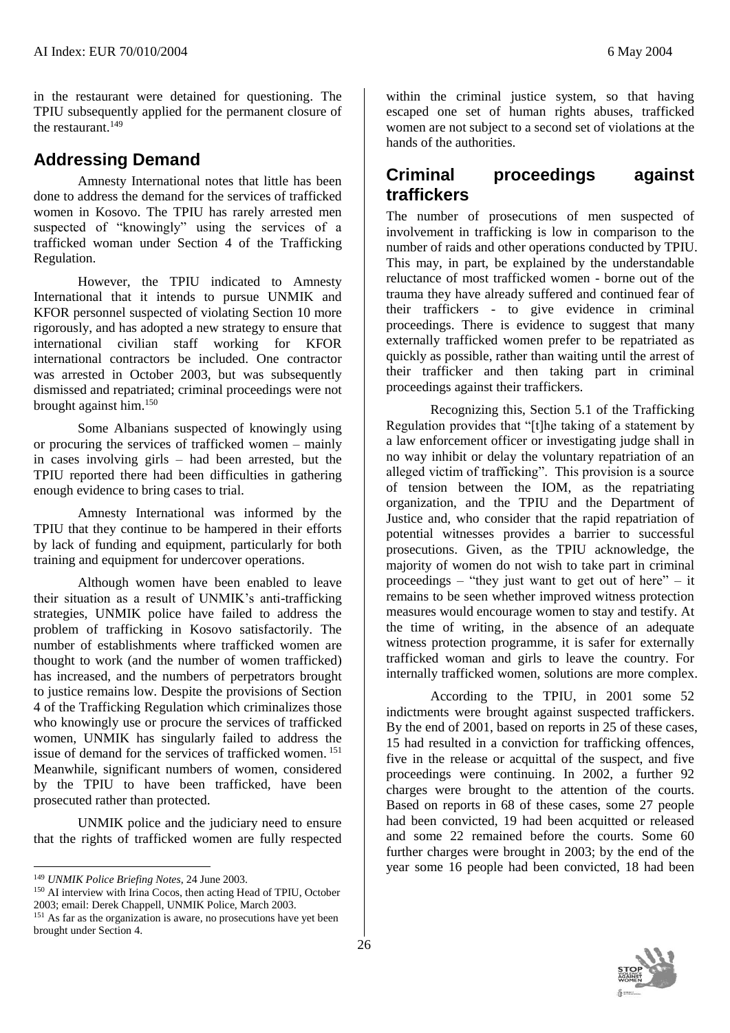in the restaurant were detained for questioning. The TPIU subsequently applied for the permanent closure of the restaurant.[149]

## Addressing Demand

Amnesty International notes that little has been done to address the demand for the services of trafficked women in Kosovo. The TPIU has rarely arrested men suspected of "knowingly" using the services of a trafficked woman under Section 4 of the Trafficking Regulation.

However, the TPIU indicated to Amnesty International that it intends to pursue UNMIK and KFOR personnel suspected of violating Section 10 more rigorously, and has adopted a new strategy to ensure that international civilian staff working for KFOR international contractors be included. One contractor was arrested in October 2003, but was subsequently dismissed and repatriated; criminal proceedings were not brought against him.[150]

Some Albanians suspected of knowingly using or procuring the services of trafficked women – mainly in cases involving girls – had been arrested, but the TPIU reported there had been difficulties in gathering enough evidence to bring cases to trial.

Amnesty International was informed by the TPIU that they continue to be hampered in their efforts by lack of funding and equipment, particularly for both training and equipment for undercover operations.

Although women have been enabled to leave their situation as a result of UNMIK's anti-trafficking strategies, UNMIK police have failed to address the problem of trafficking in Kosovo satisfactorily. The number of establishments where trafficked women are thought to work (and the number of women trafficked) has increased, and the numbers of perpetrators brought to justice remains low. Despite the provisions of Section 4 of the Trafficking Regulation which criminalizes those who knowingly use or procure the services of trafficked women, UNMIK has singularly failed to address the issue of demand for the services of trafficked women.[151] Meanwhile, significant numbers of women, considered by the TPIU to have been trafficked, have been prosecuted rather than protected.

UNMIK police and the judiciary need to ensure that the rights of trafficked women are fully respected within the criminal justice system, so that having escaped one set of human rights abuses, trafficked women are not subject to a second set of violations at the hands of the authorities.

## Criminal proceedings against traffickers

The number of prosecutions of men suspected of involvement in trafficking is low in comparison to the number of raids and other operations conducted by TPIU. This may, in part, be explained by the understandable reluctance of most trafficked women - borne out of the trauma they have already suffered and continued fear of their traffickers - to give evidence in criminal proceedings. There is evidence to suggest that many externally trafficked women prefer to be repatriated as quickly as possible, rather than waiting until the arrest of their trafficker and then taking part in criminal proceedings against their traffickers.

Recognizing this, Section 5.1 of the Trafficking Regulation provides that "[t]he taking of a statement by a law enforcement officer or investigating judge shall in no way inhibit or delay the voluntary repatriation of an alleged victim of trafficking". This provision is a source of tension between the IOM, as the repatriating organization, and the TPIU and the Department of Justice and, who consider that the rapid repatriation of potential witnesses provides a barrier to successful prosecutions. Given, as the TPIU acknowledge, the majority of women do not wish to take part in criminal proceedings – "they just want to get out of here" – it remains to be seen whether improved witness protection measures would encourage women to stay and testify. At the time of writing, in the absence of an adequate witness protection programme, it is safer for externally trafficked woman and girls to leave the country. For internally trafficked women, solutions are more complex.

According to the TPIU, in 2001 some 52 indictments were brought against suspected traffickers. By the end of 2001, based on reports in 25 of these cases, 15 had resulted in a conviction for trafficking offences, five in the release or acquittal of the suspect, and five proceedings were continuing. In 2002, a further 92 charges were brought to the attention of the courts. Based on reports in 68 of these cases, some 27 people had been convicted, 19 had been acquitted or released and some 22 remained before the courts. Some 60 further charges were brought in 2003; by the end of the year some 16 people had been convicted, 18 had been

---

[149] *UNMIK Police Briefing Notes*, 24 June 2003.

[150] AI interview with Irina Cocos, then acting Head of TPIU, October 2003; email: Derek Chappell, UNMIK Police, March 2003.

[151] As far as the organization is aware, no prosecutions have yet been brought under Section 4.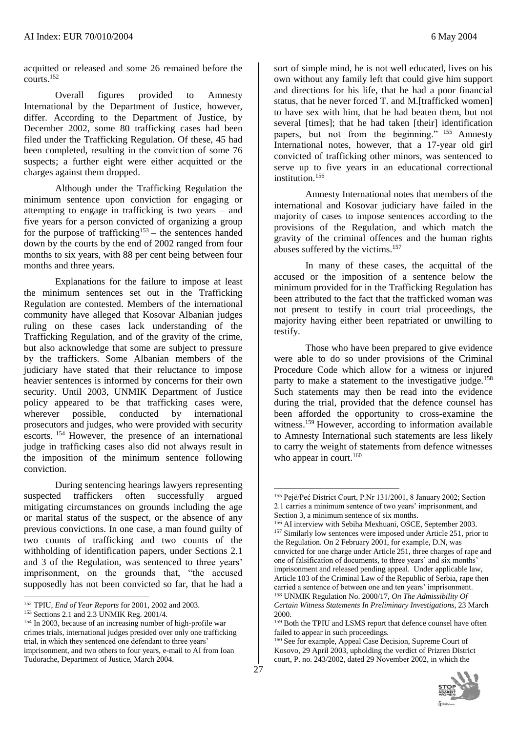acquitted or released and some 26 remained before the courts.[152]

Overall figures provided to Amnesty International by the Department of Justice, however, differ. According to the Department of Justice, by December 2002, some 80 trafficking cases had been filed under the Trafficking Regulation. Of these, 45 had been completed, resulting in the conviction of some 76 suspects; a further eight were either acquitted or the charges against them dropped.

Although under the Trafficking Regulation the minimum sentence upon conviction for engaging or attempting to engage in trafficking is two years – and five years for a person convicted of organizing a group for the purpose of trafficking[153] – the sentences handed down by the courts by the end of 2002 ranged from four months to six years, with 88 per cent being between four months and three years.

Explanations for the failure to impose at least the minimum sentences set out in the Trafficking Regulation are contested. Members of the international community have alleged that Kosovar Albanian judges ruling on these cases lack understanding of the Trafficking Regulation, and of the gravity of the crime, but also acknowledge that some are subject to pressure by the traffickers. Some Albanian members of the judiciary have stated that their reluctance to impose heavier sentences is informed by concerns for their own security. Until 2003, UNMIK Department of Justice policy appeared to be that trafficking cases were, wherever possible, conducted by international prosecutors and judges, who were provided with security escorts.[154] However, the presence of an international judge in trafficking cases also did not always result in the imposition of the minimum sentence following conviction.

During sentencing hearings lawyers representing suspected traffickers often successfully argued mitigating circumstances on grounds including the age or marital status of the suspect, or the absence of any previous convictions. In one case, a man found guilty of two counts of trafficking and two counts of the withholding of identification papers, under Sections 2.1 and 3 of the Regulation, was sentenced to three years' imprisonment, on the grounds that, "the accused supposedly has not been convicted so far, that he had a sort of simple mind, he is not well educated, lives on his own without any family left that could give him support and directions for his life, that he had a poor financial status, that he never forced T. and M.[trafficked women] to have sex with him, that he had beaten them, but not several [times]; that he had taken [their] identification papers, but not from the beginning."[155] Amnesty International notes, however, that a 17-year old girl convicted of trafficking other minors, was sentenced to serve up to five years in an educational correctional institution.[156]

Amnesty International notes that members of the international and Kosovar judiciary have failed in the majority of cases to impose sentences according to the provisions of the Regulation, and which match the gravity of the criminal offences and the human rights abuses suffered by the victims.[157]

In many of these cases, the acquittal of the accused or the imposition of a sentence below the minimum provided for in the Trafficking Regulation has been attributed to the fact that the trafficked woman was not present to testify in court trial proceedings, the majority having either been repatriated or unwilling to testify.

Those who have been prepared to give evidence were able to do so under provisions of the Criminal Procedure Code which allow for a witness or injured party to make a statement to the investigative judge.[158] Such statements may then be read into the evidence during the trial, provided that the defence counsel has been afforded the opportunity to cross-examine the witness.[159] However, according to information available to Amnesty International such statements are less likely to carry the weight of statements from defence witnesses who appear in court.[160]

---

[152] TPIU, *End of Year Reports* for 2001, 2002 and 2003.

[153] Sections 2.1 and 2.3 UNMIK Reg. 2001/4.

[154] In 2003, because of an increasing number of high-profile war crimes trials, international judges presided over only one trafficking trial, in which they sentenced one defendant to three years' imprisonment, and two others to four years, e-mail to AI from Ioan Tudorache, Department of Justice, March 2004.

[155] Pejë/Peć District Court, P.Nr 131/2001, 8 January 2002; Section 2.1 carries a minimum sentence of two years' imprisonment, and Section 3, a minimum sentence of six months.

[156] AI interview with Sebiha Mexhuani, OSCE, September 2003.

[157] Similarly low sentences were imposed under Article 251, prior to the Regulation. On 2 February 2001, for example, D.N, was convicted for one charge under Article 251, three charges of rape and one of falsification of documents, to three years' and six months' imprisonment and released pending appeal. Under applicable law, Article 103 of the Criminal Law of the Republic of Serbia, rape then carried a sentence of between one and ten years' imprisonment.

[158] UNMIK Regulation No. 2000/17, *On The Admissibility Of Certain Witness Statements In Preliminary Investigations*, 23 March 2000.

[159] Both the TPIU and LSMS report that defence counsel have often failed to appear in such proceedings.

[160] See for example, Appeal Case Decision, Supreme Court of Kosovo, 29 April 2003, upholding the verdict of Prizren District court, P. no. 243/2002, dated 29 November 2002, in which the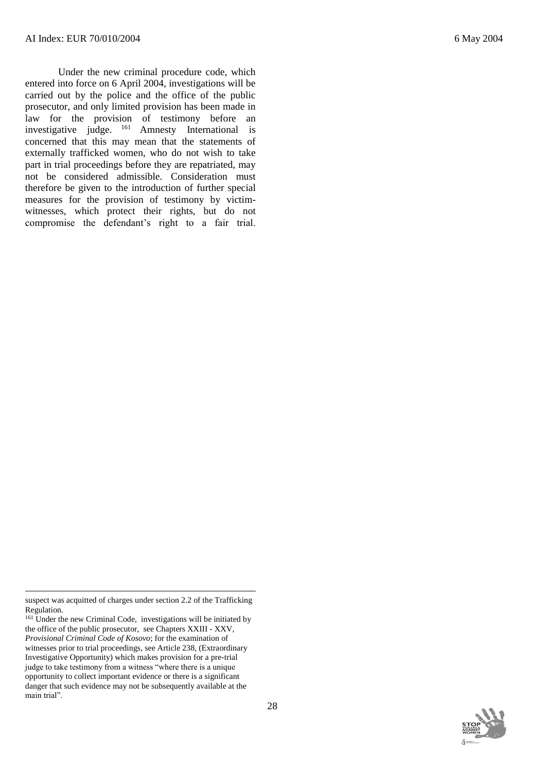Under the new criminal procedure code, which entered into force on 6 April 2004, investigations will be carried out by the police and the office of the public prosecutor, and only limited provision has been made in law for the provision of testimony before an investigative judge. [161] Amnesty International is concerned that this may mean that the statements of externally trafficked women, who do not wish to take part in trial proceedings before they are repatriated, may not be considered admissible. Consideration must therefore be given to the introduction of further special measures for the provision of testimony by victim-witnesses, which protect their rights, but do not compromise the defendant's right to a fair trial.

---

suspect was acquitted of charges under section 2.2 of the Trafficking Regulation.

[161] Under the new Criminal Code, investigations will be initiated by the office of the public prosecutor, see Chapters XXIII - XXV, *Provisional Criminal Code of Kosovo*; for the examination of witnesses prior to trial proceedings, see Article 238, (Extraordinary Investigative Opportunity) which makes provision for a pre-trial judge to take testimony from a witness "where there is a unique opportunity to collect important evidence or there is a significant danger that such evidence may not be subsequently available at the main trial".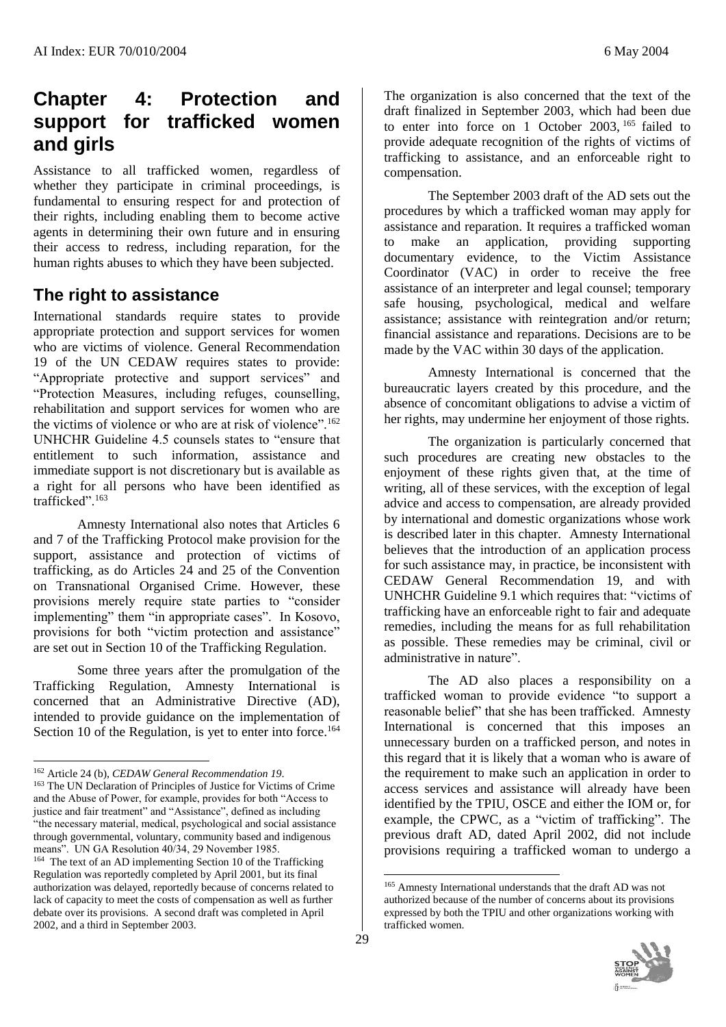# Chapter 4: Protection and support for trafficked women and girls

Assistance to all trafficked women, regardless of whether they participate in criminal proceedings, is fundamental to ensuring respect for and protection of their rights, including enabling them to become active agents in determining their own future and in ensuring their access to redress, including reparation, for the human rights abuses to which they have been subjected.

## The right to assistance

International standards require states to provide appropriate protection and support services for women who are victims of violence. General Recommendation 19 of the UN CEDAW requires states to provide: "Appropriate protective and support services" and "Protection Measures, including refuges, counselling, rehabilitation and support services for women who are the victims of violence or who are at risk of violence".[162] UNHCHR Guideline 4.5 counsels states to "ensure that entitlement to such information, assistance and immediate support is not discretionary but is available as a right for all persons who have been identified as trafficked".[163]

Amnesty International also notes that Articles 6 and 7 of the Trafficking Protocol make provision for the support, assistance and protection of victims of trafficking, as do Articles 24 and 25 of the Convention on Transnational Organised Crime. However, these provisions merely require state parties to "consider implementing" them "in appropriate cases". In Kosovo, provisions for both "victim protection and assistance" are set out in Section 10 of the Trafficking Regulation.

Some three years after the promulgation of the Trafficking Regulation, Amnesty International is concerned that an Administrative Directive (AD), intended to provide guidance on the implementation of Section 10 of the Regulation, is yet to enter into force.[164]

The organization is also concerned that the text of the draft finalized in September 2003, which had been due to enter into force on 1 October 2003,[165] failed to provide adequate recognition of the rights of victims of trafficking to assistance, and an enforceable right to compensation.

The September 2003 draft of the AD sets out the procedures by which a trafficked woman may apply for assistance and reparation. It requires a trafficked woman to make an application, providing supporting documentary evidence, to the Victim Assistance Coordinator (VAC) in order to receive the free assistance of an interpreter and legal counsel; temporary safe housing, psychological, medical and welfare assistance; assistance with reintegration and/or return; financial assistance and reparations. Decisions are to be made by the VAC within 30 days of the application.

Amnesty International is concerned that the bureaucratic layers created by this procedure, and the absence of concomitant obligations to advise a victim of her rights, may undermine her enjoyment of those rights.

The organization is particularly concerned that such procedures are creating new obstacles to the enjoyment of these rights given that, at the time of writing, all of these services, with the exception of legal advice and access to compensation, are already provided by international and domestic organizations whose work is described later in this chapter. Amnesty International believes that the introduction of an application process for such assistance may, in practice, be inconsistent with CEDAW General Recommendation 19, and with UNHCHR Guideline 9.1 which requires that: "victims of trafficking have an enforceable right to fair and adequate remedies, including the means for as full rehabilitation as possible. These remedies may be criminal, civil or administrative in nature".

The AD also places a responsibility on a trafficked woman to provide evidence "to support a reasonable belief" that she has been trafficked. Amnesty International is concerned that this imposes an unnecessary burden on a trafficked person, and notes in this regard that it is likely that a woman who is aware of the requirement to make such an application in order to access services and assistance will already have been identified by the TPIU, OSCE and either the IOM or, for example, the CPWC, as a "victim of trafficking". The previous draft AD, dated April 2002, did not include provisions requiring a trafficked woman to undergo a

---

[162] Article 24 (b), *CEDAW General Recommendation 19*.

[163] The UN Declaration of Principles of Justice for Victims of Crime and the Abuse of Power, for example, provides for both "Access to justice and fair treatment" and "Assistance", defined as including "the necessary material, medical, psychological and social assistance through governmental, voluntary, community based and indigenous means". UN GA Resolution 40/34, 29 November 1985.

[164] The text of an AD implementing Section 10 of the Trafficking Regulation was reportedly completed by April 2001, but its final authorization was delayed, reportedly because of concerns related to lack of capacity to meet the costs of compensation as well as further debate over its provisions. A second draft was completed in April 2002, and a third in September 2003.

[165] Amnesty International understands that the draft AD was not authorized because of the number of concerns about its provisions expressed by both the TPIU and other organizations working with trafficked women.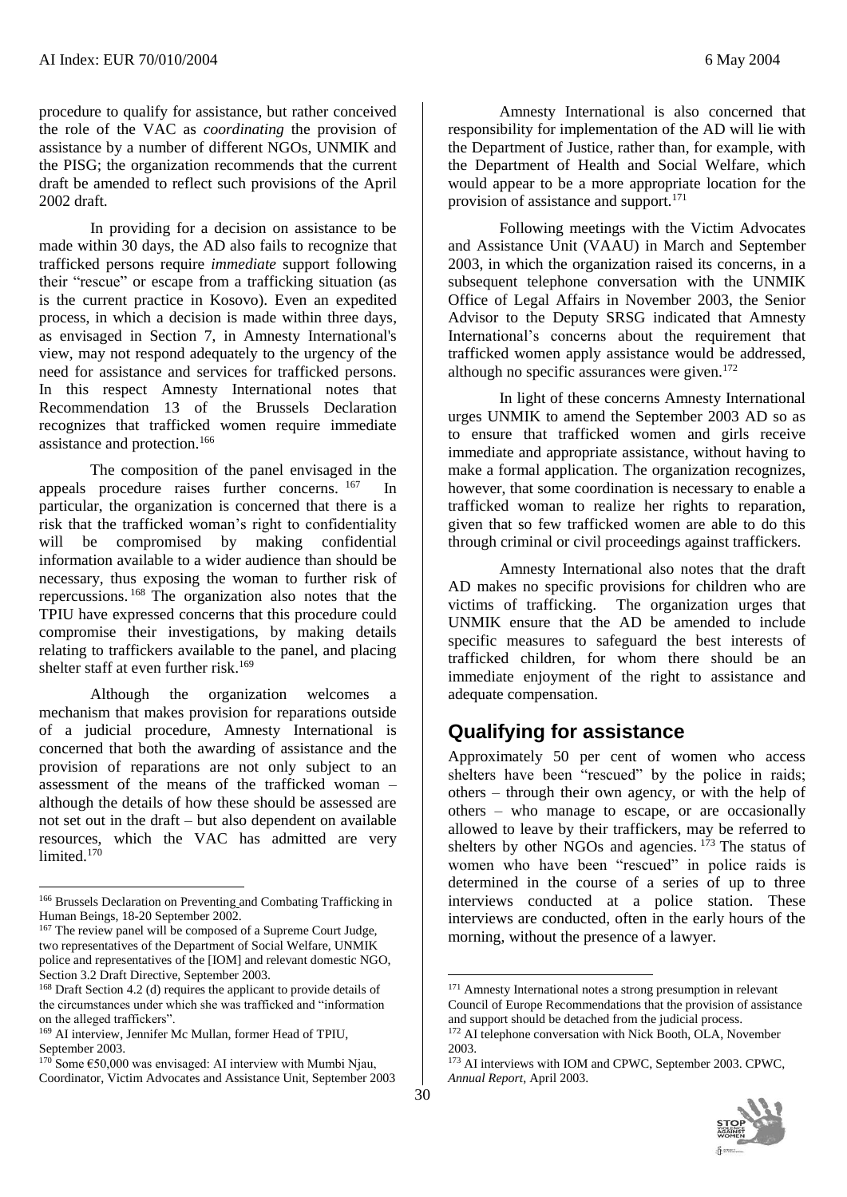procedure to qualify for assistance, but rather conceived the role of the VAC as *coordinating* the provision of assistance by a number of different NGOs, UNMIK and the PISG; the organization recommends that the current draft be amended to reflect such provisions of the April 2002 draft.

In providing for a decision on assistance to be made within 30 days, the AD also fails to recognize that trafficked persons require *immediate* support following their "rescue" or escape from a trafficking situation (as is the current practice in Kosovo). Even an expedited process, in which a decision is made within three days, as envisaged in Section 7, in Amnesty International's view, may not respond adequately to the urgency of the need for assistance and services for trafficked persons. In this respect Amnesty International notes that Recommendation 13 of the Brussels Declaration recognizes that trafficked women require immediate assistance and protection.[166]

The composition of the panel envisaged in the appeals procedure raises further concerns.[167] In particular, the organization is concerned that there is a risk that the trafficked woman's right to confidentiality will be compromised by making confidential information available to a wider audience than should be necessary, thus exposing the woman to further risk of repercussions.[168] The organization also notes that the TPIU have expressed concerns that this procedure could compromise their investigations, by making details relating to traffickers available to the panel, and placing shelter staff at even further risk.[169]

Although the organization welcomes a mechanism that makes provision for reparations outside of a judicial procedure, Amnesty International is concerned that both the awarding of assistance and the provision of reparations are not only subject to an assessment of the means of the trafficked woman – although the details of how these should be assessed are not set out in the draft – but also dependent on available resources, which the VAC has admitted are very limited.[170]

Amnesty International is also concerned that responsibility for implementation of the AD will lie with the Department of Justice, rather than, for example, with the Department of Health and Social Welfare, which would appear to be a more appropriate location for the provision of assistance and support.[171]

Following meetings with the Victim Advocates and Assistance Unit (VAAU) in March and September 2003, in which the organization raised its concerns, in a subsequent telephone conversation with the UNMIK Office of Legal Affairs in November 2003, the Senior Advisor to the Deputy SRSG indicated that Amnesty International's concerns about the requirement that trafficked women apply assistance would be addressed, although no specific assurances were given.[172]

In light of these concerns Amnesty International urges UNMIK to amend the September 2003 AD so as to ensure that trafficked women and girls receive immediate and appropriate assistance, without having to make a formal application. The organization recognizes, however, that some coordination is necessary to enable a trafficked woman to realize her rights to reparation, given that so few trafficked women are able to do this through criminal or civil proceedings against traffickers.

Amnesty International also notes that the draft AD makes no specific provisions for children who are victims of trafficking. The organization urges that UNMIK ensure that the AD be amended to include specific measures to safeguard the best interests of trafficked children, for whom there should be an immediate enjoyment of the right to assistance and adequate compensation.

## Qualifying for assistance

Approximately 50 per cent of women who access shelters have been "rescued" by the police in raids; others – through their own agency, or with the help of others – who manage to escape, or are occasionally allowed to leave by their traffickers, may be referred to shelters by other NGOs and agencies.[173] The status of women who have been "rescued" in police raids is determined in the course of a series of up to three interviews conducted at a police station. These interviews are conducted, often in the early hours of the morning, without the presence of a lawyer.

---

[166] Brussels Declaration on Preventing and Combating Trafficking in Human Beings, 18-20 September 2002.

[167] The review panel will be composed of a Supreme Court Judge, two representatives of the Department of Social Welfare, UNMIK police and representatives of the [IOM] and relevant domestic NGO, Section 3.2 Draft Directive, September 2003.

[168] Draft Section 4.2 (d) requires the applicant to provide details of the circumstances under which she was trafficked and "information on the alleged traffickers".

[169] AI interview, Jennifer Mc Mullan, former Head of TPIU, September 2003.

[170] Some €50,000 was envisaged: AI interview with Mumbi Njau, Coordinator, Victim Advocates and Assistance Unit, September 2003

[171] Amnesty International notes a strong presumption in relevant Council of Europe Recommendations that the provision of assistance and support should be detached from the judicial process.

[172] AI telephone conversation with Nick Booth, OLA, November 2003.

[173] AI interviews with IOM and CPWC, September 2003. CPWC, *Annual Report*, April 2003.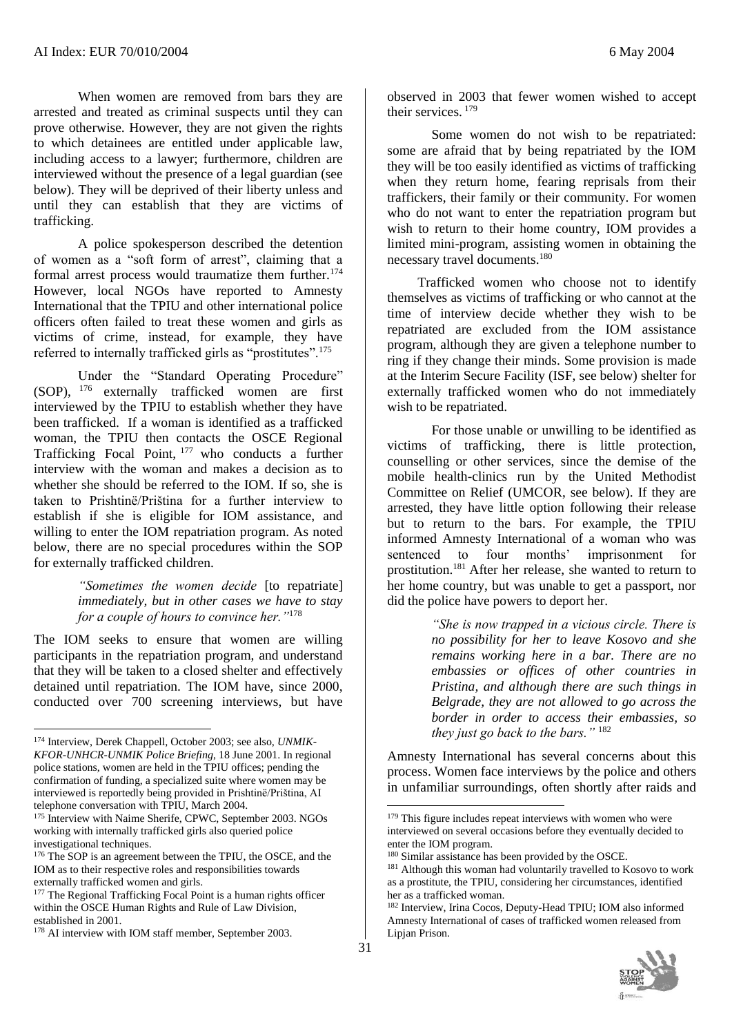When women are removed from bars they are arrested and treated as criminal suspects until they can prove otherwise. However, they are not given the rights to which detainees are entitled under applicable law, including access to a lawyer; furthermore, children are interviewed without the presence of a legal guardian (see below). They will be deprived of their liberty unless and until they can establish that they are victims of trafficking.

A police spokesperson described the detention of women as a "soft form of arrest", claiming that a formal arrest process would traumatize them further.[174] However, local NGOs have reported to Amnesty International that the TPIU and other international police officers often failed to treat these women and girls as victims of crime, instead, for example, they have referred to internally trafficked girls as "prostitutes".[175]

Under the "Standard Operating Procedure" (SOP), [176] externally trafficked women are first interviewed by the TPIU to establish whether they have been trafficked. If a woman is identified as a trafficked woman, the TPIU then contacts the OSCE Regional Trafficking Focal Point, [177] who conducts a further interview with the woman and makes a decision as to whether she should be referred to the IOM. If so, she is taken to Prishtinë/Priština for a further interview to establish if she is eligible for IOM assistance, and willing to enter the IOM repatriation program. As noted below, there are no special procedures within the SOP for externally trafficked children.

> *"Sometimes the women decide* [to repatriate] *immediately, but in other cases we have to stay for a couple of hours to convince her."*[178]

The IOM seeks to ensure that women are willing participants in the repatriation program, and understand that they will be taken to a closed shelter and effectively detained until repatriation. The IOM have, since 2000, conducted over 700 screening interviews, but have observed in 2003 that fewer women wished to accept their services. [179]

Some women do not wish to be repatriated: some are afraid that by being repatriated by the IOM they will be too easily identified as victims of trafficking when they return home, fearing reprisals from their traffickers, their family or their community. For women who do not want to enter the repatriation program but wish to return to their home country, IOM provides a limited mini-program, assisting women in obtaining the necessary travel documents.[180]

Trafficked women who choose not to identify themselves as victims of trafficking or who cannot at the time of interview decide whether they wish to be repatriated are excluded from the IOM assistance program, although they are given a telephone number to ring if they change their minds. Some provision is made at the Interim Secure Facility (ISF, see below) shelter for externally trafficked women who do not immediately wish to be repatriated.

For those unable or unwilling to be identified as victims of trafficking, there is little protection, counselling or other services, since the demise of the mobile health-clinics run by the United Methodist Committee on Relief (UMCOR, see below). If they are arrested, they have little option following their release but to return to the bars. For example, the TPIU informed Amnesty International of a woman who was sentenced to four months' imprisonment for prostitution.[181] After her release, she wanted to return to her home country, but was unable to get a passport, nor did the police have powers to deport her.

> *"She is now trapped in a vicious circle. There is no possibility for her to leave Kosovo and she remains working here in a bar. There are no embassies or offices of other countries in Pristina, and although there are such things in Belgrade, they are not allowed to go across the border in order to access their embassies, so they just go back to the bars."* [182]

Amnesty International has several concerns about this process. Women face interviews by the police and others in unfamiliar surroundings, often shortly after raids and

---

[174] Interview, Derek Chappell, October 2003; see also, *UNMIK-KFOR-UNHCR-UNMIK Police Briefing*, 18 June 2001. In regional police stations, women are held in the TPIU offices; pending the confirmation of funding, a specialized suite where women may be interviewed is reportedly being provided in Prishtinë/Priština, AI telephone conversation with TPIU, March 2004.

[175] Interview with Naime Sherife, CPWC, September 2003. NGOs working with internally trafficked girls also queried police investigational techniques.

[176] The SOP is an agreement between the TPIU, the OSCE, and the IOM as to their respective roles and responsibilities towards externally trafficked women and girls.

[177] The Regional Trafficking Focal Point is a human rights officer within the OSCE Human Rights and Rule of Law Division, established in 2001.

[178] AI interview with IOM staff member, September 2003.

[179] This figure includes repeat interviews with women who were interviewed on several occasions before they eventually decided to enter the IOM program.

[180] Similar assistance has been provided by the OSCE.

[181] Although this woman had voluntarily travelled to Kosovo to work as a prostitute, the TPIU, considering her circumstances, identified her as a trafficked woman.

[182] Interview, Irina Cocos, Deputy-Head TPIU; IOM also informed Amnesty International of cases of trafficked women released from Lipjan Prison.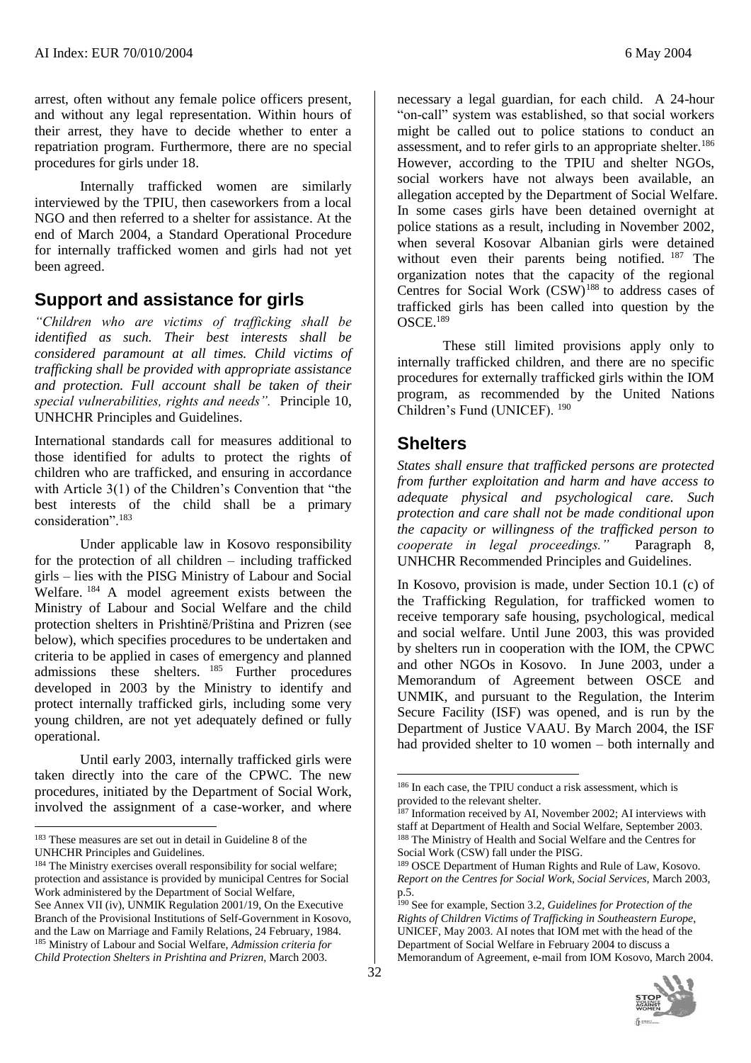arrest, often without any female police officers present, and without any legal representation. Within hours of their arrest, they have to decide whether to enter a repatriation program. Furthermore, there are no special procedures for girls under 18.

Internally trafficked women are similarly interviewed by the TPIU, then caseworkers from a local NGO and then referred to a shelter for assistance. At the end of March 2004, a Standard Operational Procedure for internally trafficked women and girls had not yet been agreed.

## Support and assistance for girls

*"Children who are victims of trafficking shall be identified as such. Their best interests shall be considered paramount at all times. Child victims of trafficking shall be provided with appropriate assistance and protection. Full account shall be taken of their special vulnerabilities, rights and needs".* Principle 10, UNHCHR Principles and Guidelines.

International standards call for measures additional to those identified for adults to protect the rights of children who are trafficked, and ensuring in accordance with Article 3(1) of the Children's Convention that "the best interests of the child shall be a primary consideration".[183]

Under applicable law in Kosovo responsibility for the protection of all children – including trafficked girls – lies with the PISG Ministry of Labour and Social Welfare.[184] A model agreement exists between the Ministry of Labour and Social Welfare and the child protection shelters in Prishtinë/Priština and Prizren (see below), which specifies procedures to be undertaken and criteria to be applied in cases of emergency and planned admissions these shelters.[185] Further procedures developed in 2003 by the Ministry to identify and protect internally trafficked girls, including some very young children, are not yet adequately defined or fully operational.

Until early 2003, internally trafficked girls were taken directly into the care of the CPWC. The new procedures, initiated by the Department of Social Work, involved the assignment of a case-worker, and where necessary a legal guardian, for each child. A 24-hour "on-call" system was established, so that social workers might be called out to police stations to conduct an assessment, and to refer girls to an appropriate shelter.[186] However, according to the TPIU and shelter NGOs, social workers have not always been available, an allegation accepted by the Department of Social Welfare. In some cases girls have been detained overnight at police stations as a result, including in November 2002, when several Kosovar Albanian girls were detained without even their parents being notified.[187] The organization notes that the capacity of the regional Centres for Social Work (CSW)[188] to address cases of trafficked girls has been called into question by the OSCE.[189]

These still limited provisions apply only to internally trafficked children, and there are no specific procedures for externally trafficked girls within the IOM program, as recommended by the United Nations Children's Fund (UNICEF).[190]

## Shelters

*States shall ensure that trafficked persons are protected from further exploitation and harm and have access to adequate physical and psychological care. Such protection and care shall not be made conditional upon the capacity or willingness of the trafficked person to cooperate in legal proceedings."* Paragraph 8, UNHCHR Recommended Principles and Guidelines.

In Kosovo, provision is made, under Section 10.1 (c) of the Trafficking Regulation, for trafficked women to receive temporary safe housing, psychological, medical and social welfare. Until June 2003, this was provided by shelters run in cooperation with the IOM, the CPWC and other NGOs in Kosovo. In June 2003, under a Memorandum of Agreement between OSCE and UNMIK, and pursuant to the Regulation, the Interim Secure Facility (ISF) was opened, and is run by the Department of Justice VAAU. By March 2004, the ISF had provided shelter to 10 women – both internally and

---

[183] These measures are set out in detail in Guideline 8 of the UNHCHR Principles and Guidelines.

[184] The Ministry exercises overall responsibility for social welfare; protection and assistance is provided by municipal Centres for Social Work administered by the Department of Social Welfare, See Annex VII (iv), UNMIK Regulation 2001/19, On the Executive Branch of the Provisional Institutions of Self-Government in Kosovo, and the Law on Marriage and Family Relations, 24 February, 1984.

[185] Ministry of Labour and Social Welfare, *Admission criteria for Child Protection Shelters in Prishtina and Prizren*, March 2003.

[186] In each case, the TPIU conduct a risk assessment, which is provided to the relevant shelter.

[187] Information received by AI, November 2002; AI interviews with staff at Department of Health and Social Welfare, September 2003.

[188] The Ministry of Health and Social Welfare and the Centres for Social Work (CSW) fall under the PISG.

[189] OSCE Department of Human Rights and Rule of Law, Kosovo. *Report on the Centres for Social Work, Social Services*, March 2003, p.5.

[190] See for example, Section 3.2, *Guidelines for Protection of the Rights of Children Victims of Trafficking in Southeastern Europe*, UNICEF, May 2003. AI notes that IOM met with the head of the Department of Social Welfare in February 2004 to discuss a Memorandum of Agreement, e-mail from IOM Kosovo, March 2004.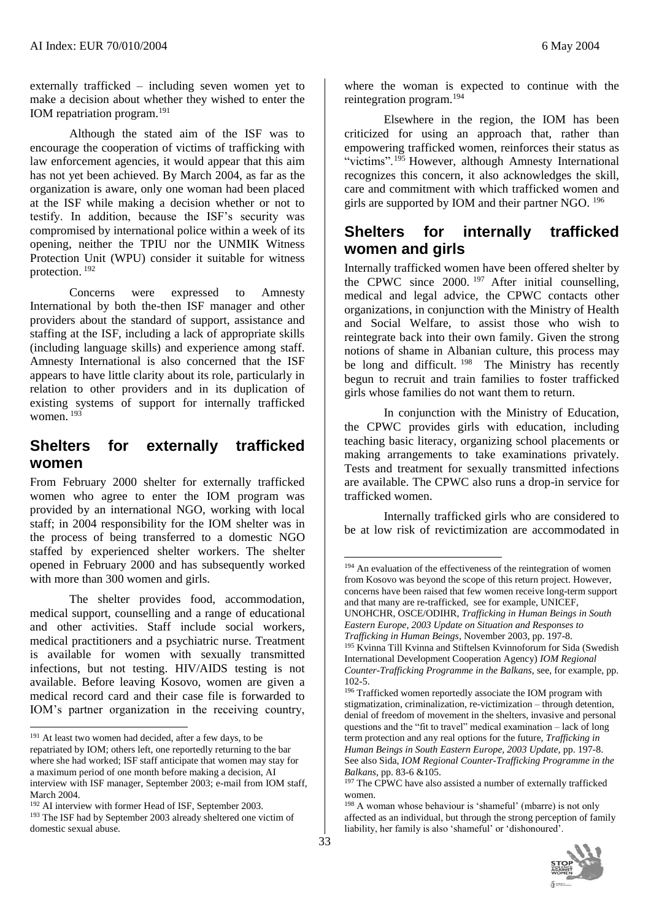externally trafficked – including seven women yet to make a decision about whether they wished to enter the IOM repatriation program.[191]

Although the stated aim of the ISF was to encourage the cooperation of victims of trafficking with law enforcement agencies, it would appear that this aim has not yet been achieved. By March 2004, as far as the organization is aware, only one woman had been placed at the ISF while making a decision whether or not to testify. In addition, because the ISF's security was compromised by international police within a week of its opening, neither the TPIU nor the UNMIK Witness Protection Unit (WPU) consider it suitable for witness protection.[192]

Concerns were expressed to Amnesty International by both the-then ISF manager and other providers about the standard of support, assistance and staffing at the ISF, including a lack of appropriate skills (including language skills) and experience among staff. Amnesty International is also concerned that the ISF appears to have little clarity about its role, particularly in relation to other providers and in its duplication of existing systems of support for internally trafficked women.[193]

## Shelters for externally trafficked women

From February 2000 shelter for externally trafficked women who agree to enter the IOM program was provided by an international NGO, working with local staff; in 2004 responsibility for the IOM shelter was in the process of being transferred to a domestic NGO staffed by experienced shelter workers. The shelter opened in February 2000 and has subsequently worked with more than 300 women and girls.

The shelter provides food, accommodation, medical support, counselling and a range of educational and other activities. Staff include social workers, medical practitioners and a psychiatric nurse. Treatment is available for women with sexually transmitted infections, but not testing. HIV/AIDS testing is not available. Before leaving Kosovo, women are given a medical record card and their case file is forwarded to IOM's partner organization in the receiving country, where the woman is expected to continue with the reintegration program.[194]

Elsewhere in the region, the IOM has been criticized for using an approach that, rather than empowering trafficked women, reinforces their status as "victims".[195] However, although Amnesty International recognizes this concern, it also acknowledges the skill, care and commitment with which trafficked women and girls are supported by IOM and their partner NGO.[196]

## Shelters for internally trafficked women and girls

Internally trafficked women have been offered shelter by the CPWC since 2000.[197] After initial counselling, medical and legal advice, the CPWC contacts other organizations, in conjunction with the Ministry of Health and Social Welfare, to assist those who wish to reintegrate back into their own family. Given the strong notions of shame in Albanian culture, this process may be long and difficult.[198] The Ministry has recently begun to recruit and train families to foster trafficked girls whose families do not want them to return.

In conjunction with the Ministry of Education, the CPWC provides girls with education, including teaching basic literacy, organizing school placements or making arrangements to take examinations privately. Tests and treatment for sexually transmitted infections are available. The CPWC also runs a drop-in service for trafficked women.

Internally trafficked girls who are considered to be at low risk of revictimization are accommodated in

---

[191] At least two women had decided, after a few days, to be repatriated by IOM; others left, one reportedly returning to the bar where she had worked; ISF staff anticipate that women may stay for a maximum period of one month before making a decision, AI interview with ISF manager, September 2003; e-mail from IOM staff, March 2004.

[192] AI interview with former Head of ISF, September 2003.

[193] The ISF had by September 2003 already sheltered one victim of domestic sexual abuse.

[194] An evaluation of the effectiveness of the reintegration of women from Kosovo was beyond the scope of this return project. However, concerns have been raised that few women receive long-term support and that many are re-trafficked, see for example, UNICEF, UNOHCHR, OSCE/ODIHR, *Trafficking in Human Beings in South Eastern Europe, 2003 Update on Situation and Responses to Trafficking in Human Beings*, November 2003, pp. 197-8.

[195] Kvinna Till Kvinna and Stiftelsen Kvinnoforum for Sida (Swedish International Development Cooperation Agency) *IOM Regional Counter-Trafficking Programme in the Balkans*, see, for example, pp. 102-5.

[196] Trafficked women reportedly associate the IOM program with stigmatization, criminalization, re-victimization – through detention, denial of freedom of movement in the shelters, invasive and personal questions and the "fit to travel" medical examination – lack of long term protection and any real options for the future, *Trafficking in Human Beings in South Eastern Europe, 2003 Update*, pp. 197-8. See also Sida, *IOM Regional Counter-Trafficking Programme in the Balkans*, pp. 83-6 &105.

[197] The CPWC have also assisted a number of externally trafficked women.

[198] A woman whose behaviour is 'shameful' (mbarre) is not only affected as an individual, but through the strong perception of family liability, her family is also 'shameful' or 'dishonoured'.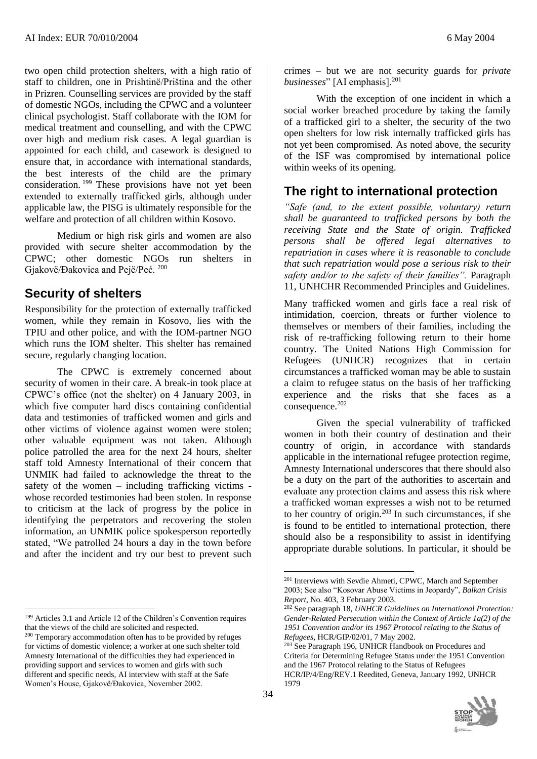two open child protection shelters, with a high ratio of staff to children, one in Prishtinë/Priština and the other in Prizren. Counselling services are provided by the staff of domestic NGOs, including the CPWC and a volunteer clinical psychologist. Staff collaborate with the IOM for medical treatment and counselling, and with the CPWC over high and medium risk cases. A legal guardian is appointed for each child, and casework is designed to ensure that, in accordance with international standards, the best interests of the child are the primary consideration.[199] These provisions have not yet been extended to externally trafficked girls, although under applicable law, the PISG is ultimately responsible for the welfare and protection of all children within Kosovo.

Medium or high risk girls and women are also provided with secure shelter accommodation by the CPWC; other domestic NGOs run shelters in Gjakovë/Đakovica and Pejë/Peć.[200]

## Security of shelters

Responsibility for the protection of externally trafficked women, while they remain in Kosovo, lies with the TPIU and other police, and with the IOM-partner NGO which runs the IOM shelter. This shelter has remained secure, regularly changing location.

The CPWC is extremely concerned about security of women in their care. A break-in took place at CPWC's office (not the shelter) on 4 January 2003, in which five computer hard discs containing confidential data and testimonies of trafficked women and girls and other victims of violence against women were stolen; other valuable equipment was not taken. Although police patrolled the area for the next 24 hours, shelter staff told Amnesty International of their concern that UNMIK had failed to acknowledge the threat to the safety of the women – including trafficking victims - whose recorded testimonies had been stolen. In response to criticism at the lack of progress by the police in identifying the perpetrators and recovering the stolen information, an UNMIK police spokesperson reportedly stated, "We patrolled 24 hours a day in the town before and after the incident and try our best to prevent such crimes – but we are not security guards for *private businesses*" [AI emphasis].[201]

With the exception of one incident in which a social worker breached procedure by taking the family of a trafficked girl to a shelter, the security of the two open shelters for low risk internally trafficked girls has not yet been compromised. As noted above, the security of the ISF was compromised by international police within weeks of its opening.

## The right to international protection

*"Safe (and, to the extent possible, voluntary) return shall be guaranteed to trafficked persons by both the receiving State and the State of origin. Trafficked persons shall be offered legal alternatives to repatriation in cases where it is reasonable to conclude that such repatriation would pose a serious risk to their safety and/or to the safety of their families".* Paragraph 11, UNHCHR Recommended Principles and Guidelines.

Many trafficked women and girls face a real risk of intimidation, coercion, threats or further violence to themselves or members of their families, including the risk of re-trafficking following return to their home country. The United Nations High Commission for Refugees (UNHCR) recognizes that in certain circumstances a trafficked woman may be able to sustain a claim to refugee status on the basis of her trafficking experience and the risks that she faces as a consequence.[202]

Given the special vulnerability of trafficked women in both their country of destination and their country of origin, in accordance with standards applicable in the international refugee protection regime, Amnesty International underscores that there should also be a duty on the part of the authorities to ascertain and evaluate any protection claims and assess this risk where a trafficked woman expresses a wish not to be returned to her country of origin.[203] In such circumstances, if she is found to be entitled to international protection, there should also be a responsibility to assist in identifying appropriate durable solutions. In particular, it should be

---

[199] Articles 3.1 and Article 12 of the Children's Convention requires that the views of the child are solicited and respected.

[200] Temporary accommodation often has to be provided by refuges for victims of domestic violence; a worker at one such shelter told Amnesty International of the difficulties they had experienced in providing support and services to women and girls with such different and specific needs, AI interview with staff at the Safe Women's House, Gjakovë/Đakovica, November 2002.

[201] Interviews with Sevdie Ahmeti, CPWC, March and September 2003; See also "Kosovar Abuse Victims in Jeopardy", *Balkan Crisis Report*, No. 403, 3 February 2003.

[202] See paragraph 18, *UNHCR Guidelines on International Protection: Gender-Related Persecution within the Context of Article 1a(2) of the 1951 Convention and/or its 1967 Protocol relating to the Status of Refugees*, HCR/GIP/02/01, 7 May 2002.

[203] See Paragraph 196, UNHCR Handbook on Procedures and Criteria for Determining Refugee Status under the 1951 Convention and the 1967 Protocol relating to the Status of Refugees HCR/IP/4/Eng/REV.1 Reedited, Geneva, January 1992, UNHCR 1979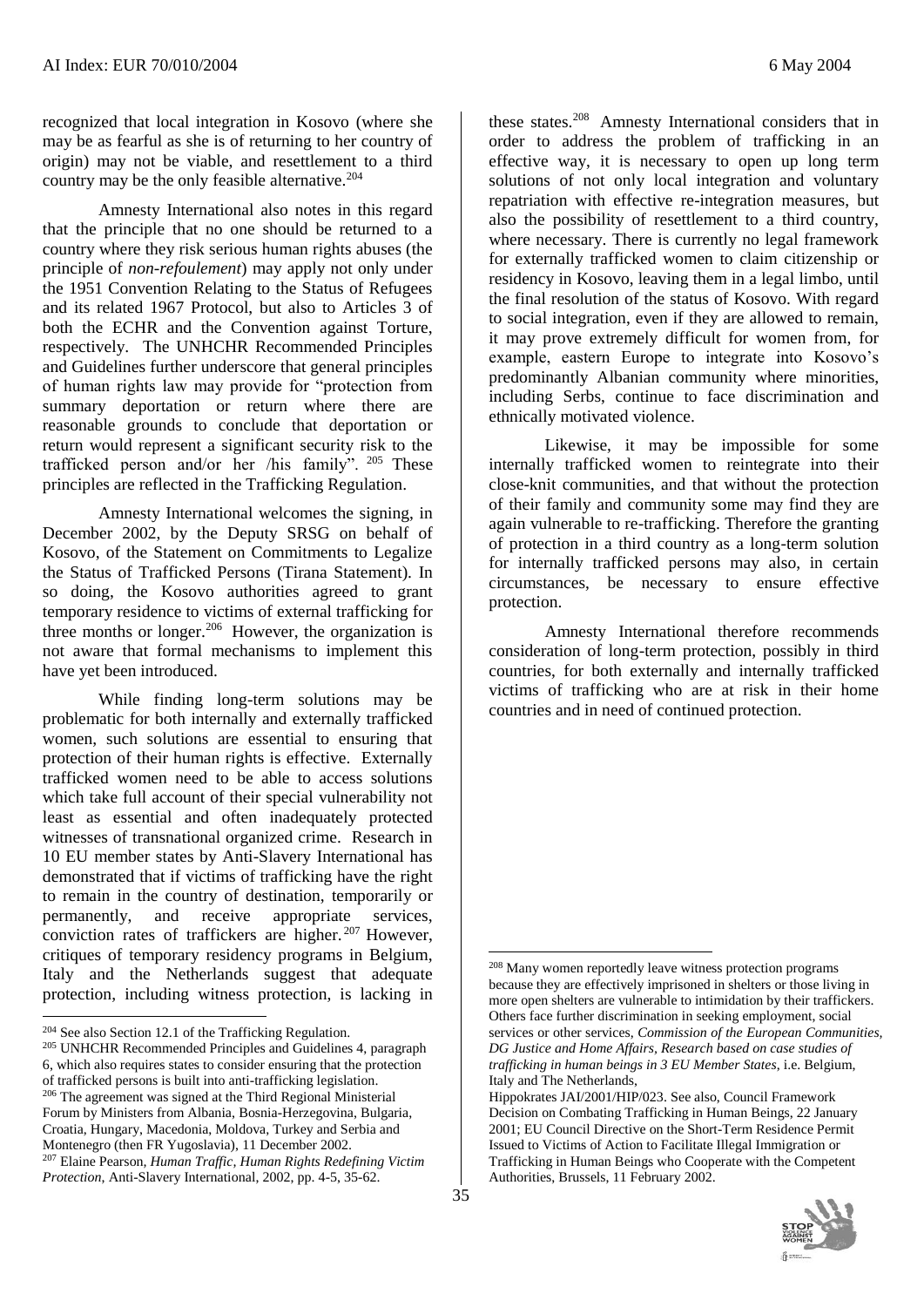recognized that local integration in Kosovo (where she may be as fearful as she is of returning to her country of origin) may not be viable, and resettlement to a third country may be the only feasible alternative.[204]

Amnesty International also notes in this regard that the principle that no one should be returned to a country where they risk serious human rights abuses (the principle of *non-refoulement*) may apply not only under the 1951 Convention Relating to the Status of Refugees and its related 1967 Protocol, but also to Articles 3 of both the ECHR and the Convention against Torture, respectively. The UNHCHR Recommended Principles and Guidelines further underscore that general principles of human rights law may provide for "protection from summary deportation or return where there are reasonable grounds to conclude that deportation or return would represent a significant security risk to the trafficked person and/or her /his family". [205] These principles are reflected in the Trafficking Regulation.

Amnesty International welcomes the signing, in December 2002, by the Deputy SRSG on behalf of Kosovo, of the Statement on Commitments to Legalize the Status of Trafficked Persons (Tirana Statement). In so doing, the Kosovo authorities agreed to grant temporary residence to victims of external trafficking for three months or longer.[206] However, the organization is not aware that formal mechanisms to implement this have yet been introduced.

While finding long-term solutions may be problematic for both internally and externally trafficked women, such solutions are essential to ensuring that protection of their human rights is effective. Externally trafficked women need to be able to access solutions which take full account of their special vulnerability not least as essential and often inadequately protected witnesses of transnational organized crime. Research in 10 EU member states by Anti-Slavery International has demonstrated that if victims of trafficking have the right to remain in the country of destination, temporarily or permanently, and receive appropriate services, conviction rates of traffickers are higher.[207] However, critiques of temporary residency programs in Belgium, Italy and the Netherlands suggest that adequate protection, including witness protection, is lacking in these states.[208] Amnesty International considers that in order to address the problem of trafficking in an effective way, it is necessary to open up long term solutions of not only local integration and voluntary repatriation with effective re-integration measures, but also the possibility of resettlement to a third country, where necessary. There is currently no legal framework for externally trafficked women to claim citizenship or residency in Kosovo, leaving them in a legal limbo, until the final resolution of the status of Kosovo. With regard to social integration, even if they are allowed to remain, it may prove extremely difficult for women from, for example, eastern Europe to integrate into Kosovo's predominantly Albanian community where minorities, including Serbs, continue to face discrimination and ethnically motivated violence.

Likewise, it may be impossible for some internally trafficked women to reintegrate into their close-knit communities, and that without the protection of their family and community some may find they are again vulnerable to re-trafficking. Therefore the granting of protection in a third country as a long-term solution for internally trafficked persons may also, in certain circumstances, be necessary to ensure effective protection.

Amnesty International therefore recommends consideration of long-term protection, possibly in third countries, for both externally and internally trafficked victims of trafficking who are at risk in their home countries and in need of continued protection.

---

[204] See also Section 12.1 of the Trafficking Regulation.

[205] UNHCHR Recommended Principles and Guidelines 4, paragraph 6, which also requires states to consider ensuring that the protection of trafficked persons is built into anti-trafficking legislation.

[206] The agreement was signed at the Third Regional Ministerial Forum by Ministers from Albania, Bosnia-Herzegovina, Bulgaria, Croatia, Hungary, Macedonia, Moldova, Turkey and Serbia and Montenegro (then FR Yugoslavia), 11 December 2002.

[207] Elaine Pearson, *Human Traffic, Human Rights Redefining Victim Protection*, Anti-Slavery International, 2002, pp. 4-5, 35-62.

[208] Many women reportedly leave witness protection programs because they are effectively imprisoned in shelters or those living in more open shelters are vulnerable to intimidation by their traffickers. Others face further discrimination in seeking employment, social services or other services, *Commission of the European Communities, DG Justice and Home Affairs, Research based on case studies of trafficking in human beings in 3 EU Member States*, i.e. Belgium, Italy and The Netherlands, Hippokrates JAI/2001/HIP/023. See also, Council Framework Decision on Combating Trafficking in Human Beings, 22 January 2001; EU Council Directive on the Short-Term Residence Permit Issued to Victims of Action to Facilitate Illegal Immigration or Trafficking in Human Beings who Cooperate with the Competent Authorities, Brussels, 11 February 2002.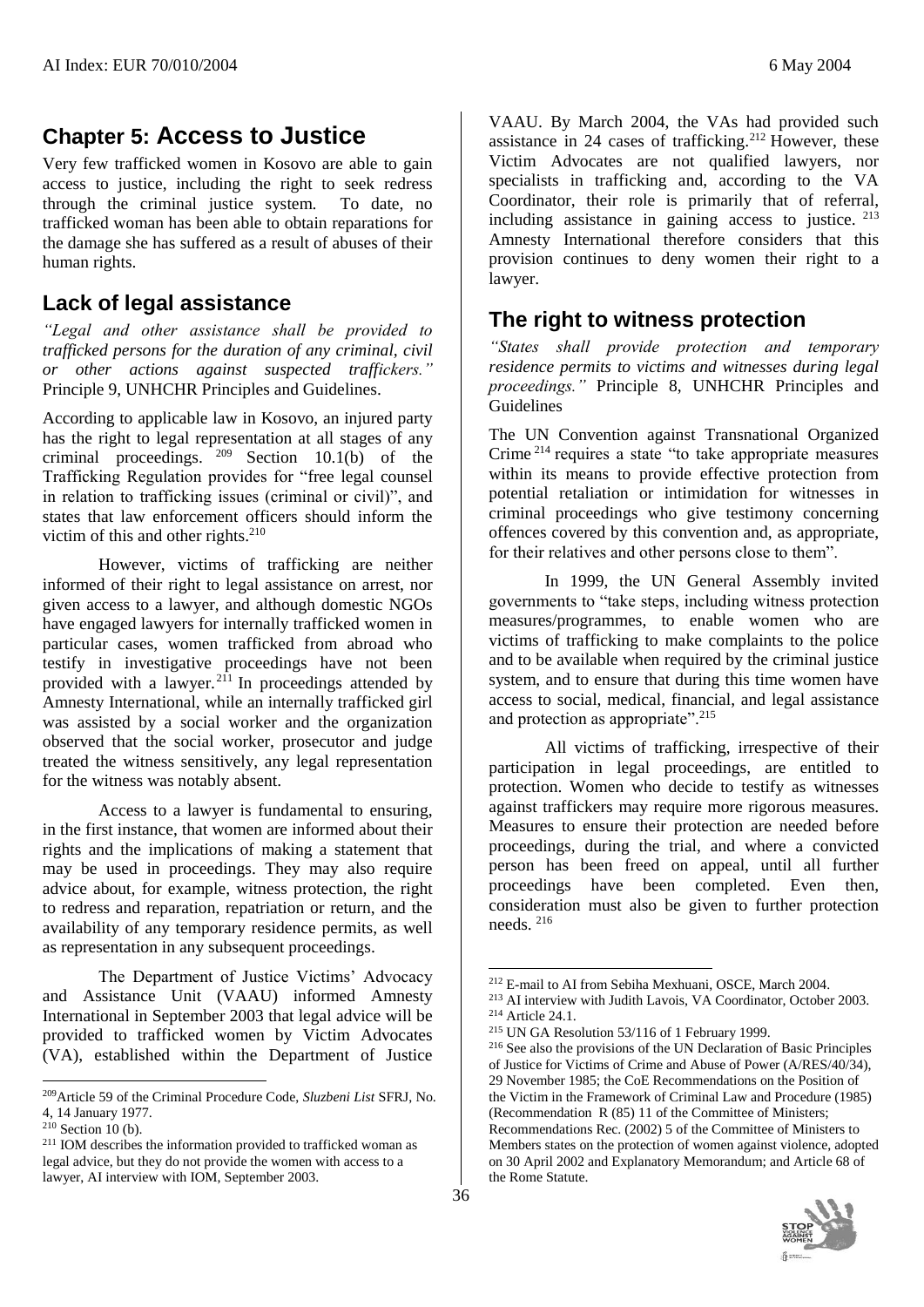## Chapter 5: Access to Justice

Very few trafficked women in Kosovo are able to gain access to justice, including the right to seek redress through the criminal justice system. To date, no trafficked woman has been able to obtain reparations for the damage she has suffered as a result of abuses of their human rights.

### Lack of legal assistance

*"Legal and other assistance shall be provided to trafficked persons for the duration of any criminal, civil or other actions against suspected traffickers."* Principle 9, UNHCHR Principles and Guidelines.

According to applicable law in Kosovo, an injured party has the right to legal representation at all stages of any criminal proceedings. [209] Section 10.1(b) of the Trafficking Regulation provides for "free legal counsel in relation to trafficking issues (criminal or civil)", and states that law enforcement officers should inform the victim of this and other rights.[210]

However, victims of trafficking are neither informed of their right to legal assistance on arrest, nor given access to a lawyer, and although domestic NGOs have engaged lawyers for internally trafficked women in particular cases, women trafficked from abroad who testify in investigative proceedings have not been provided with a lawyer.[211] In proceedings attended by Amnesty International, while an internally trafficked girl was assisted by a social worker and the organization observed that the social worker, prosecutor and judge treated the witness sensitively, any legal representation for the witness was notably absent.

Access to a lawyer is fundamental to ensuring, in the first instance, that women are informed about their rights and the implications of making a statement that may be used in proceedings. They may also require advice about, for example, witness protection, the right to redress and reparation, repatriation or return, and the availability of any temporary residence permits, as well as representation in any subsequent proceedings.

The Department of Justice Victims' Advocacy and Assistance Unit (VAAU) informed Amnesty International in September 2003 that legal advice will be provided to trafficked women by Victim Advocates (VA), established within the Department of Justice VAAU. By March 2004, the VAs had provided such assistance in 24 cases of trafficking.[212] However, these Victim Advocates are not qualified lawyers, nor specialists in trafficking and, according to the VA Coordinator, their role is primarily that of referral, including assistance in gaining access to justice. [213] Amnesty International therefore considers that this provision continues to deny women their right to a lawyer.

### The right to witness protection

*"States shall provide protection and temporary residence permits to victims and witnesses during legal proceedings."* Principle 8, UNHCHR Principles and Guidelines

The UN Convention against Transnational Organized Crime [214] requires a state "to take appropriate measures within its means to provide effective protection from potential retaliation or intimidation for witnesses in criminal proceedings who give testimony concerning offences covered by this convention and, as appropriate, for their relatives and other persons close to them".

In 1999, the UN General Assembly invited governments to "take steps, including witness protection measures/programmes, to enable women who are victims of trafficking to make complaints to the police and to be available when required by the criminal justice system, and to ensure that during this time women have access to social, medical, financial, and legal assistance and protection as appropriate".[215]

All victims of trafficking, irrespective of their participation in legal proceedings, are entitled to protection. Women who decide to testify as witnesses against traffickers may require more rigorous measures. Measures to ensure their protection are needed before proceedings, during the trial, and where a convicted person has been freed on appeal, until all further proceedings have been completed. Even then, consideration must also be given to further protection needs. [216]

---

[209] Article 59 of the Criminal Procedure Code, *Sluzbeni List* SFRJ, No. 4, 14 January 1977.

[210] Section 10 (b).

[211] IOM describes the information provided to trafficked woman as legal advice, but they do not provide the women with access to a lawyer, AI interview with IOM, September 2003.

[212] E-mail to AI from Sebiha Mexhuani, OSCE, March 2004.

[213] AI interview with Judith Lavois, VA Coordinator, October 2003.

[214] Article 24.1.

[215] UN GA Resolution 53/116 of 1 February 1999.

[216] See also the provisions of the UN Declaration of Basic Principles of Justice for Victims of Crime and Abuse of Power (A/RES/40/34), 29 November 1985; the CoE Recommendations on the Position of the Victim in the Framework of Criminal Law and Procedure (1985) (Recommendation R (85) 11 of the Committee of Ministers; Recommendations Rec. (2002) 5 of the Committee of Ministers to Members states on the protection of women against violence, adopted on 30 April 2002 and Explanatory Memorandum; and Article 68 of the Rome Statute.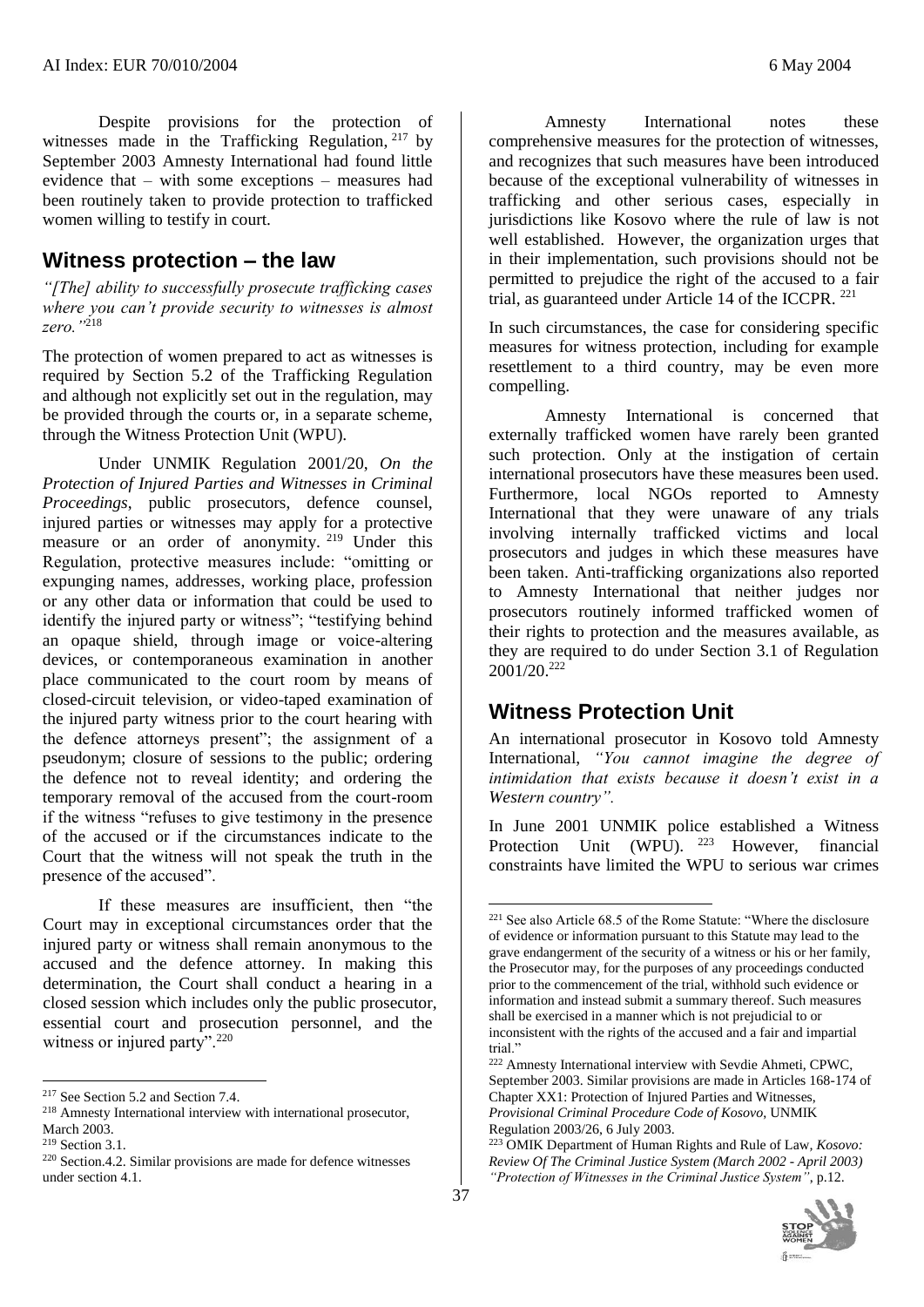Despite provisions for the protection of witnesses made in the Trafficking Regulation,[217] by September 2003 Amnesty International had found little evidence that – with some exceptions – measures had been routinely taken to provide protection to trafficked women willing to testify in court.

## Witness protection – the law

*"[The] ability to successfully prosecute trafficking cases where you can't provide security to witnesses is almost zero."*[218]

The protection of women prepared to act as witnesses is required by Section 5.2 of the Trafficking Regulation and although not explicitly set out in the regulation, may be provided through the courts or, in a separate scheme, through the Witness Protection Unit (WPU).

Under UNMIK Regulation 2001/20, *On the Protection of Injured Parties and Witnesses in Criminal Proceedings*, public prosecutors, defence counsel, injured parties or witnesses may apply for a protective measure or an order of anonymity.[219] Under this Regulation, protective measures include: "omitting or expunging names, addresses, working place, profession or any other data or information that could be used to identify the injured party or witness"; "testifying behind an opaque shield, through image or voice-altering devices, or contemporaneous examination in another place communicated to the court room by means of closed-circuit television, or video-taped examination of the injured party witness prior to the court hearing with the defence attorneys present"; the assignment of a pseudonym; closure of sessions to the public; ordering the defence not to reveal identity; and ordering the temporary removal of the accused from the court-room if the witness "refuses to give testimony in the presence of the accused or if the circumstances indicate to the Court that the witness will not speak the truth in the presence of the accused".

If these measures are insufficient, then "the Court may in exceptional circumstances order that the injured party or witness shall remain anonymous to the accused and the defence attorney. In making this determination, the Court shall conduct a hearing in a closed session which includes only the public prosecutor, essential court and prosecution personnel, and the witness or injured party".[220]

Amnesty International notes these comprehensive measures for the protection of witnesses, and recognizes that such measures have been introduced because of the exceptional vulnerability of witnesses in trafficking and other serious cases, especially in jurisdictions like Kosovo where the rule of law is not well established. However, the organization urges that in their implementation, such provisions should not be permitted to prejudice the right of the accused to a fair trial, as guaranteed under Article 14 of the ICCPR.[221]

In such circumstances, the case for considering specific measures for witness protection, including for example resettlement to a third country, may be even more compelling.

Amnesty International is concerned that externally trafficked women have rarely been granted such protection. Only at the instigation of certain international prosecutors have these measures been used. Furthermore, local NGOs reported to Amnesty International that they were unaware of any trials involving internally trafficked victims and local prosecutors and judges in which these measures have been taken. Anti-trafficking organizations also reported to Amnesty International that neither judges nor prosecutors routinely informed trafficked women of their rights to protection and the measures available, as they are required to do under Section 3.1 of Regulation 2001/20.[222]

## Witness Protection Unit

An international prosecutor in Kosovo told Amnesty International, *"You cannot imagine the degree of intimidation that exists because it doesn't exist in a Western country".*

In June 2001 UNMIK police established a Witness Protection Unit (WPU).[223] However, financial constraints have limited the WPU to serious war crimes

---

[217] See Section 5.2 and Section 7.4.

[218] Amnesty International interview with international prosecutor, March 2003.

[219] Section 3.1.

[220] Section.4.2. Similar provisions are made for defence witnesses under section 4.1.

[221] See also Article 68.5 of the Rome Statute: "Where the disclosure of evidence or information pursuant to this Statute may lead to the grave endangerment of the security of a witness or his or her family, the Prosecutor may, for the purposes of any proceedings conducted prior to the commencement of the trial, withhold such evidence or information and instead submit a summary thereof. Such measures shall be exercised in a manner which is not prejudicial to or inconsistent with the rights of the accused and a fair and impartial trial."

[222] Amnesty International interview with Sevdie Ahmeti, CPWC, September 2003. Similar provisions are made in Articles 168-174 of Chapter XX1: Protection of Injured Parties and Witnesses, *Provisional Criminal Procedure Code of Kosovo*, UNMIK Regulation 2003/26, 6 July 2003.

[223] OMIK Department of Human Rights and Rule of Law, *Kosovo: Review Of The Criminal Justice System (March 2002 - April 2003) "Protection of Witnesses in the Criminal Justice System"*, p.12.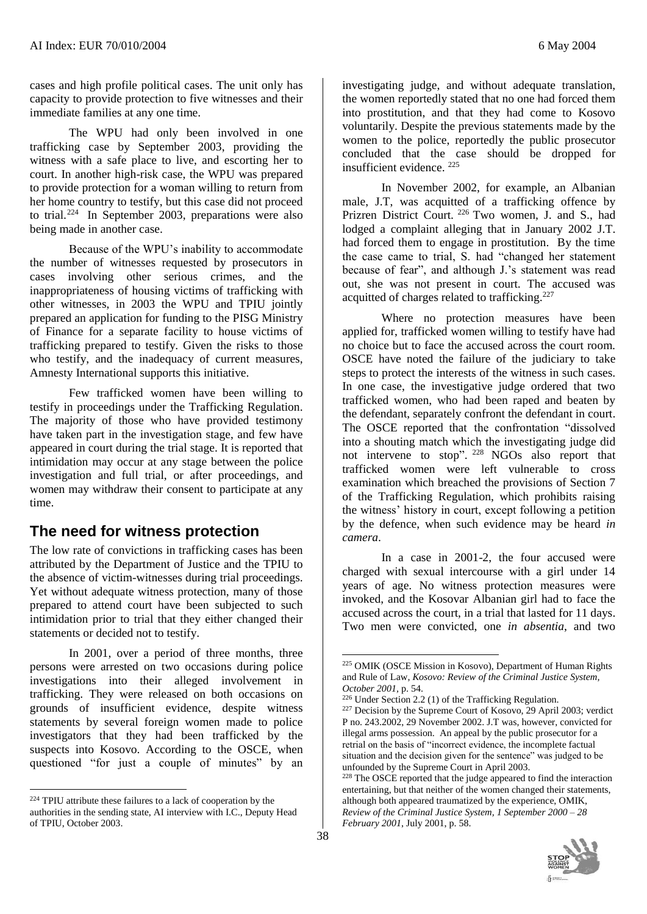cases and high profile political cases. The unit only has capacity to provide protection to five witnesses and their immediate families at any one time.

The WPU had only been involved in one trafficking case by September 2003, providing the witness with a safe place to live, and escorting her to court. In another high-risk case, the WPU was prepared to provide protection for a woman willing to return from her home country to testify, but this case did not proceed to trial.[224] In September 2003, preparations were also being made in another case.

Because of the WPU's inability to accommodate the number of witnesses requested by prosecutors in cases involving other serious crimes, and the inappropriateness of housing victims of trafficking with other witnesses, in 2003 the WPU and TPIU jointly prepared an application for funding to the PISG Ministry of Finance for a separate facility to house victims of trafficking prepared to testify. Given the risks to those who testify, and the inadequacy of current measures, Amnesty International supports this initiative.

Few trafficked women have been willing to testify in proceedings under the Trafficking Regulation. The majority of those who have provided testimony have taken part in the investigation stage, and few have appeared in court during the trial stage. It is reported that intimidation may occur at any stage between the police investigation and full trial, or after proceedings, and women may withdraw their consent to participate at any time.

## The need for witness protection

The low rate of convictions in trafficking cases has been attributed by the Department of Justice and the TPIU to the absence of victim-witnesses during trial proceedings. Yet without adequate witness protection, many of those prepared to attend court have been subjected to such intimidation prior to trial that they either changed their statements or decided not to testify.

In 2001, over a period of three months, three persons were arrested on two occasions during police investigations into their alleged involvement in trafficking. They were released on both occasions on grounds of insufficient evidence, despite witness statements by several foreign women made to police investigators that they had been trafficked by the suspects into Kosovo. According to the OSCE, when questioned "for just a couple of minutes" by an investigating judge, and without adequate translation, the women reportedly stated that no one had forced them into prostitution, and that they had come to Kosovo voluntarily. Despite the previous statements made by the women to the police, reportedly the public prosecutor concluded that the case should be dropped for insufficient evidence.[225]

In November 2002, for example, an Albanian male, J.T, was acquitted of a trafficking offence by Prizren District Court.[226] Two women, J. and S., had lodged a complaint alleging that in January 2002 J.T. had forced them to engage in prostitution. By the time the case came to trial, S. had "changed her statement because of fear", and although J.'s statement was read out, she was not present in court. The accused was acquitted of charges related to trafficking.[227]

Where no protection measures have been applied for, trafficked women willing to testify have had no choice but to face the accused across the court room. OSCE have noted the failure of the judiciary to take steps to protect the interests of the witness in such cases. In one case, the investigative judge ordered that two trafficked women, who had been raped and beaten by the defendant, separately confront the defendant in court. The OSCE reported that the confrontation "dissolved into a shouting match which the investigating judge did not intervene to stop".[228] NGOs also report that trafficked women were left vulnerable to cross examination which breached the provisions of Section 7 of the Trafficking Regulation, which prohibits raising the witness' history in court, except following a petition by the defence, when such evidence may be heard *in camera*.

In a case in 2001-2, the four accused were charged with sexual intercourse with a girl under 14 years of age. No witness protection measures were invoked, and the Kosovar Albanian girl had to face the accused across the court, in a trial that lasted for 11 days. Two men were convicted, one *in absentia*, and two

---

[224] TPIU attribute these failures to a lack of cooperation by the authorities in the sending state, AI interview with I.C., Deputy Head of TPIU, October 2003.

[225] OMIK (OSCE Mission in Kosovo), Department of Human Rights and Rule of Law, *Kosovo: Review of the Criminal Justice System, October 2001*, p. 54.

[226] Under Section 2.2 (1) of the Trafficking Regulation.

[227] Decision by the Supreme Court of Kosovo, 29 April 2003; verdict P no. 243.2002, 29 November 2002. J.T was, however, convicted for illegal arms possession. An appeal by the public prosecutor for a retrial on the basis of "incorrect evidence, the incomplete factual situation and the decision given for the sentence" was judged to be unfounded by the Supreme Court in April 2003.

[228] The OSCE reported that the judge appeared to find the interaction entertaining, but that neither of the women changed their statements, although both appeared traumatized by the experience, OMIK, *Review of the Criminal Justice System, 1 September 2000 – 28 February 2001*, July 2001, p. 58.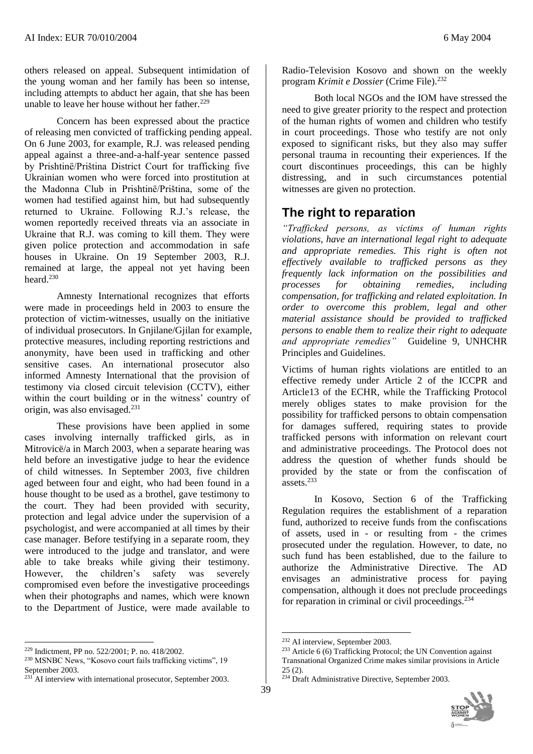others released on appeal. Subsequent intimidation of the young woman and her family has been so intense, including attempts to abduct her again, that she has been unable to leave her house without her father.[229]

Concern has been expressed about the practice of releasing men convicted of trafficking pending appeal. On 6 June 2003, for example, R.J. was released pending appeal against a three-and-a-half-year sentence passed by Prishtinë/Priština District Court for trafficking five Ukrainian women who were forced into prostitution at the Madonna Club in Prishtinë/Priština, some of the women had testified against him, but had subsequently returned to Ukraine. Following R.J.'s release, the women reportedly received threats via an associate in Ukraine that R.J. was coming to kill them. They were given police protection and accommodation in safe houses in Ukraine. On 19 September 2003, R.J. remained at large, the appeal not yet having been heard.[230]

Amnesty International recognizes that efforts were made in proceedings held in 2003 to ensure the protection of victim-witnesses, usually on the initiative of individual prosecutors. In Gnjilane/Gjilan for example, protective measures, including reporting restrictions and anonymity, have been used in trafficking and other sensitive cases. An international prosecutor also informed Amnesty International that the provision of testimony via closed circuit television (CCTV), either within the court building or in the witness' country of origin, was also envisaged.[231]

These provisions have been applied in some cases involving internally trafficked girls, as in Mitrovicë/a in March 2003, when a separate hearing was held before an investigative judge to hear the evidence of child witnesses. In September 2003, five children aged between four and eight, who had been found in a house thought to be used as a brothel, gave testimony to the court. They had been provided with security, protection and legal advice under the supervision of a psychologist, and were accompanied at all times by their case manager. Before testifying in a separate room, they were introduced to the judge and translator, and were able to take breaks while giving their testimony. However, the children's safety was severely compromised even before the investigative proceedings when their photographs and names, which were known to the Department of Justice, were made available to Radio-Television Kosovo and shown on the weekly program *Krimit e Dossier* (Crime File).[232]

Both local NGOs and the IOM have stressed the need to give greater priority to the respect and protection of the human rights of women and children who testify in court proceedings. Those who testify are not only exposed to significant risks, but they also may suffer personal trauma in recounting their experiences. If the court discontinues proceedings, this can be highly distressing, and in such circumstances potential witnesses are given no protection.

## The right to reparation

*"Trafficked persons, as victims of human rights violations, have an international legal right to adequate and appropriate remedies. This right is often not effectively available to trafficked persons as they frequently lack information on the possibilities and processes for obtaining remedies, including compensation, for trafficking and related exploitation. In order to overcome this problem, legal and other material assistance should be provided to trafficked persons to enable them to realize their right to adequate and appropriate remedies"* Guideline 9, UNHCHR Principles and Guidelines.

Victims of human rights violations are entitled to an effective remedy under Article 2 of the ICCPR and Article13 of the ECHR, while the Trafficking Protocol merely obliges states to make provision for the possibility for trafficked persons to obtain compensation for damages suffered, requiring states to provide trafficked persons with information on relevant court and administrative proceedings. The Protocol does not address the question of whether funds should be provided by the state or from the confiscation of assets.[233]

In Kosovo, Section 6 of the Trafficking Regulation requires the establishment of a reparation fund, authorized to receive funds from the confiscations of assets, used in - or resulting from - the crimes prosecuted under the regulation. However, to date, no such fund has been established, due to the failure to authorize the Administrative Directive. The AD envisages an administrative process for paying compensation, although it does not preclude proceedings for reparation in criminal or civil proceedings.[234]

---

[229] Indictment, PP no. 522/2001; P. no. 418/2002.

[230] MSNBC News, "Kosovo court fails trafficking victims", 19 September 2003.

[231] AI interview with international prosecutor, September 2003.

[232] AI interview, September 2003.

[233] Article 6 (6) Trafficking Protocol; the UN Convention against Transnational Organized Crime makes similar provisions in Article 25 (2).

[234] Draft Administrative Directive, September 2003.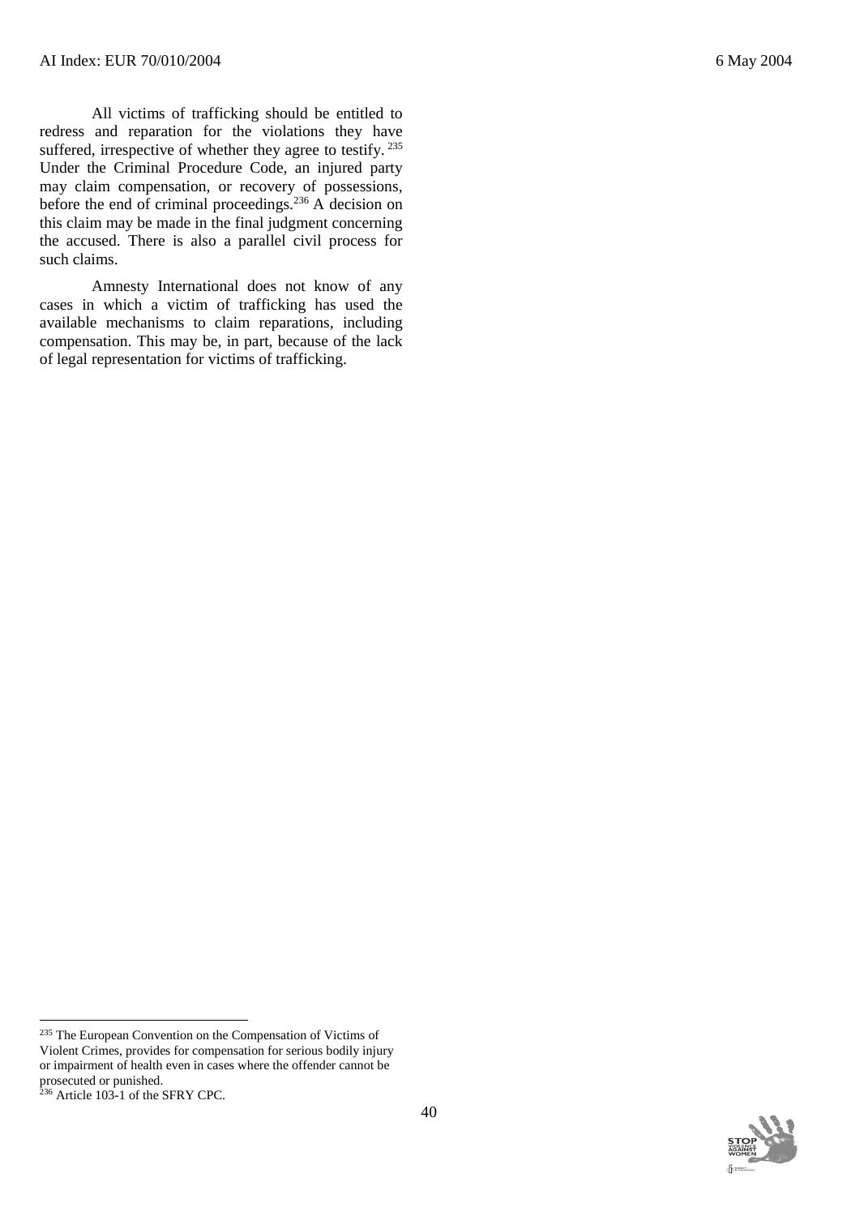All victims of trafficking should be entitled to redress and reparation for the violations they have suffered, irrespective of whether they agree to testify.[235] Under the Criminal Procedure Code, an injured party may claim compensation, or recovery of possessions, before the end of criminal proceedings.[236] A decision on this claim may be made in the final judgment concerning the accused. There is also a parallel civil process for such claims.

Amnesty International does not know of any cases in which a victim of trafficking has used the available mechanisms to claim reparations, including compensation. This may be, in part, because of the lack of legal representation for victims of trafficking.

---

[235] The European Convention on the Compensation of Victims of Violent Crimes, provides for compensation for serious bodily injury or impairment of health even in cases where the offender cannot be prosecuted or punished.

[236] Article 103-1 of the SFRY CPC.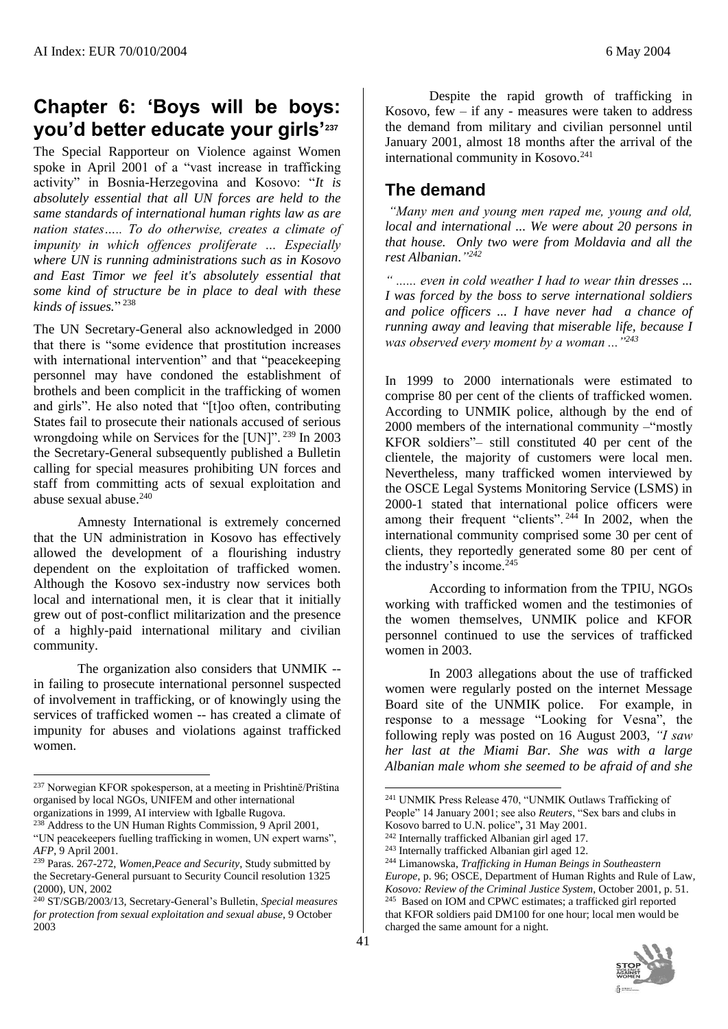## Chapter 6: 'Boys will be boys: you'd better educate your girls'[237]

The Special Rapporteur on Violence against Women spoke in April 2001 of a "vast increase in trafficking activity" in Bosnia-Herzegovina and Kosovo: "*It is absolutely essential that all UN forces are held to the same standards of international human rights law as are nation states….. To do otherwise, creates a climate of impunity in which offences proliferate ... Especially where UN is running administrations such as in Kosovo and East Timor we feel it's absolutely essential that some kind of structure be in place to deal with these kinds of issues.*" [238]

The UN Secretary-General also acknowledged in 2000 that there is "some evidence that prostitution increases with international intervention" and that "peacekeeping personnel may have condoned the establishment of brothels and been complicit in the trafficking of women and girls". He also noted that "[t]oo often, contributing States fail to prosecute their nationals accused of serious wrongdoing while on Services for the [UN]". [239] In 2003 the Secretary-General subsequently published a Bulletin calling for special measures prohibiting UN forces and staff from committing acts of sexual exploitation and abuse sexual abuse.[240]

Amnesty International is extremely concerned that the UN administration in Kosovo has effectively allowed the development of a flourishing industry dependent on the exploitation of trafficked women. Although the Kosovo sex-industry now services both local and international men, it is clear that it initially grew out of post-conflict militarization and the presence of a highly-paid international military and civilian community.

The organization also considers that UNMIK -- in failing to prosecute international personnel suspected of involvement in trafficking, or of knowingly using the services of trafficked women -- has created a climate of impunity for abuses and violations against trafficked women.

Despite the rapid growth of trafficking in Kosovo, few – if any - measures were taken to address the demand from military and civilian personnel until January 2001, almost 18 months after the arrival of the international community in Kosovo.[241]

### The demand

*"Many men and young men raped me, young and old, local and international ... We were about 20 persons in that house. Only two were from Moldavia and all the rest Albanian."*[242]

*" ...... even in cold weather I had to wear thin dresses ... I was forced by the boss to serve international soldiers and police officers ... I have never had a chance of running away and leaving that miserable life, because I was observed every moment by a woman ..."*[243]

In 1999 to 2000 internationals were estimated to comprise 80 per cent of the clients of trafficked women. According to UNMIK police, although by the end of 2000 members of the international community –"mostly KFOR soldiers"– still constituted 40 per cent of the clientele, the majority of customers were local men. Nevertheless, many trafficked women interviewed by the OSCE Legal Systems Monitoring Service (LSMS) in 2000-1 stated that international police officers were among their frequent "clients". [244] In 2002, when the international community comprised some 30 per cent of clients, they reportedly generated some 80 per cent of the industry's income.[245]

According to information from the TPIU, NGOs working with trafficked women and the testimonies of the women themselves, UNMIK police and KFOR personnel continued to use the services of trafficked women in 2003.

In 2003 allegations about the use of trafficked women were regularly posted on the internet Message Board site of the UNMIK police. For example, in response to a message "Looking for Vesna", the following reply was posted on 16 August 2003, *"I saw her last at the Miami Bar. She was with a large Albanian male whom she seemed to be afraid of and she*

---

[237] Norwegian KFOR spokesperson, at a meeting in Prishtinë/Priština organised by local NGOs, UNIFEM and other international organizations in 1999, AI interview with Igballe Rugova.

[238] Address to the UN Human Rights Commission, 9 April 2001, "UN peacekeepers fuelling trafficking in women, UN expert warns", *AFP*, 9 April 2001.

[239] Paras. 267-272, *Women,Peace and Security*, Study submitted by the Secretary-General pursuant to Security Council resolution 1325 (2000), UN, 2002

[240] ST/SGB/2003/13, Secretary-General's Bulletin, *Special measures for protection from sexual exploitation and sexual abuse*, 9 October 2003

[241] UNMIK Press Release 470, "UNMIK Outlaws Trafficking of People" 14 January 2001; see also *Reuters*, "Sex bars and clubs in Kosovo barred to U.N. police", 31 May 2001.

[242] Internally trafficked Albanian girl aged 17.

[243] Internally trafficked Albanian girl aged 12.

[244] Limanowska, *Trafficking in Human Beings in Southeastern Europe*, p. 96; OSCE, Department of Human Rights and Rule of Law, *Kosovo: Review of the Criminal Justice System*, October 2001, p. 51.

[245] Based on IOM and CPWC estimates; a trafficked girl reported that KFOR soldiers paid DM100 for one hour; local men would be charged the same amount for a night.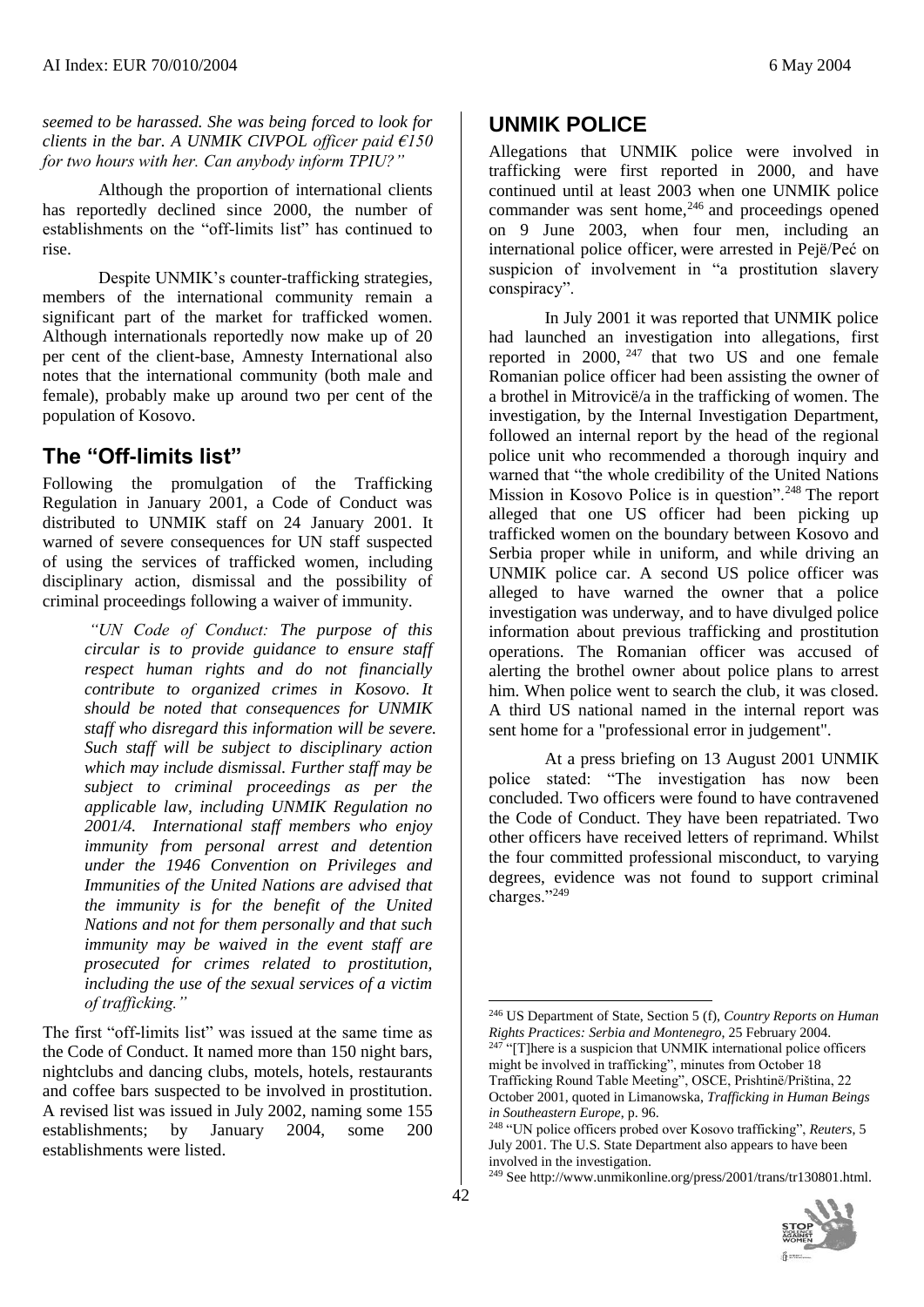*seemed to be harassed. She was being forced to look for clients in the bar. A UNMIK CIVPOL officer paid €150 for two hours with her. Can anybody inform TPIU?"*

Although the proportion of international clients has reportedly declined since 2000, the number of establishments on the "off-limits list" has continued to rise.

Despite UNMIK's counter-trafficking strategies, members of the international community remain a significant part of the market for trafficked women. Although internationals reportedly now make up of 20 per cent of the client-base, Amnesty International also notes that the international community (both male and female), probably make up around two per cent of the population of Kosovo.

## The "Off-limits list"

Following the promulgation of the Trafficking Regulation in January 2001, a Code of Conduct was distributed to UNMIK staff on 24 January 2001. It warned of severe consequences for UN staff suspected of using the services of trafficked women, including disciplinary action, dismissal and the possibility of criminal proceedings following a waiver of immunity.

> *"UN Code of Conduct: The purpose of this circular is to provide guidance to ensure staff respect human rights and do not financially contribute to organized crimes in Kosovo. It should be noted that consequences for UNMIK staff who disregard this information will be severe. Such staff will be subject to disciplinary action which may include dismissal. Further staff may be subject to criminal proceedings as per the applicable law, including UNMIK Regulation no 2001/4. International staff members who enjoy immunity from personal arrest and detention under the 1946 Convention on Privileges and Immunities of the United Nations are advised that the immunity is for the benefit of the United Nations and not for them personally and that such immunity may be waived in the event staff are prosecuted for crimes related to prostitution, including the use of the sexual services of a victim of trafficking."*

The first "off-limits list" was issued at the same time as the Code of Conduct. It named more than 150 night bars, nightclubs and dancing clubs, motels, hotels, restaurants and coffee bars suspected to be involved in prostitution. A revised list was issued in July 2002, naming some 155 establishments; by January 2004, some 200 establishments were listed.

## UNMIK POLICE

Allegations that UNMIK police were involved in trafficking were first reported in 2000, and have continued until at least 2003 when one UNMIK police commander was sent home,[246] and proceedings opened on 9 June 2003, when four men, including an international police officer, were arrested in Pejë/Peć on suspicion of involvement in "a prostitution slavery conspiracy".

In July 2001 it was reported that UNMIK police had launched an investigation into allegations, first reported in 2000, [247] that two US and one female Romanian police officer had been assisting the owner of a brothel in Mitrovicë/a in the trafficking of women. The investigation, by the Internal Investigation Department, followed an internal report by the head of the regional police unit who recommended a thorough inquiry and warned that "the whole credibility of the United Nations Mission in Kosovo Police is in question".[248] The report alleged that one US officer had been picking up trafficked women on the boundary between Kosovo and Serbia proper while in uniform, and while driving an UNMIK police car. A second US police officer was alleged to have warned the owner that a police investigation was underway, and to have divulged police information about previous trafficking and prostitution operations. The Romanian officer was accused of alerting the brothel owner about police plans to arrest him. When police went to search the club, it was closed. A third US national named in the internal report was sent home for a "professional error in judgement".

At a press briefing on 13 August 2001 UNMIK police stated: "The investigation has now been concluded. Two officers were found to have contravened the Code of Conduct. They have been repatriated. Two other officers have received letters of reprimand. Whilst the four committed professional misconduct, to varying degrees, evidence was not found to support criminal charges."[249]

---

[246] US Department of State, Section 5 (f), *Country Reports on Human Rights Practices: Serbia and Montenegro*, 25 February 2004.

[247] "[T]here is a suspicion that UNMIK international police officers might be involved in trafficking", minutes from October 18 Trafficking Round Table Meeting", OSCE, Prishtinë/Priština, 22 October 2001, quoted in Limanowska, *Trafficking in Human Beings in Southeastern Europe*, p. 96.

[248] "UN police officers probed over Kosovo trafficking", *Reuters*, 5 July 2001. The U.S. State Department also appears to have been involved in the investigation.

[249] See http://www.unmikonline.org/press/2001/trans/tr130801.html.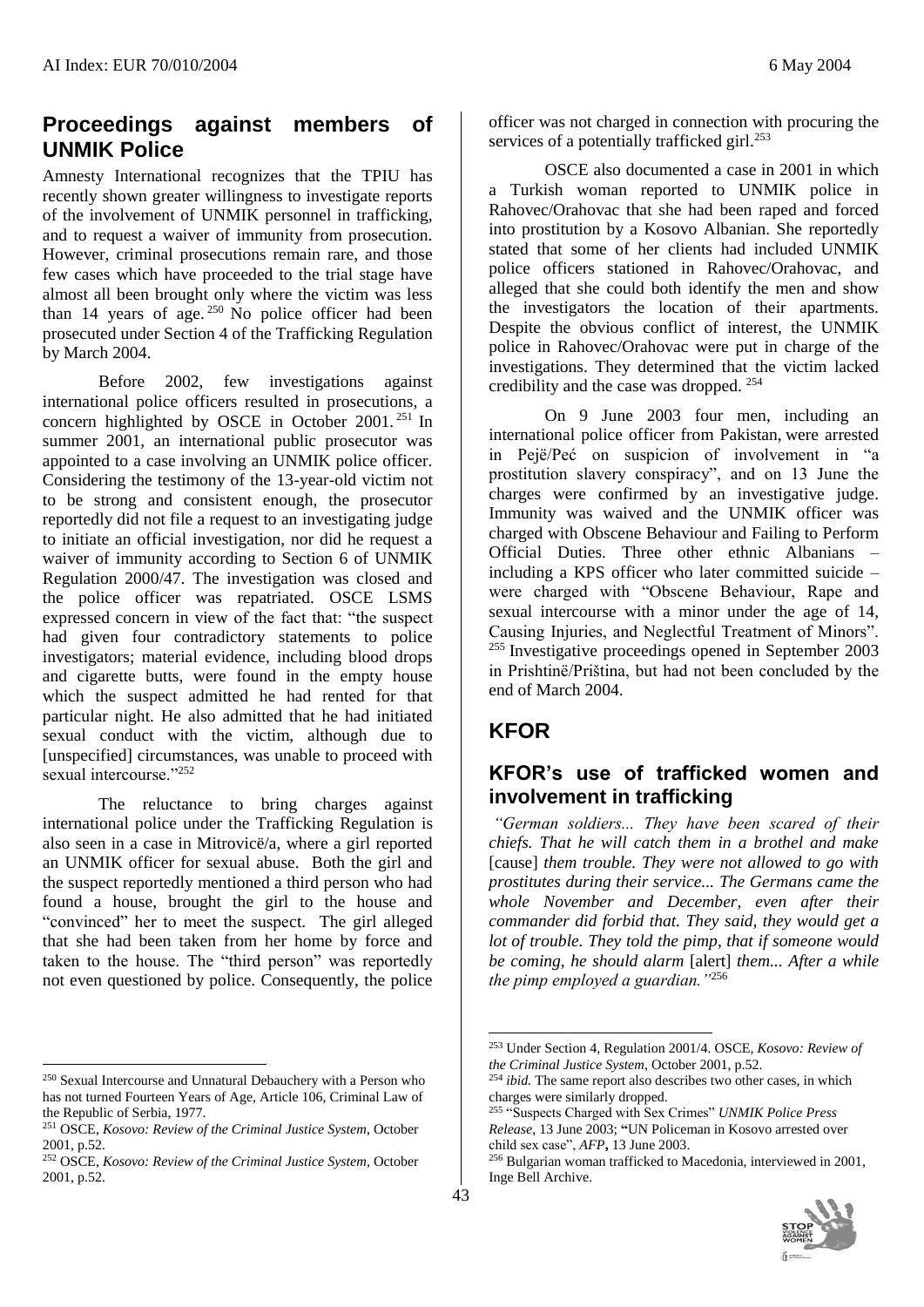## Proceedings against members of UNMIK Police

Amnesty International recognizes that the TPIU has recently shown greater willingness to investigate reports of the involvement of UNMIK personnel in trafficking, and to request a waiver of immunity from prosecution. However, criminal prosecutions remain rare, and those few cases which have proceeded to the trial stage have almost all been brought only where the victim was less than 14 years of age.[250] No police officer had been prosecuted under Section 4 of the Trafficking Regulation by March 2004.

Before 2002, few investigations against international police officers resulted in prosecutions, a concern highlighted by OSCE in October 2001.[251] In summer 2001, an international public prosecutor was appointed to a case involving an UNMIK police officer. Considering the testimony of the 13-year-old victim not to be strong and consistent enough, the prosecutor reportedly did not file a request to an investigating judge to initiate an official investigation, nor did he request a waiver of immunity according to Section 6 of UNMIK Regulation 2000/47. The investigation was closed and the police officer was repatriated. OSCE LSMS expressed concern in view of the fact that: "the suspect had given four contradictory statements to police investigators; material evidence, including blood drops and cigarette butts, were found in the empty house which the suspect admitted he had rented for that particular night. He also admitted that he had initiated sexual conduct with the victim, although due to [unspecified] circumstances, was unable to proceed with sexual intercourse."[252]

The reluctance to bring charges against international police under the Trafficking Regulation is also seen in a case in Mitrovicë/a, where a girl reported an UNMIK officer for sexual abuse. Both the girl and the suspect reportedly mentioned a third person who had found a house, brought the girl to the house and "convinced" her to meet the suspect. The girl alleged that she had been taken from her home by force and taken to the house. The "third person" was reportedly not even questioned by police. Consequently, the police officer was not charged in connection with procuring the services of a potentially trafficked girl.[253]

OSCE also documented a case in 2001 in which a Turkish woman reported to UNMIK police in Rahovec/Orahovac that she had been raped and forced into prostitution by a Kosovo Albanian. She reportedly stated that some of her clients had included UNMIK police officers stationed in Rahovec/Orahovac, and alleged that she could both identify the men and show the investigators the location of their apartments. Despite the obvious conflict of interest, the UNMIK police in Rahovec/Orahovac were put in charge of the investigations. They determined that the victim lacked credibility and the case was dropped.[254]

On 9 June 2003 four men, including an international police officer from Pakistan, were arrested in Pejë/Peć on suspicion of involvement in "a prostitution slavery conspiracy", and on 13 June the charges were confirmed by an investigative judge. Immunity was waived and the UNMIK officer was charged with Obscene Behaviour and Failing to Perform Official Duties. Three other ethnic Albanians – including a KPS officer who later committed suicide – were charged with "Obscene Behaviour, Rape and sexual intercourse with a minor under the age of 14, Causing Injuries, and Neglectful Treatment of Minors".[255] Investigative proceedings opened in September 2003 in Prishtinë/Priština, but had not been concluded by the end of March 2004.

## KFOR

### KFOR's use of trafficked women and involvement in trafficking

*"German soldiers... They have been scared of their chiefs. That he will catch them in a brothel and make* [cause] *them trouble. They were not allowed to go with prostitutes during their service... The Germans came the whole November and December, even after their commander did forbid that. They said, they would get a lot of trouble. They told the pimp, that if someone would be coming, he should alarm* [alert] *them... After a while the pimp employed a guardian."*[256]

---

[250] Sexual Intercourse and Unnatural Debauchery with a Person who has not turned Fourteen Years of Age, Article 106, Criminal Law of the Republic of Serbia, 1977.

[251] OSCE, *Kosovo: Review of the Criminal Justice System*, October 2001, p.52.

[252] OSCE, *Kosovo: Review of the Criminal Justice System*, October 2001, p.52.

[253] Under Section 4, Regulation 2001/4. OSCE, *Kosovo: Review of the Criminal Justice System*, October 2001, p.52.

[254] *ibid.* The same report also describes two other cases, in which charges were similarly dropped.

[255] "Suspects Charged with Sex Crimes" *UNMIK Police Press Release*, 13 June 2003; **"**UN Policeman in Kosovo arrested over child sex case", *AFP***,** 13 June 2003.

[256] Bulgarian woman trafficked to Macedonia, interviewed in 2001, Inge Bell Archive.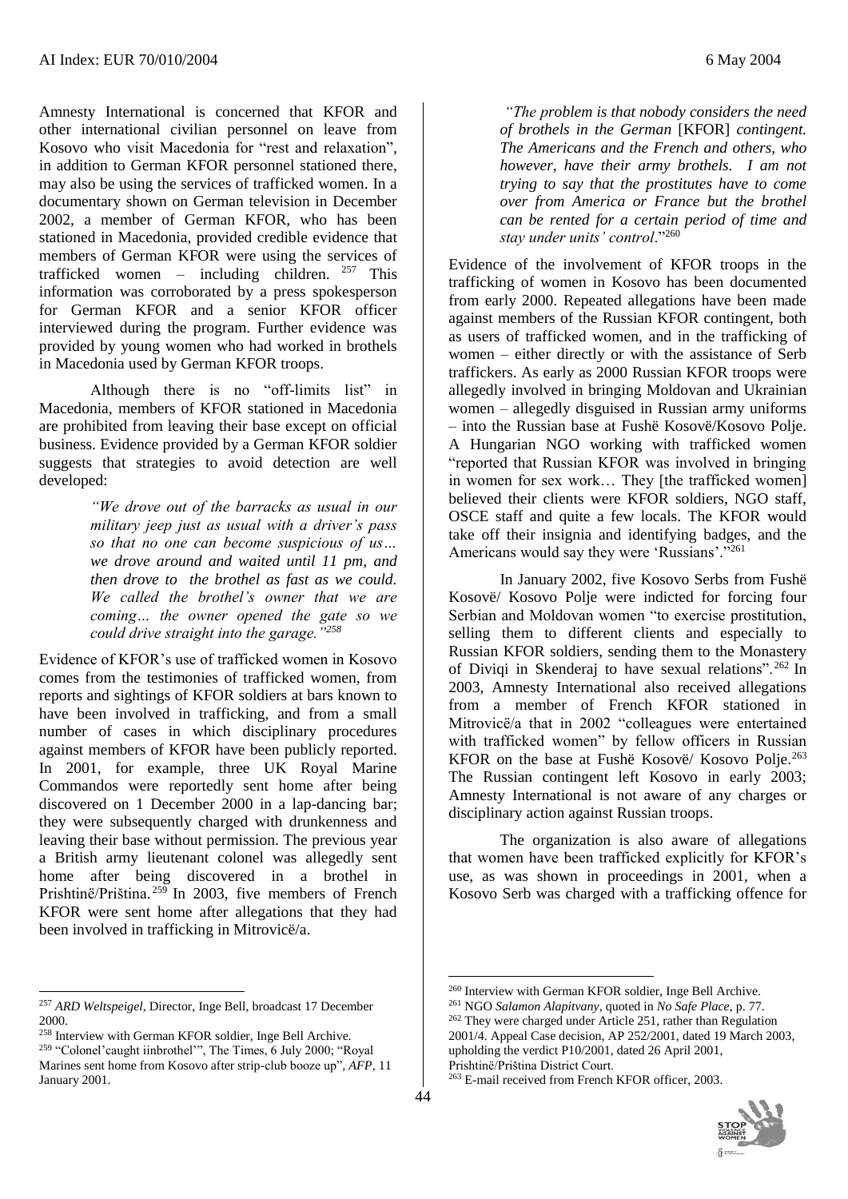Amnesty International is concerned that KFOR and other international civilian personnel on leave from Kosovo who visit Macedonia for "rest and relaxation", in addition to German KFOR personnel stationed there, may also be using the services of trafficked women. In a documentary shown on German television in December 2002, a member of German KFOR, who has been stationed in Macedonia, provided credible evidence that members of German KFOR were using the services of trafficked women – including children. [257] This information was corroborated by a press spokesperson for German KFOR and a senior KFOR officer interviewed during the program. Further evidence was provided by young women who had worked in brothels in Macedonia used by German KFOR troops.

Although there is no "off-limits list" in Macedonia, members of KFOR stationed in Macedonia are prohibited from leaving their base except on official business. Evidence provided by a German KFOR soldier suggests that strategies to avoid detection are well developed:

> *"We drove out of the barracks as usual in our military jeep just as usual with a driver's pass so that no one can become suspicious of us… we drove around and waited until 11 pm, and then drove to the brothel as fast as we could. We called the brothel's owner that we are coming… the owner opened the gate so we could drive straight into the garage."*[258]

Evidence of KFOR's use of trafficked women in Kosovo comes from the testimonies of trafficked women, from reports and sightings of KFOR soldiers at bars known to have been involved in trafficking, and from a small number of cases in which disciplinary procedures against members of KFOR have been publicly reported. In 2001, for example, three UK Royal Marine Commandos were reportedly sent home after being discovered on 1 December 2000 in a lap-dancing bar; they were subsequently charged with drunkenness and leaving their base without permission. The previous year a British army lieutenant colonel was allegedly sent home after being discovered in a brothel in Prishtinë/Priština.[259] In 2003, five members of French KFOR were sent home after allegations that they had been involved in trafficking in Mitrovicë/a.

> *"The problem is that nobody considers the need of brothels in the German* [KFOR] *contingent. The Americans and the French and others, who however, have their army brothels. I am not trying to say that the prostitutes have to come over from America or France but the brothel can be rented for a certain period of time and stay under units' control*."[260]

Evidence of the involvement of KFOR troops in the trafficking of women in Kosovo has been documented from early 2000. Repeated allegations have been made against members of the Russian KFOR contingent, both as users of trafficked women, and in the trafficking of women – either directly or with the assistance of Serb traffickers. As early as 2000 Russian KFOR troops were allegedly involved in bringing Moldovan and Ukrainian women – allegedly disguised in Russian army uniforms – into the Russian base at Fushë Kosovë/Kosovo Polje. A Hungarian NGO working with trafficked women "reported that Russian KFOR was involved in bringing in women for sex work… They [the trafficked women] believed their clients were KFOR soldiers, NGO staff, OSCE staff and quite a few locals. The KFOR would take off their insignia and identifying badges, and the Americans would say they were 'Russians'."[261]

In January 2002, five Kosovo Serbs from Fushë Kosovë/ Kosovo Polje were indicted for forcing four Serbian and Moldovan women "to exercise prostitution, selling them to different clients and especially to Russian KFOR soldiers, sending them to the Monastery of Diviqi in Skenderaj to have sexual relations".[262] In 2003, Amnesty International also received allegations from a member of French KFOR stationed in Mitrovicë/a that in 2002 "colleagues were entertained with trafficked women" by fellow officers in Russian KFOR on the base at Fushë Kosovë/ Kosovo Polje.[263] The Russian contingent left Kosovo in early 2003; Amnesty International is not aware of any charges or disciplinary action against Russian troops.

The organization is also aware of allegations that women have been trafficked explicitly for KFOR's use, as was shown in proceedings in 2001, when a Kosovo Serb was charged with a trafficking offence for

---

[257] *ARD Weltspeigel*, Director, Inge Bell, broadcast 17 December 2000.

[258] Interview with German KFOR soldier, Inge Bell Archive.

[259] "Colonel'caught iinbrothel'", The Times, 6 July 2000; "Royal Marines sent home from Kosovo after strip-club booze up", *AFP*, 11 January 2001.

[260] Interview with German KFOR soldier, Inge Bell Archive.

[261] NGO *Salamon Alapitvany*, quoted in *No Safe Place*, p. 77.

[262] They were charged under Article 251, rather than Regulation 2001/4. Appeal Case decision, AP 252/2001, dated 19 March 2003, upholding the verdict P10/2001, dated 26 April 2001, Prishtinë/Priština District Court.

[263] E-mail received from French KFOR officer, 2003.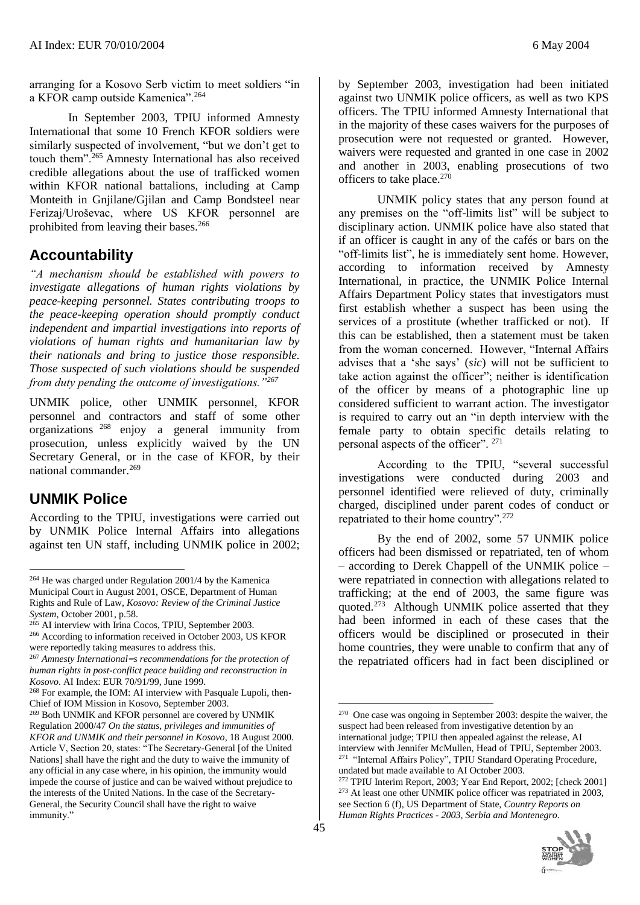arranging for a Kosovo Serb victim to meet soldiers "in a KFOR camp outside Kamenica".[264]

In September 2003, TPIU informed Amnesty International that some 10 French KFOR soldiers were similarly suspected of involvement, "but we don't get to touch them".[265] Amnesty International has also received credible allegations about the use of trafficked women within KFOR national battalions, including at Camp Monteith in Gnjilane/Gjilan and Camp Bondsteel near Ferizaj/Uroševac, where US KFOR personnel are prohibited from leaving their bases.[266]

## Accountability

*"A mechanism should be established with powers to investigate allegations of human rights violations by peace-keeping personnel. States contributing troops to the peace-keeping operation should promptly conduct independent and impartial investigations into reports of violations of human rights and humanitarian law by their nationals and bring to justice those responsible. Those suspected of such violations should be suspended from duty pending the outcome of investigations."*[267]

UNMIK police, other UNMIK personnel, KFOR personnel and contractors and staff of some other organizations [268] enjoy a general immunity from prosecution, unless explicitly waived by the UN Secretary General, or in the case of KFOR, by their national commander.[269]

## UNMIK Police

According to the TPIU, investigations were carried out by UNMIK Police Internal Affairs into allegations against ten UN staff, including UNMIK police in 2002; by September 2003, investigation had been initiated against two UNMIK police officers, as well as two KPS officers. The TPIU informed Amnesty International that in the majority of these cases waivers for the purposes of prosecution were not requested or granted. However, waivers were requested and granted in one case in 2002 and another in 2003, enabling prosecutions of two officers to take place.[270]

UNMIK policy states that any person found at any premises on the "off-limits list" will be subject to disciplinary action. UNMIK police have also stated that if an officer is caught in any of the cafés or bars on the "off-limits list", he is immediately sent home. However, according to information received by Amnesty International, in practice, the UNMIK Police Internal Affairs Department Policy states that investigators must first establish whether a suspect has been using the services of a prostitute (whether trafficked or not). If this can be established, then a statement must be taken from the woman concerned. However, "Internal Affairs advises that a 'she says' (*sic*) will not be sufficient to take action against the officer"; neither is identification of the officer by means of a photographic line up considered sufficient to warrant action. The investigator is required to carry out an "in depth interview with the female party to obtain specific details relating to personal aspects of the officer". [271]

According to the TPIU, "several successful investigations were conducted during 2003 and personnel identified were relieved of duty, criminally charged, disciplined under parent codes of conduct or repatriated to their home country".[272]

By the end of 2002, some 57 UNMIK police officers had been dismissed or repatriated, ten of whom – according to Derek Chappell of the UNMIK police – were repatriated in connection with allegations related to trafficking; at the end of 2003, the same figure was quoted.[273] Although UNMIK police asserted that they had been informed in each of these cases that the officers would be disciplined or prosecuted in their home countries, they were unable to confirm that any of the repatriated officers had in fact been disciplined or

---

[264] He was charged under Regulation 2001/4 by the Kamenica Municipal Court in August 2001, OSCE, Department of Human Rights and Rule of Law, *Kosovo: Review of the Criminal Justice System*, October 2001, p.58.

[265] AI interview with Irina Cocos, TPIU, September 2003.

[266] According to information received in October 2003, US KFOR were reportedly taking measures to address this.

[267] *Amnesty International=s recommendations for the protection of human rights in post-conflict peace building and reconstruction in Kosovo*. AI Index: EUR 70/91/99, June 1999.

[268] For example, the IOM: AI interview with Pasquale Lupoli, then-Chief of IOM Mission in Kosovo, September 2003.

[269] Both UNMIK and KFOR personnel are covered by UNMIK Regulation 2000/47 *On the status, privileges and immunities of KFOR and UNMIK and their personnel in Kosovo*, 18 August 2000. Article V, Section 20, states: "The Secretary-General [of the United Nations] shall have the right and the duty to waive the immunity of any official in any case where, in his opinion, the immunity would impede the course of justice and can be waived without prejudice to the interests of the United Nations. In the case of the Secretary-General, the Security Council shall have the right to waive immunity."

[270] One case was ongoing in September 2003: despite the waiver, the suspect had been released from investigative detention by an international judge; TPIU then appealed against the release, AI interview with Jennifer McMullen, Head of TPIU, September 2003.

[271] "Internal Affairs Policy", TPIU Standard Operating Procedure, undated but made available to AI October 2003.

[272] TPIU Interim Report, 2003; Year End Report, 2002; [check 2001]

[273] At least one other UNMIK police officer was repatriated in 2003, see Section 6 (f), US Department of State, *Country Reports on Human Rights Practices - 2003, Serbia and Montenegro*.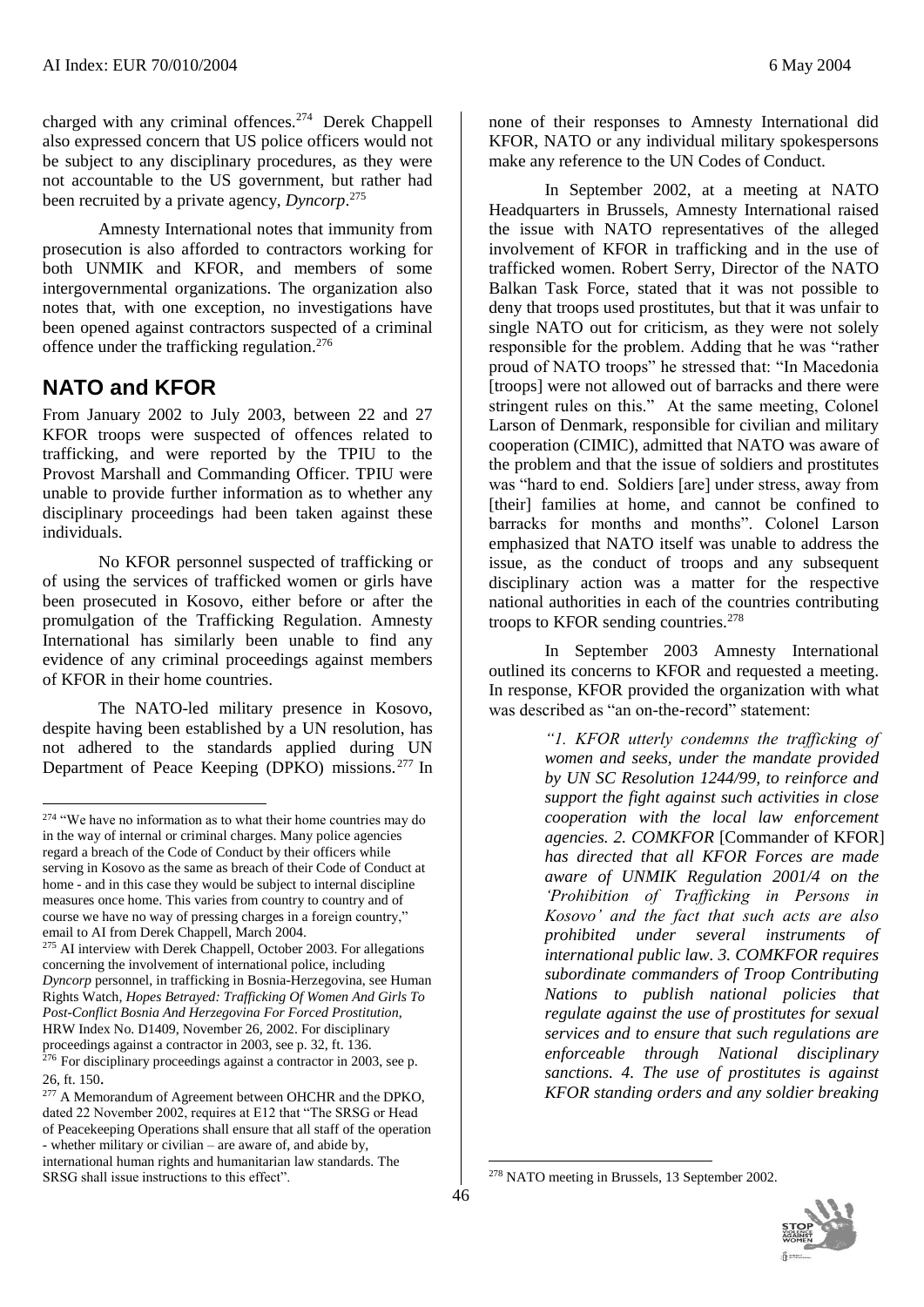charged with any criminal offences.[274] Derek Chappell also expressed concern that US police officers would not be subject to any disciplinary procedures, as they were not accountable to the US government, but rather had been recruited by a private agency, *Dyncorp*.[275]

Amnesty International notes that immunity from prosecution is also afforded to contractors working for both UNMIK and KFOR, and members of some intergovernmental organizations. The organization also notes that, with one exception, no investigations have been opened against contractors suspected of a criminal offence under the trafficking regulation.[276]

## NATO and KFOR

From January 2002 to July 2003, between 22 and 27 KFOR troops were suspected of offences related to trafficking, and were reported by the TPIU to the Provost Marshall and Commanding Officer. TPIU were unable to provide further information as to whether any disciplinary proceedings had been taken against these individuals.

No KFOR personnel suspected of trafficking or of using the services of trafficked women or girls have been prosecuted in Kosovo, either before or after the promulgation of the Trafficking Regulation. Amnesty International has similarly been unable to find any evidence of any criminal proceedings against members of KFOR in their home countries.

The NATO-led military presence in Kosovo, despite having been established by a UN resolution, has not adhered to the standards applied during UN Department of Peace Keeping (DPKO) missions.[277] In none of their responses to Amnesty International did KFOR, NATO or any individual military spokespersons make any reference to the UN Codes of Conduct.

In September 2002, at a meeting at NATO Headquarters in Brussels, Amnesty International raised the issue with NATO representatives of the alleged involvement of KFOR in trafficking and in the use of trafficked women. Robert Serry, Director of the NATO Balkan Task Force, stated that it was not possible to deny that troops used prostitutes, but that it was unfair to single NATO out for criticism, as they were not solely responsible for the problem. Adding that he was "rather proud of NATO troops" he stressed that: "In Macedonia [troops] were not allowed out of barracks and there were stringent rules on this." At the same meeting, Colonel Larson of Denmark, responsible for civilian and military cooperation (CIMIC), admitted that NATO was aware of the problem and that the issue of soldiers and prostitutes was "hard to end. Soldiers [are] under stress, away from [their] families at home, and cannot be confined to barracks for months and months". Colonel Larson emphasized that NATO itself was unable to address the issue, as the conduct of troops and any subsequent disciplinary action was a matter for the respective national authorities in each of the countries contributing troops to KFOR sending countries.[278]

In September 2003 Amnesty International outlined its concerns to KFOR and requested a meeting. In response, KFOR provided the organization with what was described as "an on-the-record" statement:

> *"1. KFOR utterly condemns the trafficking of women and seeks, under the mandate provided by UN SC Resolution 1244/99, to reinforce and support the fight against such activities in close cooperation with the local law enforcement agencies. 2. COMKFOR* [Commander of KFOR] *has directed that all KFOR Forces are made aware of UNMIK Regulation 2001/4 on the 'Prohibition of Trafficking in Persons in Kosovo' and the fact that such acts are also prohibited under several instruments of international public law. 3. COMKFOR requires subordinate commanders of Troop Contributing Nations to publish national policies that regulate against the use of prostitutes for sexual services and to ensure that such regulations are enforceable through National disciplinary sanctions. 4. The use of prostitutes is against KFOR standing orders and any soldier breaking*

---

[274] "We have no information as to what their home countries may do in the way of internal or criminal charges. Many police agencies regard a breach of the Code of Conduct by their officers while serving in Kosovo as the same as breach of their Code of Conduct at home - and in this case they would be subject to internal discipline measures once home. This varies from country to country and of course we have no way of pressing charges in a foreign country," email to AI from Derek Chappell, March 2004.

[275] AI interview with Derek Chappell, October 2003. For allegations concerning the involvement of international police, including *Dyncorp* personnel, in trafficking in Bosnia-Herzegovina, see Human Rights Watch, *Hopes Betrayed: Trafficking Of Women And Girls To Post-Conflict Bosnia And Herzegovina For Forced Prostitution*, HRW Index No. D1409, November 26, 2002. For disciplinary proceedings against a contractor in 2003, see p. 32, ft. 136.

[276] For disciplinary proceedings against a contractor in 2003, see p. 26, ft. 150.

[277] A Memorandum of Agreement between OHCHR and the DPKO, dated 22 November 2002, requires at E12 that "The SRSG or Head of Peacekeeping Operations shall ensure that all staff of the operation - whether military or civilian – are aware of, and abide by, international human rights and humanitarian law standards. The SRSG shall issue instructions to this effect".

[278] NATO meeting in Brussels, 13 September 2002.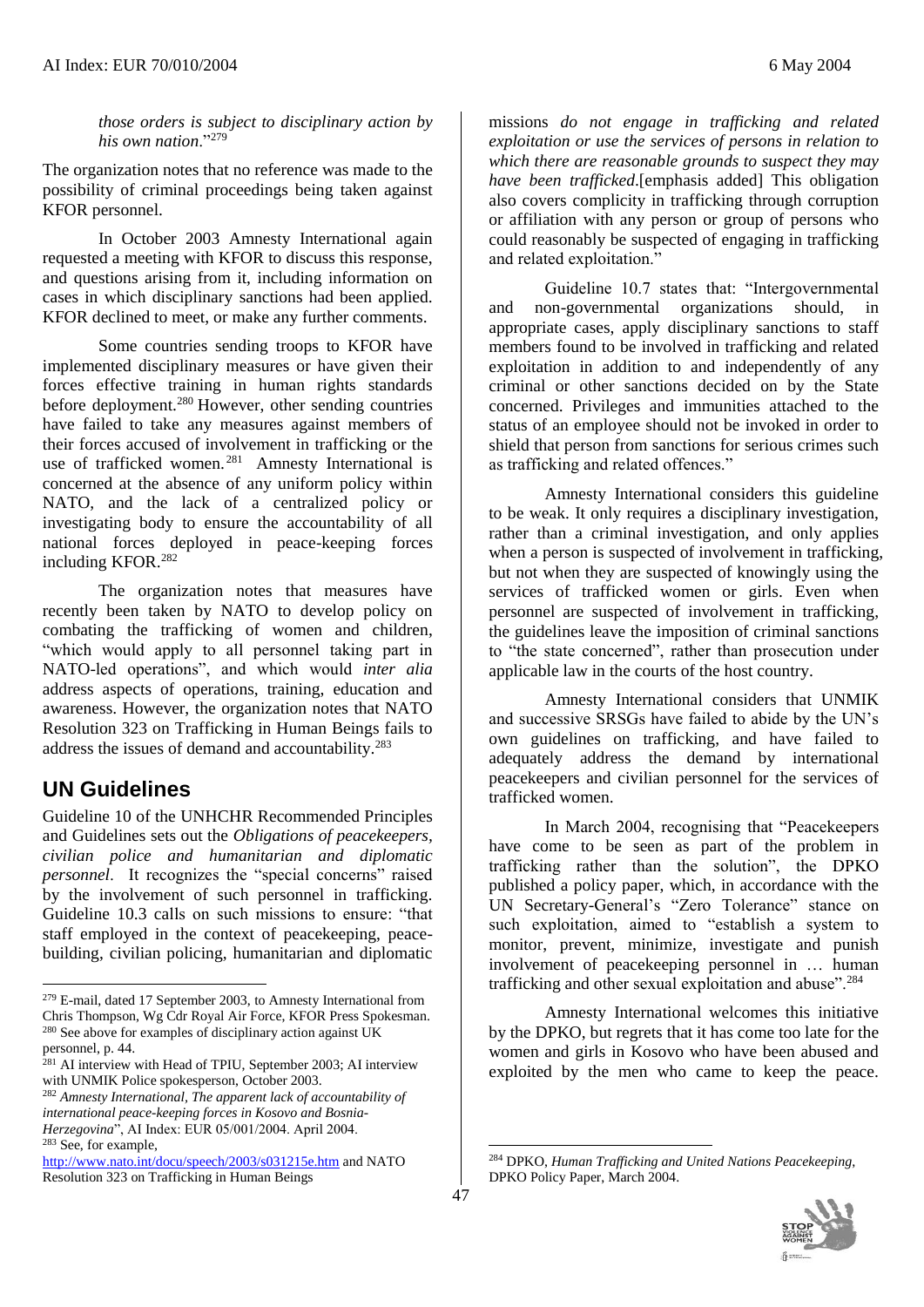*those orders is subject to disciplinary action by his own nation*."[279]

The organization notes that no reference was made to the possibility of criminal proceedings being taken against KFOR personnel.

In October 2003 Amnesty International again requested a meeting with KFOR to discuss this response, and questions arising from it, including information on cases in which disciplinary sanctions had been applied. KFOR declined to meet, or make any further comments.

Some countries sending troops to KFOR have implemented disciplinary measures or have given their forces effective training in human rights standards before deployment.[280] However, other sending countries have failed to take any measures against members of their forces accused of involvement in trafficking or the use of trafficked women.[281] Amnesty International is concerned at the absence of any uniform policy within NATO, and the lack of a centralized policy or investigating body to ensure the accountability of all national forces deployed in peace-keeping forces including KFOR.[282]

The organization notes that measures have recently been taken by NATO to develop policy on combating the trafficking of women and children, "which would apply to all personnel taking part in NATO-led operations", and which would *inter alia* address aspects of operations, training, education and awareness. However, the organization notes that NATO Resolution 323 on Trafficking in Human Beings fails to address the issues of demand and accountability.[283]

## UN Guidelines

Guideline 10 of the UNHCHR Recommended Principles and Guidelines sets out the *Obligations of peacekeepers, civilian police and humanitarian and diplomatic personnel*. It recognizes the "special concerns" raised by the involvement of such personnel in trafficking. Guideline 10.3 calls on such missions to ensure: "that staff employed in the context of peacekeeping, peace-building, civilian policing, humanitarian and diplomatic missions *do not engage in trafficking and related exploitation or use the services of persons in relation to which there are reasonable grounds to suspect they may have been trafficked*.[emphasis added] This obligation also covers complicity in trafficking through corruption or affiliation with any person or group of persons who could reasonably be suspected of engaging in trafficking and related exploitation."

Guideline 10.7 states that: "Intergovernmental and non-governmental organizations should, in appropriate cases, apply disciplinary sanctions to staff members found to be involved in trafficking and related exploitation in addition to and independently of any criminal or other sanctions decided on by the State concerned. Privileges and immunities attached to the status of an employee should not be invoked in order to shield that person from sanctions for serious crimes such as trafficking and related offences."

Amnesty International considers this guideline to be weak. It only requires a disciplinary investigation, rather than a criminal investigation, and only applies when a person is suspected of involvement in trafficking, but not when they are suspected of knowingly using the services of trafficked women or girls. Even when personnel are suspected of involvement in trafficking, the guidelines leave the imposition of criminal sanctions to "the state concerned", rather than prosecution under applicable law in the courts of the host country.

Amnesty International considers that UNMIK and successive SRSGs have failed to abide by the UN's own guidelines on trafficking, and have failed to adequately address the demand by international peacekeepers and civilian personnel for the services of trafficked women.

In March 2004, recognising that "Peacekeepers have come to be seen as part of the problem in trafficking rather than the solution", the DPKO published a policy paper, which, in accordance with the UN Secretary-General's "Zero Tolerance" stance on such exploitation, aimed to "establish a system to monitor, prevent, minimize, investigate and punish involvement of peacekeeping personnel in … human trafficking and other sexual exploitation and abuse".[284]

Amnesty International welcomes this initiative by the DPKO, but regrets that it has come too late for the women and girls in Kosovo who have been abused and exploited by the men who came to keep the peace.

---

[279] E-mail, dated 17 September 2003, to Amnesty International from Chris Thompson, Wg Cdr Royal Air Force, KFOR Press Spokesman.

[280] See above for examples of disciplinary action against UK personnel, p. 44.

[281] AI interview with Head of TPIU, September 2003; AI interview with UNMIK Police spokesperson, October 2003.

[282] *Amnesty International, The apparent lack of accountability of international peace-keeping forces in Kosovo and Bosnia-Herzegovina*", AI Index: EUR 05/001/2004. April 2004.

[283] See, for example, http://www.nato.int/docu/speech/2003/s031215e.htm and NATO Resolution 323 on Trafficking in Human Beings

[284] DPKO, *Human Trafficking and United Nations Peacekeeping*, DPKO Policy Paper, March 2004.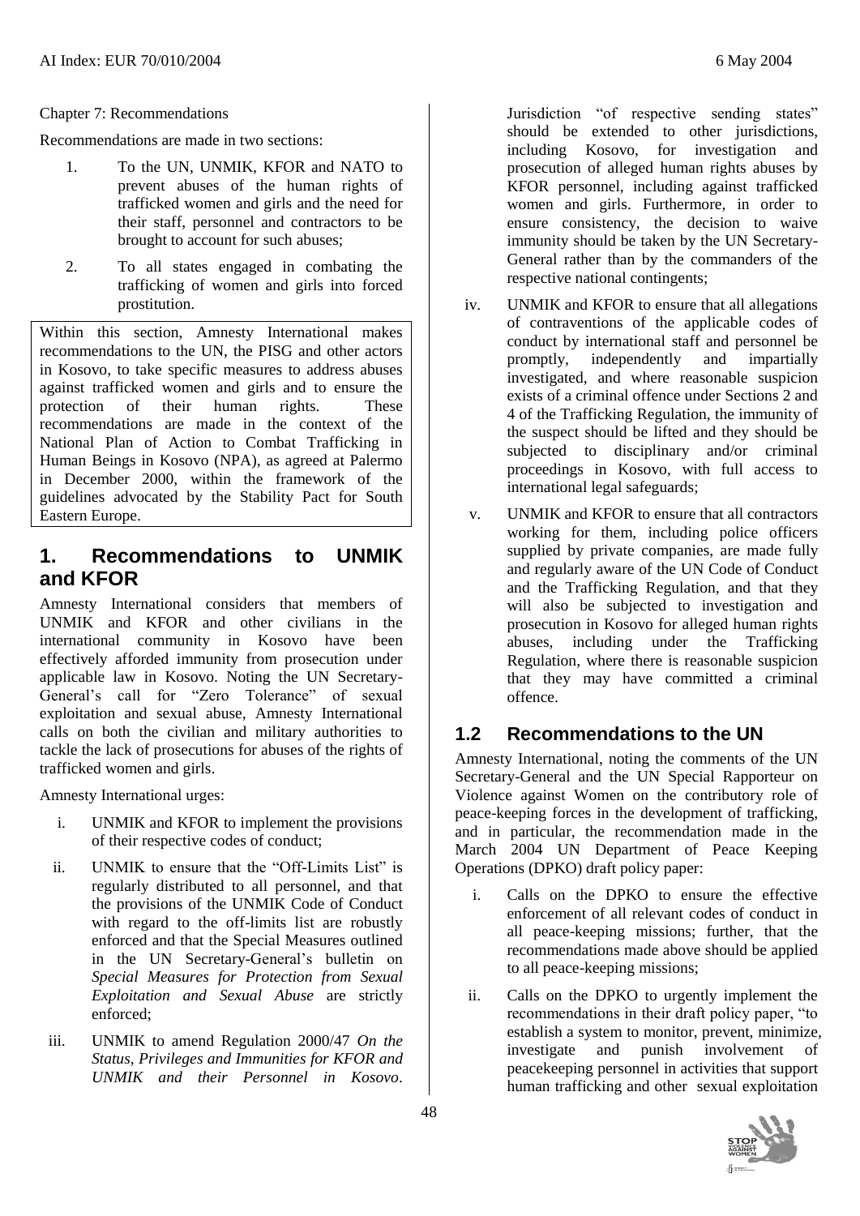Chapter 7: Recommendations

Recommendations are made in two sections:

1. To the UN, UNMIK, KFOR and NATO to prevent abuses of the human rights of trafficked women and girls and the need for their staff, personnel and contractors to be brought to account for such abuses;
2. To all states engaged in combating the trafficking of women and girls into forced prostitution.

Within this section, Amnesty International makes recommendations to the UN, the PISG and other actors in Kosovo, to take specific measures to address abuses against trafficked women and girls and to ensure the protection of their human rights. These recommendations are made in the context of the National Plan of Action to Combat Trafficking in Human Beings in Kosovo (NPA), as agreed at Palermo in December 2000, within the framework of the guidelines advocated by the Stability Pact for South Eastern Europe.

## 1. Recommendations to UNMIK and KFOR

Amnesty International considers that members of UNMIK and KFOR and other civilians in the international community in Kosovo have been effectively afforded immunity from prosecution under applicable law in Kosovo. Noting the UN Secretary-General's call for "Zero Tolerance" of sexual exploitation and sexual abuse, Amnesty International calls on both the civilian and military authorities to tackle the lack of prosecutions for abuses of the rights of trafficked women and girls.

Amnesty International urges:

i. UNMIK and KFOR to implement the provisions of their respective codes of conduct;

ii. UNMIK to ensure that the "Off-Limits List" is regularly distributed to all personnel, and that the provisions of the UNMIK Code of Conduct with regard to the off-limits list are robustly enforced and that the Special Measures outlined in the UN Secretary-General's bulletin on *Special Measures for Protection from Sexual Exploitation and Sexual Abuse* are strictly enforced;

iii. UNMIK to amend Regulation 2000/47 *On the Status, Privileges and Immunities for KFOR and UNMIK and their Personnel in Kosovo*. Jurisdiction "of respective sending states" should be extended to other jurisdictions, including Kosovo, for investigation and prosecution of alleged human rights abuses by KFOR personnel, including against trafficked women and girls. Furthermore, in order to ensure consistency, the decision to waive immunity should be taken by the UN Secretary-General rather than by the commanders of the respective national contingents;

iv. UNMIK and KFOR to ensure that all allegations of contraventions of the applicable codes of conduct by international staff and personnel be promptly, independently and impartially investigated, and where reasonable suspicion exists of a criminal offence under Sections 2 and 4 of the Trafficking Regulation, the immunity of the suspect should be lifted and they should be subjected to disciplinary and/or criminal proceedings in Kosovo, with full access to international legal safeguards;

v. UNMIK and KFOR to ensure that all contractors working for them, including police officers supplied by private companies, are made fully and regularly aware of the UN Code of Conduct and the Trafficking Regulation, and that they will also be subjected to investigation and prosecution in Kosovo for alleged human rights abuses, including under the Trafficking Regulation, where there is reasonable suspicion that they may have committed a criminal offence.

## 1.2 Recommendations to the UN

Amnesty International, noting the comments of the UN Secretary-General and the UN Special Rapporteur on Violence against Women on the contributory role of peace-keeping forces in the development of trafficking, and in particular, the recommendation made in the March 2004 UN Department of Peace Keeping Operations (DPKO) draft policy paper:

i. Calls on the DPKO to ensure the effective enforcement of all relevant codes of conduct in all peace-keeping missions; further, that the recommendations made above should be applied to all peace-keeping missions;

ii. Calls on the DPKO to urgently implement the recommendations in their draft policy paper, "to establish a system to monitor, prevent, minimize, investigate and punish involvement of peacekeeping personnel in activities that support human trafficking and other sexual exploitation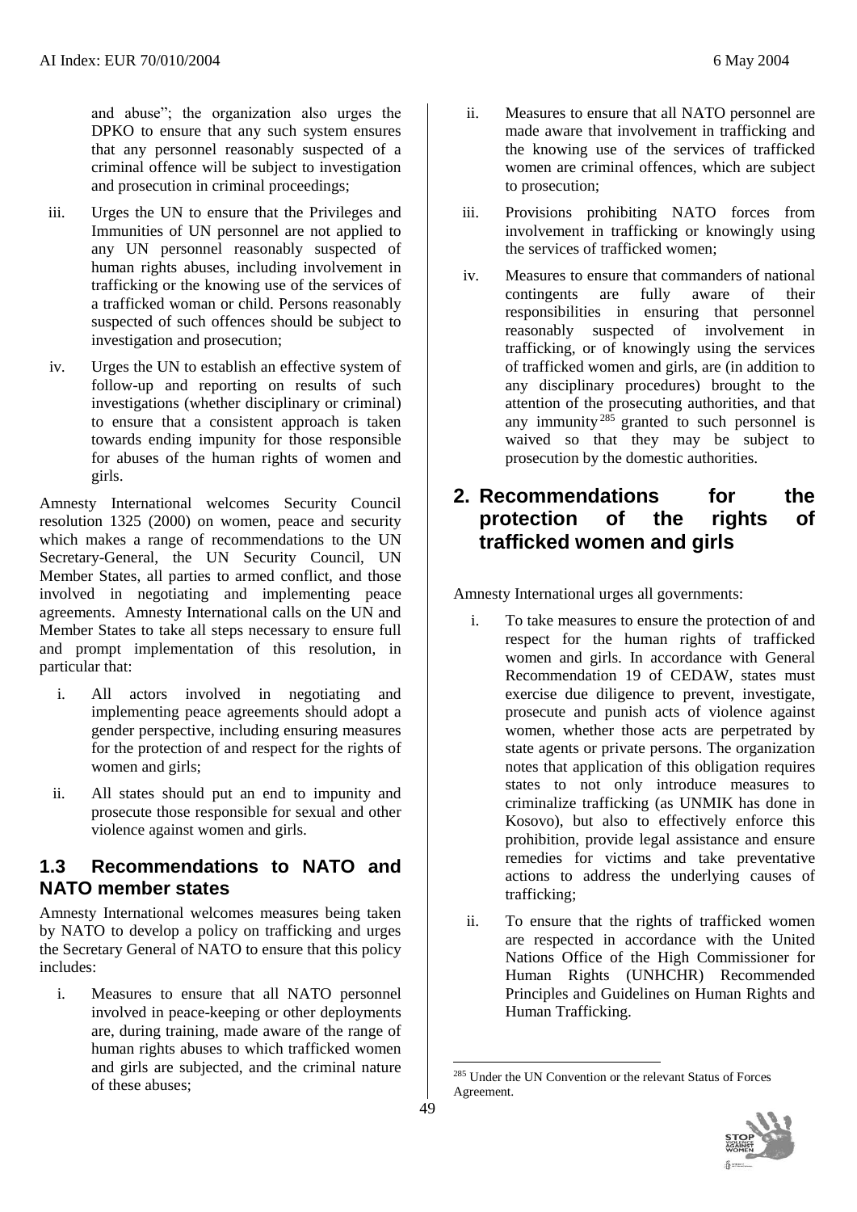and abuse"; the organization also urges the DPKO to ensure that any such system ensures that any personnel reasonably suspected of a criminal offence will be subject to investigation and prosecution in criminal proceedings;

iii. Urges the UN to ensure that the Privileges and Immunities of UN personnel are not applied to any UN personnel reasonably suspected of human rights abuses, including involvement in trafficking or the knowing use of the services of a trafficked woman or child. Persons reasonably suspected of such offences should be subject to investigation and prosecution;

iv. Urges the UN to establish an effective system of follow-up and reporting on results of such investigations (whether disciplinary or criminal) to ensure that a consistent approach is taken towards ending impunity for those responsible for abuses of the human rights of women and girls.

Amnesty International welcomes Security Council resolution 1325 (2000) on women, peace and security which makes a range of recommendations to the UN Secretary-General, the UN Security Council, UN Member States, all parties to armed conflict, and those involved in negotiating and implementing peace agreements. Amnesty International calls on the UN and Member States to take all steps necessary to ensure full and prompt implementation of this resolution, in particular that:

i. All actors involved in negotiating and implementing peace agreements should adopt a gender perspective, including ensuring measures for the protection of and respect for the rights of women and girls;

ii. All states should put an end to impunity and prosecute those responsible for sexual and other violence against women and girls.

### 1.3 Recommendations to NATO and NATO member states

Amnesty International welcomes measures being taken by NATO to develop a policy on trafficking and urges the Secretary General of NATO to ensure that this policy includes:

i. Measures to ensure that all NATO personnel involved in peace-keeping or other deployments are, during training, made aware of the range of human rights abuses to which trafficked women and girls are subjected, and the criminal nature of these abuses;

ii. Measures to ensure that all NATO personnel are made aware that involvement in trafficking and the knowing use of the services of trafficked women are criminal offences, which are subject to prosecution;

iii. Provisions prohibiting NATO forces from involvement in trafficking or knowingly using the services of trafficked women;

iv. Measures to ensure that commanders of national contingents are fully aware of their responsibilities in ensuring that personnel reasonably suspected of involvement in trafficking, or of knowingly using the services of trafficked women and girls, are (in addition to any disciplinary procedures) brought to the attention of the prosecuting authorities, and that any immunity[285] granted to such personnel is waived so that they may be subject to prosecution by the domestic authorities.

## 2. Recommendations for the protection of the rights of trafficked women and girls

Amnesty International urges all governments:

i. To take measures to ensure the protection of and respect for the human rights of trafficked women and girls. In accordance with General Recommendation 19 of CEDAW, states must exercise due diligence to prevent, investigate, prosecute and punish acts of violence against women, whether those acts are perpetrated by state agents or private persons. The organization notes that application of this obligation requires states to not only introduce measures to criminalize trafficking (as UNMIK has done in Kosovo), but also to effectively enforce this prohibition, provide legal assistance and ensure remedies for victims and take preventative actions to address the underlying causes of trafficking;

ii. To ensure that the rights of trafficked women are respected in accordance with the United Nations Office of the High Commissioner for Human Rights (UNHCHR) Recommended Principles and Guidelines on Human Rights and Human Trafficking.

[285] Under the UN Convention or the relevant Status of Forces Agreement.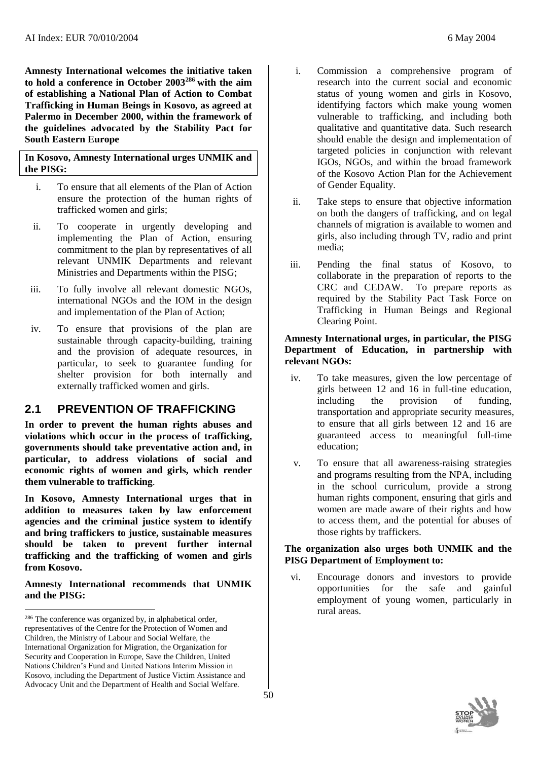**Amnesty International welcomes the initiative taken to hold a conference in October 2003[286] with the aim of establishing a National Plan of Action to Combat Trafficking in Human Beings in Kosovo, as agreed at Palermo in December 2000, within the framework of the guidelines advocated by the Stability Pact for South Eastern Europe**

**In Kosovo, Amnesty International urges UNMIK and the PISG:**

i. To ensure that all elements of the Plan of Action ensure the protection of the human rights of trafficked women and girls;

ii. To cooperate in urgently developing and implementing the Plan of Action, ensuring commitment to the plan by representatives of all relevant UNMIK Departments and relevant Ministries and Departments within the PISG;

iii. To fully involve all relevant domestic NGOs, international NGOs and the IOM in the design and implementation of the Plan of Action;

iv. To ensure that provisions of the plan are sustainable through capacity-building, training and the provision of adequate resources, in particular, to seek to guarantee funding for shelter provision for both internally and externally trafficked women and girls.

## 2.1 PREVENTION OF TRAFFICKING

**In order to prevent the human rights abuses and violations which occur in the process of trafficking, governments should take preventative action and, in particular, to address violations of social and economic rights of women and girls, which render them vulnerable to trafficking**.

**In Kosovo, Amnesty International urges that in addition to measures taken by law enforcement agencies and the criminal justice system to identify and bring traffickers to justice, sustainable measures should be taken to prevent further internal trafficking and the trafficking of women and girls from Kosovo.**

**Amnesty International recommends that UNMIK and the PISG:**

i. Commission a comprehensive program of research into the current social and economic status of young women and girls in Kosovo, identifying factors which make young women vulnerable to trafficking, and including both qualitative and quantitative data. Such research should enable the design and implementation of targeted policies in conjunction with relevant IGOs, NGOs, and within the broad framework of the Kosovo Action Plan for the Achievement of Gender Equality.

ii. Take steps to ensure that objective information on both the dangers of trafficking, and on legal channels of migration is available to women and girls, also including through TV, radio and print media;

iii. Pending the final status of Kosovo, to collaborate in the preparation of reports to the CRC and CEDAW. To prepare reports as required by the Stability Pact Task Force on Trafficking in Human Beings and Regional Clearing Point.

**Amnesty International urges, in particular, the PISG Department of Education, in partnership with relevant NGOs:**

iv. To take measures, given the low percentage of girls between 12 and 16 in full-tine education, including the provision of funding, transportation and appropriate security measures, to ensure that all girls between 12 and 16 are guaranteed access to meaningful full-time education;

v. To ensure that all awareness-raising strategies and programs resulting from the NPA, including in the school curriculum, provide a strong human rights component, ensuring that girls and women are made aware of their rights and how to access them, and the potential for abuses of those rights by traffickers.

**The organization also urges both UNMIK and the PISG Department of Employment to:**

vi. Encourage donors and investors to provide opportunities for the safe and gainful employment of young women, particularly in rural areas.

---

[286] The conference was organized by, in alphabetical order, representatives of the Centre for the Protection of Women and Children, the Ministry of Labour and Social Welfare, the International Organization for Migration, the Organization for Security and Cooperation in Europe, Save the Children, United Nations Children's Fund and United Nations Interim Mission in Kosovo, including the Department of Justice Victim Assistance and Advocacy Unit and the Department of Health and Social Welfare.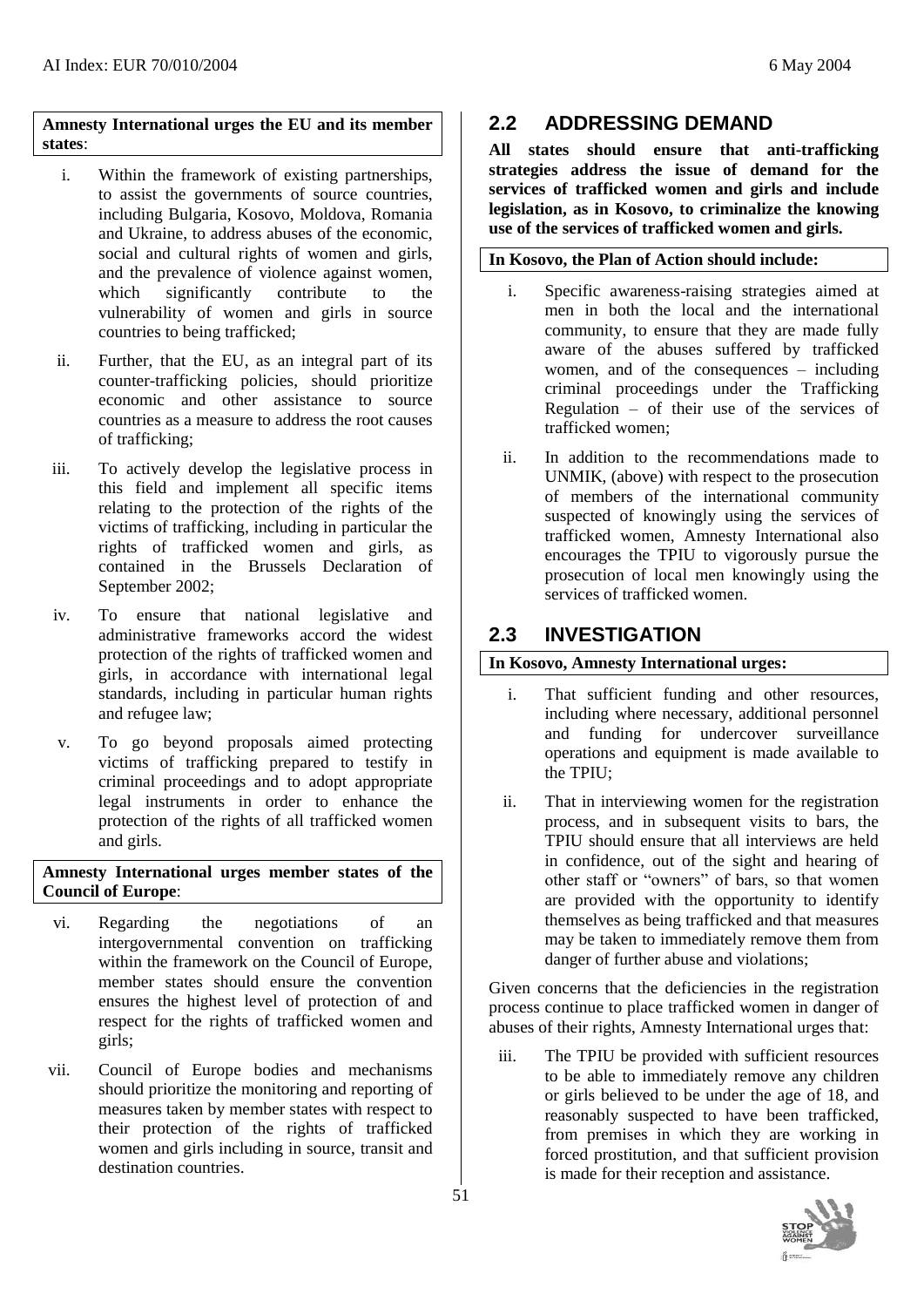**Amnesty International urges the EU and its member states**:

i. Within the framework of existing partnerships, to assist the governments of source countries, including Bulgaria, Kosovo, Moldova, Romania and Ukraine, to address abuses of the economic, social and cultural rights of women and girls, and the prevalence of violence against women, which significantly contribute to the vulnerability of women and girls in source countries to being trafficked;

ii. Further, that the EU, as an integral part of its counter-trafficking policies, should prioritize economic and other assistance to source countries as a measure to address the root causes of trafficking;

iii. To actively develop the legislative process in this field and implement all specific items relating to the protection of the rights of the victims of trafficking, including in particular the rights of trafficked women and girls, as contained in the Brussels Declaration of September 2002;

iv. To ensure that national legislative and administrative frameworks accord the widest protection of the rights of trafficked women and girls, in accordance with international legal standards, including in particular human rights and refugee law;

v. To go beyond proposals aimed protecting victims of trafficking prepared to testify in criminal proceedings and to adopt appropriate legal instruments in order to enhance the protection of the rights of all trafficked women and girls.

**Amnesty International urges member states of the Council of Europe**:

vi. Regarding the negotiations of an intergovernmental convention on trafficking within the framework on the Council of Europe, member states should ensure the convention ensures the highest level of protection of and respect for the rights of trafficked women and girls;

vii. Council of Europe bodies and mechanisms should prioritize the monitoring and reporting of measures taken by member states with respect to their protection of the rights of trafficked women and girls including in source, transit and destination countries.

## 2.2 ADDRESSING DEMAND

**All states should ensure that anti-trafficking strategies address the issue of demand for the services of trafficked women and girls and include legislation, as in Kosovo, to criminalize the knowing use of the services of trafficked women and girls.**

**In Kosovo, the Plan of Action should include:**

i. Specific awareness-raising strategies aimed at men in both the local and the international community, to ensure that they are made fully aware of the abuses suffered by trafficked women, and of the consequences – including criminal proceedings under the Trafficking Regulation – of their use of the services of trafficked women;

ii. In addition to the recommendations made to UNMIK, (above) with respect to the prosecution of members of the international community suspected of knowingly using the services of trafficked women, Amnesty International also encourages the TPIU to vigorously pursue the prosecution of local men knowingly using the services of trafficked women.

## 2.3 INVESTIGATION

**In Kosovo, Amnesty International urges:**

i. That sufficient funding and other resources, including where necessary, additional personnel and funding for undercover surveillance operations and equipment is made available to the TPIU;

ii. That in interviewing women for the registration process, and in subsequent visits to bars, the TPIU should ensure that all interviews are held in confidence, out of the sight and hearing of other staff or "owners" of bars, so that women are provided with the opportunity to identify themselves as being trafficked and that measures may be taken to immediately remove them from danger of further abuse and violations;

Given concerns that the deficiencies in the registration process continue to place trafficked women in danger of abuses of their rights, Amnesty International urges that:

iii. The TPIU be provided with sufficient resources to be able to immediately remove any children or girls believed to be under the age of 18, and reasonably suspected to have been trafficked, from premises in which they are working in forced prostitution, and that sufficient provision is made for their reception and assistance.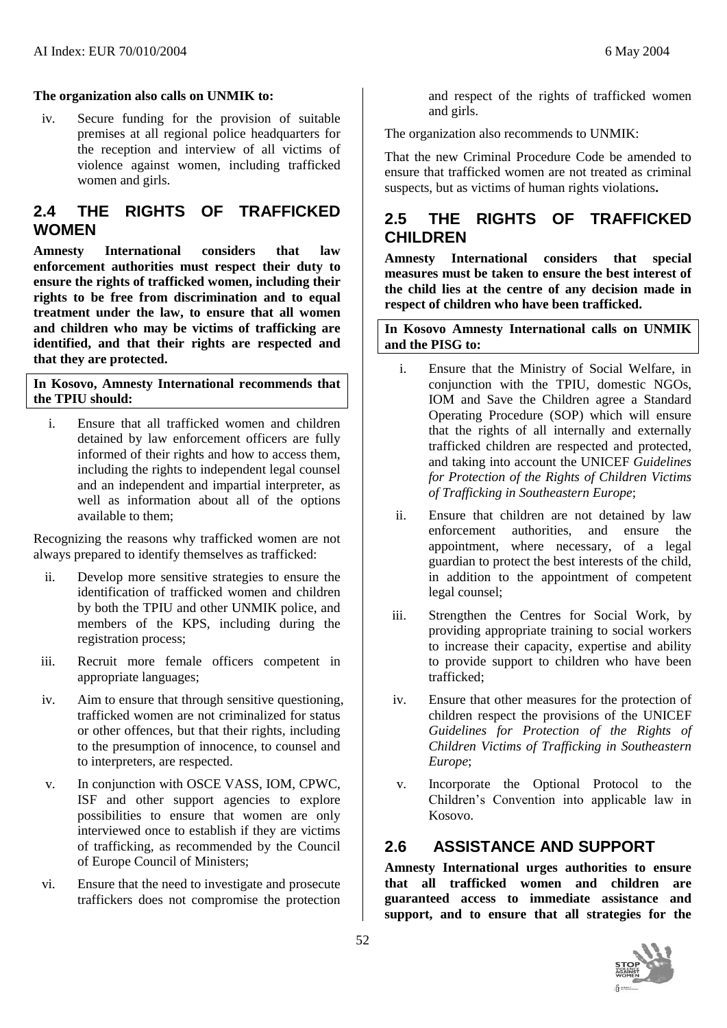**The organization also calls on UNMIK to:**

iv. Secure funding for the provision of suitable premises at all regional police headquarters for the reception and interview of all victims of violence against women, including trafficked women and girls.

## 2.4 THE RIGHTS OF TRAFFICKED WOMEN

**Amnesty International considers that law enforcement authorities must respect their duty to ensure the rights of trafficked women, including their rights to be free from discrimination and to equal treatment under the law, to ensure that all women and children who may be victims of trafficking are identified, and that their rights are respected and that they are protected.**

**In Kosovo, Amnesty International recommends that the TPIU should:**

i. Ensure that all trafficked women and children detained by law enforcement officers are fully informed of their rights and how to access them, including the rights to independent legal counsel and an independent and impartial interpreter, as well as information about all of the options available to them;

Recognizing the reasons why trafficked women are not always prepared to identify themselves as trafficked:

ii. Develop more sensitive strategies to ensure the identification of trafficked women and children by both the TPIU and other UNMIK police, and members of the KPS, including during the registration process;

iii. Recruit more female officers competent in appropriate languages;

iv. Aim to ensure that through sensitive questioning, trafficked women are not criminalized for status or other offences, but that their rights, including to the presumption of innocence, to counsel and to interpreters, are respected.

v. In conjunction with OSCE VASS, IOM, CPWC, ISF and other support agencies to explore possibilities to ensure that women are only interviewed once to establish if they are victims of trafficking, as recommended by the Council of Europe Council of Ministers;

vi. Ensure that the need to investigate and prosecute traffickers does not compromise the protection and respect of the rights of trafficked women and girls.

The organization also recommends to UNMIK:

That the new Criminal Procedure Code be amended to ensure that trafficked women are not treated as criminal suspects, but as victims of human rights violations**.**

## 2.5 THE RIGHTS OF TRAFFICKED CHILDREN

**Amnesty International considers that special measures must be taken to ensure the best interest of the child lies at the centre of any decision made in respect of children who have been trafficked.**

**In Kosovo Amnesty International calls on UNMIK and the PISG to:**

i. Ensure that the Ministry of Social Welfare, in conjunction with the TPIU, domestic NGOs, IOM and Save the Children agree a Standard Operating Procedure (SOP) which will ensure that the rights of all internally and externally trafficked children are respected and protected, and taking into account the UNICEF *Guidelines for Protection of the Rights of Children Victims of Trafficking in Southeastern Europe*;

ii. Ensure that children are not detained by law enforcement authorities, and ensure the appointment, where necessary, of a legal guardian to protect the best interests of the child, in addition to the appointment of competent legal counsel;

iii. Strengthen the Centres for Social Work, by providing appropriate training to social workers to increase their capacity, expertise and ability to provide support to children who have been trafficked;

iv. Ensure that other measures for the protection of children respect the provisions of the UNICEF *Guidelines for Protection of the Rights of Children Victims of Trafficking in Southeastern Europe*;

v. Incorporate the Optional Protocol to the Children's Convention into applicable law in Kosovo.

## 2.6 ASSISTANCE AND SUPPORT

**Amnesty International urges authorities to ensure that all trafficked women and children are guaranteed access to immediate assistance and support, and to ensure that all strategies for the**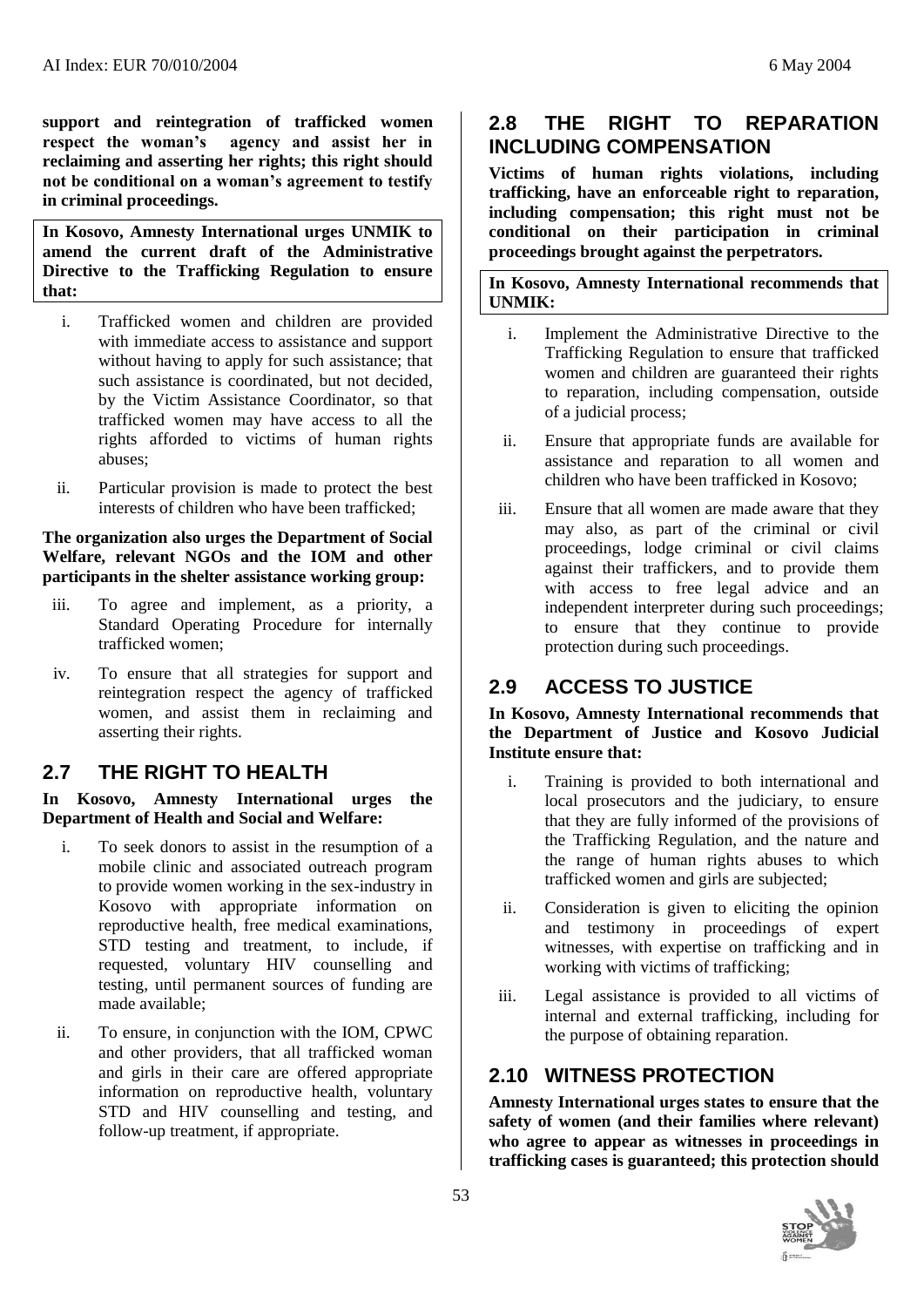**support and reintegration of trafficked women respect the woman's agency and assist her in reclaiming and asserting her rights; this right should not be conditional on a woman's agreement to testify in criminal proceedings.**

**In Kosovo, Amnesty International urges UNMIK to amend the current draft of the Administrative Directive to the Trafficking Regulation to ensure that:**

i. Trafficked women and children are provided with immediate access to assistance and support without having to apply for such assistance; that such assistance is coordinated, but not decided, by the Victim Assistance Coordinator, so that trafficked women may have access to all the rights afforded to victims of human rights abuses;

ii. Particular provision is made to protect the best interests of children who have been trafficked;

**The organization also urges the Department of Social Welfare, relevant NGOs and the IOM and other participants in the shelter assistance working group:**

iii. To agree and implement, as a priority, a Standard Operating Procedure for internally trafficked women;

iv. To ensure that all strategies for support and reintegration respect the agency of trafficked women, and assist them in reclaiming and asserting their rights.

## 2.7 THE RIGHT TO HEALTH

**In Kosovo, Amnesty International urges the Department of Health and Social and Welfare:**

i. To seek donors to assist in the resumption of a mobile clinic and associated outreach program to provide women working in the sex-industry in Kosovo with appropriate information on reproductive health, free medical examinations, STD testing and treatment, to include, if requested, voluntary HIV counselling and testing, until permanent sources of funding are made available;

ii. To ensure, in conjunction with the IOM, CPWC and other providers, that all trafficked woman and girls in their care are offered appropriate information on reproductive health, voluntary STD and HIV counselling and testing, and follow-up treatment, if appropriate.

## 2.8 THE RIGHT TO REPARATION INCLUDING COMPENSATION

**Victims of human rights violations, including trafficking, have an enforceable right to reparation, including compensation; this right must not be conditional on their participation in criminal proceedings brought against the perpetrators.**

**In Kosovo, Amnesty International recommends that UNMIK:**

i. Implement the Administrative Directive to the Trafficking Regulation to ensure that trafficked women and children are guaranteed their rights to reparation, including compensation, outside of a judicial process;

ii. Ensure that appropriate funds are available for assistance and reparation to all women and children who have been trafficked in Kosovo;

iii. Ensure that all women are made aware that they may also, as part of the criminal or civil proceedings, lodge criminal or civil claims against their traffickers, and to provide them with access to free legal advice and an independent interpreter during such proceedings; to ensure that they continue to provide protection during such proceedings.

## 2.9 ACCESS TO JUSTICE

**In Kosovo, Amnesty International recommends that the Department of Justice and Kosovo Judicial Institute ensure that:**

i. Training is provided to both international and local prosecutors and the judiciary, to ensure that they are fully informed of the provisions of the Trafficking Regulation, and the nature and the range of human rights abuses to which trafficked women and girls are subjected;

ii. Consideration is given to eliciting the opinion and testimony in proceedings of expert witnesses, with expertise on trafficking and in working with victims of trafficking;

iii. Legal assistance is provided to all victims of internal and external trafficking, including for the purpose of obtaining reparation.

## 2.10 WITNESS PROTECTION

**Amnesty International urges states to ensure that the safety of women (and their families where relevant) who agree to appear as witnesses in proceedings in trafficking cases is guaranteed; this protection should**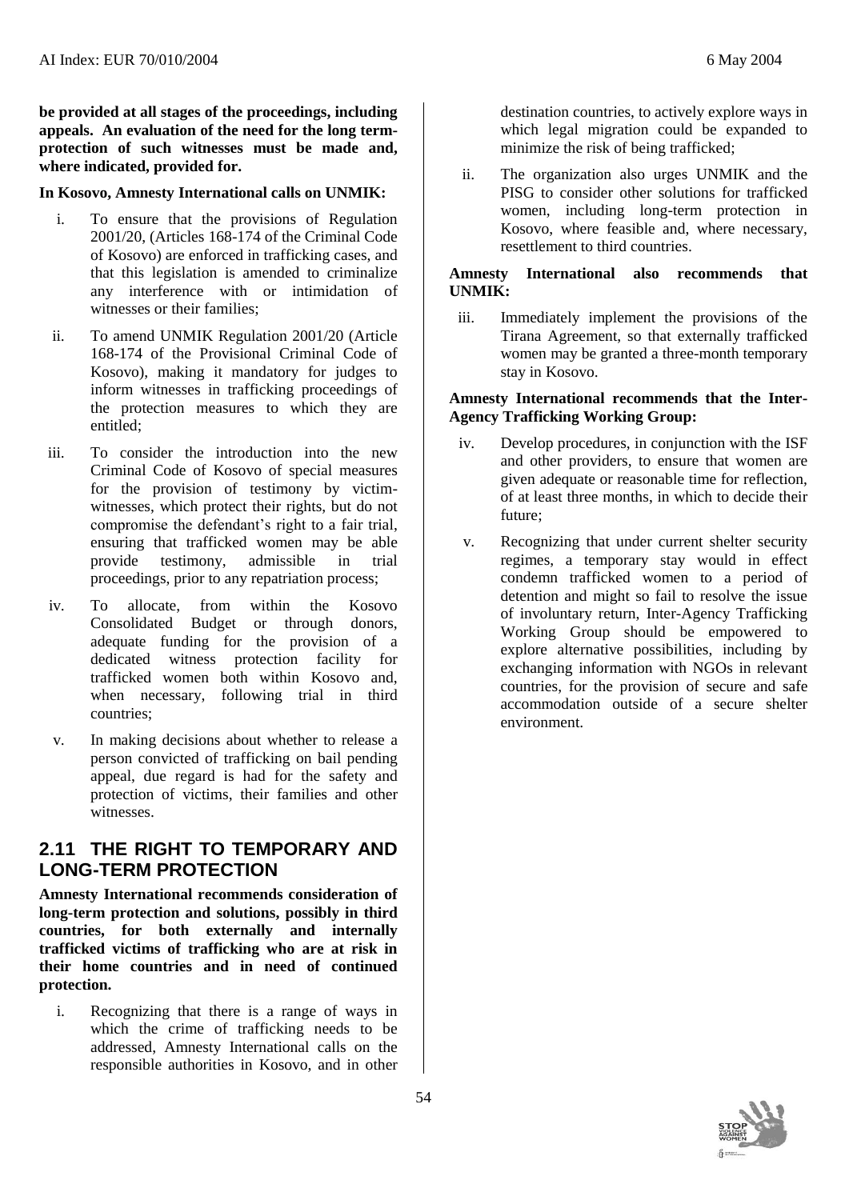**be provided at all stages of the proceedings, including appeals. An evaluation of the need for the long term-protection of such witnesses must be made and, where indicated, provided for.**

**In Kosovo, Amnesty International calls on UNMIK:**

i. To ensure that the provisions of Regulation 2001/20, (Articles 168-174 of the Criminal Code of Kosovo) are enforced in trafficking cases, and that this legislation is amended to criminalize any interference with or intimidation of witnesses or their families;

ii. To amend UNMIK Regulation 2001/20 (Article 168-174 of the Provisional Criminal Code of Kosovo), making it mandatory for judges to inform witnesses in trafficking proceedings of the protection measures to which they are entitled;

iii. To consider the introduction into the new Criminal Code of Kosovo of special measures for the provision of testimony by victim-witnesses, which protect their rights, but do not compromise the defendant's right to a fair trial, ensuring that trafficked women may be able provide testimony, admissible in trial proceedings, prior to any repatriation process;

iv. To allocate, from within the Kosovo Consolidated Budget or through donors, adequate funding for the provision of a dedicated witness protection facility for trafficked women both within Kosovo and, when necessary, following trial in third countries;

v. In making decisions about whether to release a person convicted of trafficking on bail pending appeal, due regard is had for the safety and protection of victims, their families and other witnesses.

## 2.11 THE RIGHT TO TEMPORARY AND LONG-TERM PROTECTION

**Amnesty International recommends consideration of long-term protection and solutions, possibly in third countries, for both externally and internally trafficked victims of trafficking who are at risk in their home countries and in need of continued protection.**

i. Recognizing that there is a range of ways in which the crime of trafficking needs to be addressed, Amnesty International calls on the responsible authorities in Kosovo, and in other destination countries, to actively explore ways in which legal migration could be expanded to minimize the risk of being trafficked;

ii. The organization also urges UNMIK and the PISG to consider other solutions for trafficked women, including long-term protection in Kosovo, where feasible and, where necessary, resettlement to third countries.

**Amnesty International also recommends that UNMIK:**

iii. Immediately implement the provisions of the Tirana Agreement, so that externally trafficked women may be granted a three-month temporary stay in Kosovo.

**Amnesty International recommends that the Inter-Agency Trafficking Working Group:**

iv. Develop procedures, in conjunction with the ISF and other providers, to ensure that women are given adequate or reasonable time for reflection, of at least three months, in which to decide their future;

v. Recognizing that under current shelter security regimes, a temporary stay would in effect condemn trafficked women to a period of detention and might so fail to resolve the issue of involuntary return, Inter-Agency Trafficking Working Group should be empowered to explore alternative possibilities, including by exchanging information with NGOs in relevant countries, for the provision of secure and safe accommodation outside of a secure shelter environment.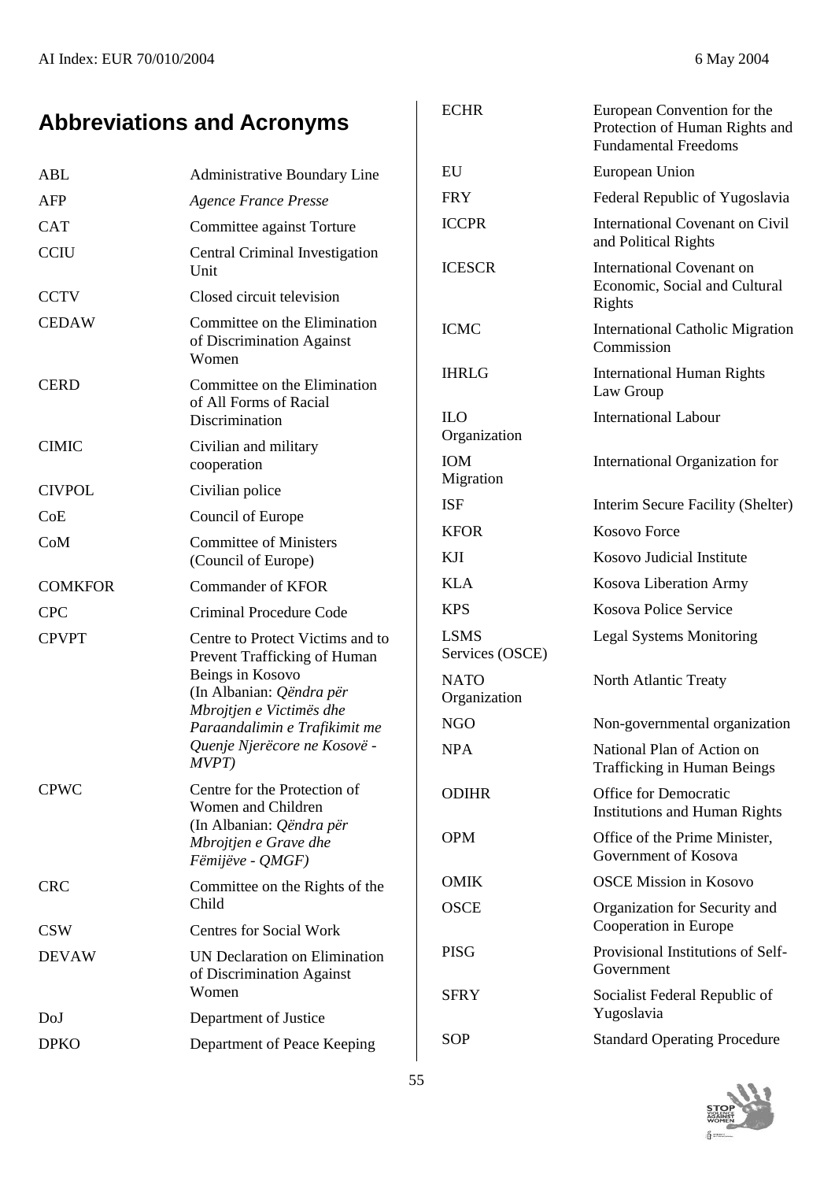## Abbreviations and Acronyms

| | |
|---|---|
| ABL | Administrative Boundary Line |
| AFP | *Agence France Presse* |
| CAT | Committee against Torture |
| CCIU | Central Criminal Investigation Unit |
| CCTV | Closed circuit television |
| CEDAW | Committee on the Elimination of Discrimination Against Women |
| CERD | Committee on the Elimination of All Forms of Racial Discrimination |
| CIMIC | Civilian and military cooperation |
| CIVPOL | Civilian police |
| CoE | Council of Europe |
| CoM | Committee of Ministers (Council of Europe) |
| COMKFOR | Commander of KFOR |
| CPC | Criminal Procedure Code |
| CPVPT | Centre to Protect Victims and to Prevent Trafficking of Human Beings in Kosovo (In Albanian: *Qëndra për Mbrojtjen e Victimës dhe Paraandalimin e Trafikimit me Quenje Njerëcore ne Kosovë - MVPT)* |
| CPWC | Centre for the Protection of Women and Children (In Albanian: *Qëndra për Mbrojtjen e Grave dhe Fëmijëve - QMGF)* |
| CRC | Committee on the Rights of the Child |
| CSW | Centres for Social Work |
| DEVAW | UN Declaration on Elimination of Discrimination Against Women |
| DoJ | Department of Justice |
| DPKO | Department of Peace Keeping |
| ECHR | European Convention for the Protection of Human Rights and Fundamental Freedoms |
| EU | European Union |
| FRY | Federal Republic of Yugoslavia |
| ICCPR | International Covenant on Civil and Political Rights |
| ICESCR | International Covenant on Economic, Social and Cultural Rights |
| ICMC | International Catholic Migration Commission |
| IHRLG | International Human Rights Law Group |
| ILO | International Labour Organization |
| IOM | International Organization for Migration |
| ISF | Interim Secure Facility (Shelter) |
| KFOR | Kosovo Force |
| KJI | Kosovo Judicial Institute |
| KLA | Kosova Liberation Army |
| KPS | Kosova Police Service |
| LSMS | Legal Systems Monitoring Services (OSCE) |
| NATO | North Atlantic Treaty Organization |
| NGO | Non-governmental organization |
| NPA | National Plan of Action on Trafficking in Human Beings |
| ODIHR | Office for Democratic Institutions and Human Rights |
| OPM | Office of the Prime Minister, Government of Kosova |
| OMIK | OSCE Mission in Kosovo |
| OSCE | Organization for Security and Cooperation in Europe |
| PISG | Provisional Institutions of Self-Government |
| SFRY | Socialist Federal Republic of Yugoslavia |
| SOP | Standard Operating Procedure |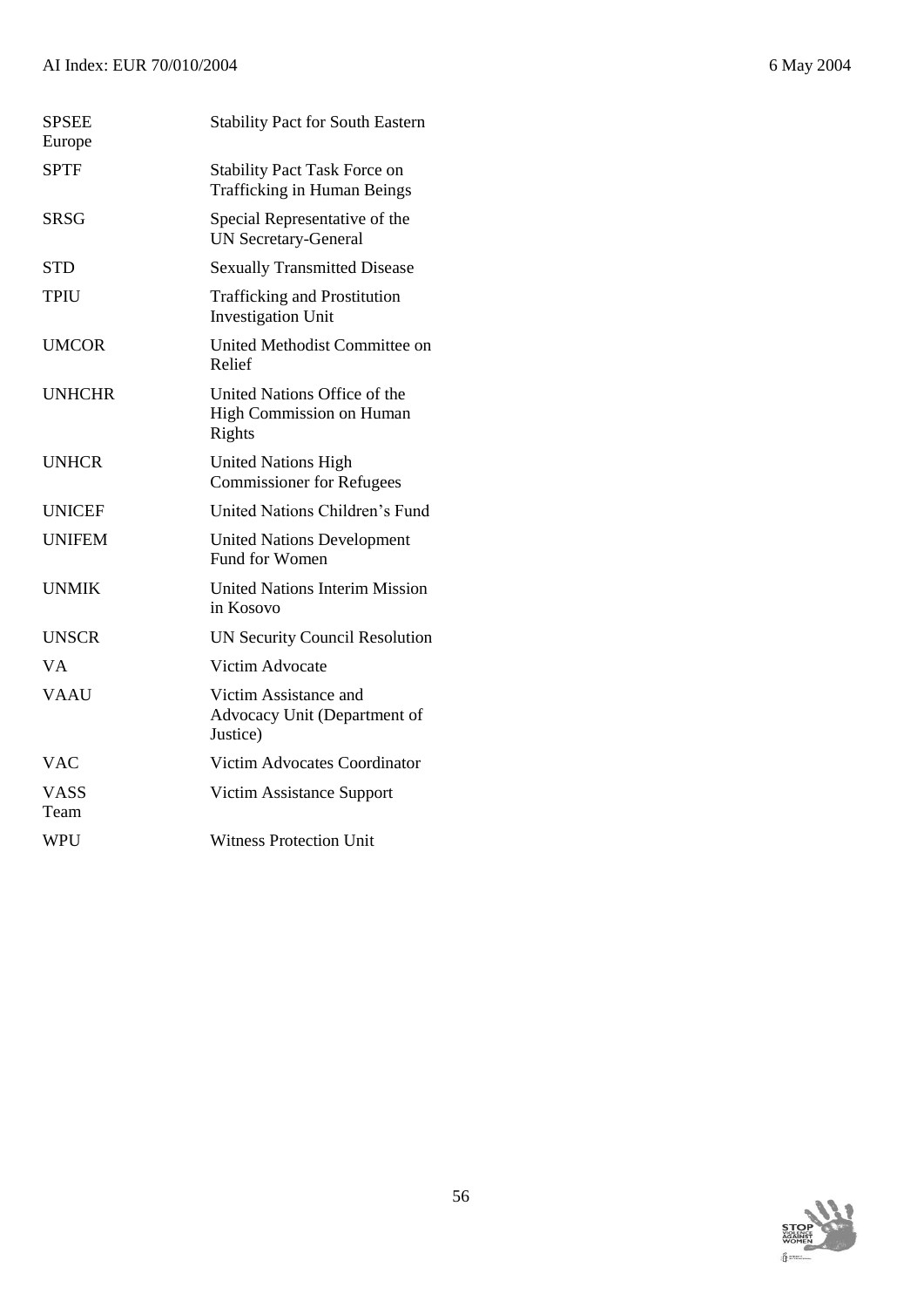| | |
|---|---|
| SPSEE Europe | Stability Pact for South Eastern |
| SPTF | Stability Pact Task Force on Trafficking in Human Beings |
| SRSG | Special Representative of the UN Secretary-General |
| STD | Sexually Transmitted Disease |
| TPIU | Trafficking and Prostitution Investigation Unit |
| UMCOR | United Methodist Committee on Relief |
| UNHCHR | United Nations Office of the High Commission on Human Rights |
| UNHCR | United Nations High Commissioner for Refugees |
| UNICEF | United Nations Children's Fund |
| UNIFEM | United Nations Development Fund for Women |
| UNMIK | United Nations Interim Mission in Kosovo |
| UNSCR | UN Security Council Resolution |
| VA | Victim Advocate |
| VAAU | Victim Assistance and Advocacy Unit (Department of Justice) |
| VAC | Victim Advocates Coordinator |
| VASS Team | Victim Assistance Support |
| WPU | Witness Protection Unit |